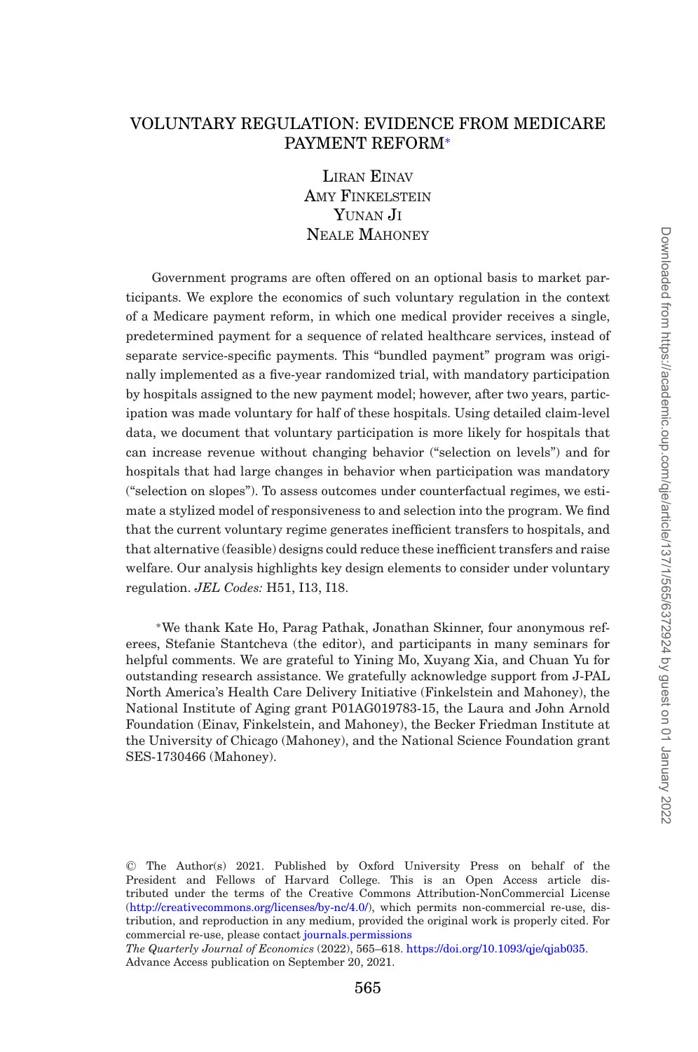# VOLUNTARY REGULATION: EVIDENCE FROM MEDICARE PAYMENT REFORM*

Liran Einav
Amy Finkelstein
Yunan Ji
Neale Mahoney

Government programs are often offered on an optional basis to market participants. We explore the economics of such voluntary regulation in the context of a Medicare payment reform, in which one medical provider receives a single, predetermined payment for a sequence of related healthcare services, instead of separate service-specific payments. This "bundled payment" program was originally implemented as a five-year randomized trial, with mandatory participation by hospitals assigned to the new payment model; however, after two years, participation was made voluntary for half of these hospitals. Using detailed claim-level data, we document that voluntary participation is more likely for hospitals that can increase revenue without changing behavior ("selection on levels") and for hospitals that had large changes in behavior when participation was mandatory ("selection on slopes"). To assess outcomes under counterfactual regimes, we estimate a stylized model of responsiveness to and selection into the program. We find that the current voluntary regime generates inefficient transfers to hospitals, and that alternative (feasible) designs could reduce these inefficient transfers and raise welfare. Our analysis highlights key design elements to consider under voluntary regulation. *JEL Codes:* H51, I13, I18.

*We thank Kate Ho, Parag Pathak, Jonathan Skinner, four anonymous referees, Stefanie Stantcheva (the editor), and participants in many seminars for helpful comments. We are grateful to Yining Mo, Xuyang Xia, and Chuan Yu for outstanding research assistance. We gratefully acknowledge support from J-PAL North America's Health Care Delivery Initiative (Finkelstein and Mahoney), the National Institute of Aging grant P01AG019783-15, the Laura and John Arnold Foundation (Einav, Finkelstein, and Mahoney), the Becker Friedman Institute at the University of Chicago (Mahoney), and the National Science Foundation grant SES-1730466 (Mahoney).

© The Author(s) 2021. Published by Oxford University Press on behalf of the President and Fellows of Harvard College. This is an Open Access article distributed under the terms of the Creative Commons Attribution-NonCommercial License (http://creativecommons.org/licenses/by-nc/4.0/), which permits non-commercial re-use, distribution, and reproduction in any medium, provided the original work is properly cited. For commercial re-use, please contact journals.permissions

*The Quarterly Journal of Economics* (2022), 565–618. https://doi.org/10.1093/qje/qjab035.
Advance Access publication on September 20, 2021.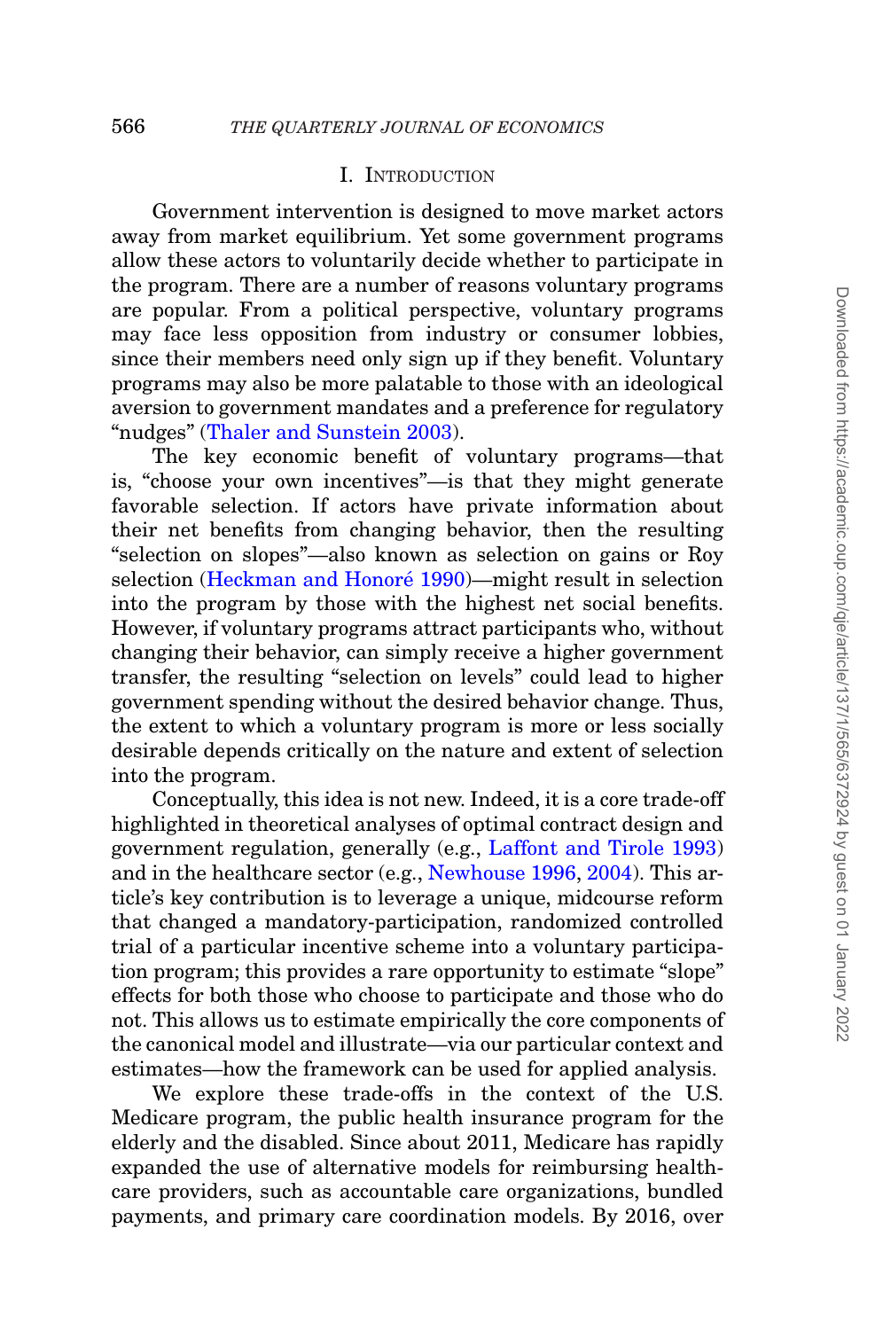# I. Introduction

Government intervention is designed to move market actors away from market equilibrium. Yet some government programs allow these actors to voluntarily decide whether to participate in the program. There are a number of reasons voluntary programs are popular. From a political perspective, voluntary programs may face less opposition from industry or consumer lobbies, since their members need only sign up if they benefit. Voluntary programs may also be more palatable to those with an ideological aversion to government mandates and a preference for regulatory "nudges" (Thaler and Sunstein 2003).

The key economic benefit of voluntary programs—that is, "choose your own incentives"—is that they might generate favorable selection. If actors have private information about their net benefits from changing behavior, then the resulting "selection on slopes"—also known as selection on gains or Roy selection (Heckman and Honoré 1990)—might result in selection into the program by those with the highest net social benefits. However, if voluntary programs attract participants who, without changing their behavior, can simply receive a higher government transfer, the resulting "selection on levels" could lead to higher government spending without the desired behavior change. Thus, the extent to which a voluntary program is more or less socially desirable depends critically on the nature and extent of selection into the program.

Conceptually, this idea is not new. Indeed, it is a core trade-off highlighted in theoretical analyses of optimal contract design and government regulation, generally (e.g., Laffont and Tirole 1993) and in the healthcare sector (e.g., Newhouse 1996, 2004). This article's key contribution is to leverage a unique, midcourse reform that changed a mandatory-participation, randomized controlled trial of a particular incentive scheme into a voluntary participation program; this provides a rare opportunity to estimate "slope" effects for both those who choose to participate and those who do not. This allows us to estimate empirically the core components of the canonical model and illustrate—via our particular context and estimates—how the framework can be used for applied analysis.

We explore these trade-offs in the context of the U.S. Medicare program, the public health insurance program for the elderly and the disabled. Since about 2011, Medicare has rapidly expanded the use of alternative models for reimbursing healthcare providers, such as accountable care organizations, bundled payments, and primary care coordination models. By 2016, over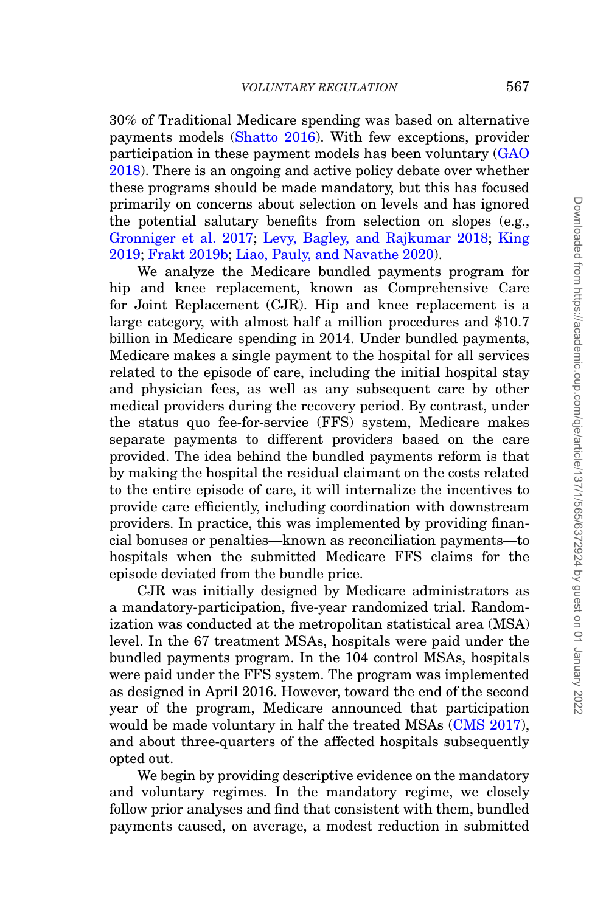30% of Traditional Medicare spending was based on alternative payments models (Shatto 2016). With few exceptions, provider participation in these payment models has been voluntary (GAO 2018). There is an ongoing and active policy debate over whether these programs should be made mandatory, but this has focused primarily on concerns about selection on levels and has ignored the potential salutary benefits from selection on slopes (e.g., Gronniger et al. 2017; Levy, Bagley, and Rajkumar 2018; King 2019; Frakt 2019b; Liao, Pauly, and Navathe 2020).

We analyze the Medicare bundled payments program for hip and knee replacement, known as Comprehensive Care for Joint Replacement (CJR). Hip and knee replacement is a large category, with almost half a million procedures and $10.7 billion in Medicare spending in 2014. Under bundled payments, Medicare makes a single payment to the hospital for all services related to the episode of care, including the initial hospital stay and physician fees, as well as any subsequent care by other medical providers during the recovery period. By contrast, under the status quo fee-for-service (FFS) system, Medicare makes separate payments to different providers based on the care provided. The idea behind the bundled payments reform is that by making the hospital the residual claimant on the costs related to the entire episode of care, it will internalize the incentives to provide care efficiently, including coordination with downstream providers. In practice, this was implemented by providing financial bonuses or penalties—known as reconciliation payments—to hospitals when the submitted Medicare FFS claims for the episode deviated from the bundle price.

CJR was initially designed by Medicare administrators as a mandatory-participation, five-year randomized trial. Randomization was conducted at the metropolitan statistical area (MSA) level. In the 67 treatment MSAs, hospitals were paid under the bundled payments program. In the 104 control MSAs, hospitals were paid under the FFS system. The program was implemented as designed in April 2016. However, toward the end of the second year of the program, Medicare announced that participation would be made voluntary in half the treated MSAs (CMS 2017), and about three-quarters of the affected hospitals subsequently opted out.

We begin by providing descriptive evidence on the mandatory and voluntary regimes. In the mandatory regime, we closely follow prior analyses and find that consistent with them, bundled payments caused, on average, a modest reduction in submitted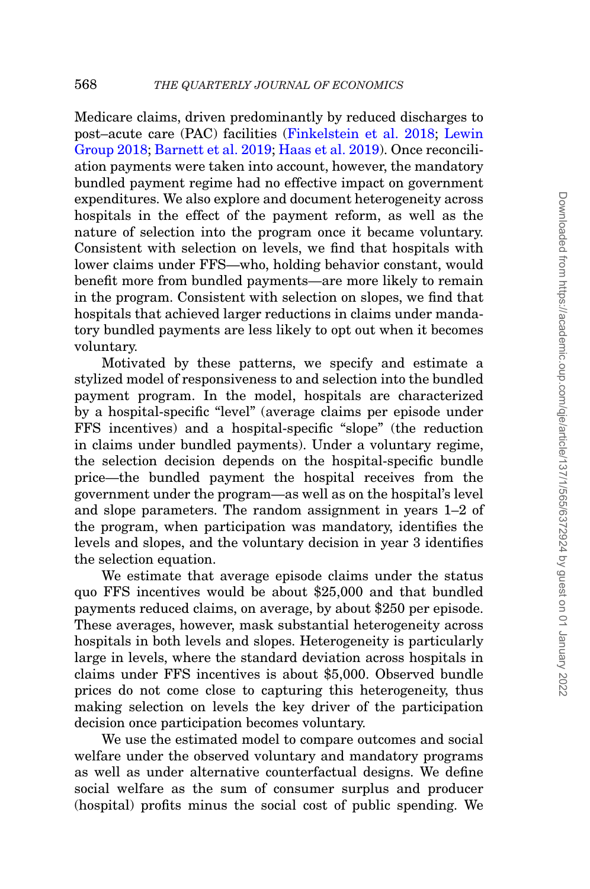Medicare claims, driven predominantly by reduced discharges to post–acute care (PAC) facilities (Finkelstein et al. 2018; Lewin Group 2018; Barnett et al. 2019; Haas et al. 2019). Once reconciliation payments were taken into account, however, the mandatory bundled payment regime had no effective impact on government expenditures. We also explore and document heterogeneity across hospitals in the effect of the payment reform, as well as the nature of selection into the program once it became voluntary. Consistent with selection on levels, we find that hospitals with lower claims under FFS—who, holding behavior constant, would benefit more from bundled payments—are more likely to remain in the program. Consistent with selection on slopes, we find that hospitals that achieved larger reductions in claims under mandatory bundled payments are less likely to opt out when it becomes voluntary.

Motivated by these patterns, we specify and estimate a stylized model of responsiveness to and selection into the bundled payment program. In the model, hospitals are characterized by a hospital-specific "level" (average claims per episode under FFS incentives) and a hospital-specific "slope" (the reduction in claims under bundled payments). Under a voluntary regime, the selection decision depends on the hospital-specific bundle price—the bundled payment the hospital receives from the government under the program—as well as on the hospital's level and slope parameters. The random assignment in years 1–2 of the program, when participation was mandatory, identifies the levels and slopes, and the voluntary decision in year 3 identifies the selection equation.

We estimate that average episode claims under the status quo FFS incentives would be about \$25,000 and that bundled payments reduced claims, on average, by about \$250 per episode. These averages, however, mask substantial heterogeneity across hospitals in both levels and slopes. Heterogeneity is particularly large in levels, where the standard deviation across hospitals in claims under FFS incentives is about \$5,000. Observed bundle prices do not come close to capturing this heterogeneity, thus making selection on levels the key driver of the participation decision once participation becomes voluntary.

We use the estimated model to compare outcomes and social welfare under the observed voluntary and mandatory programs as well as under alternative counterfactual designs. We define social welfare as the sum of consumer surplus and producer (hospital) profits minus the social cost of public spending. We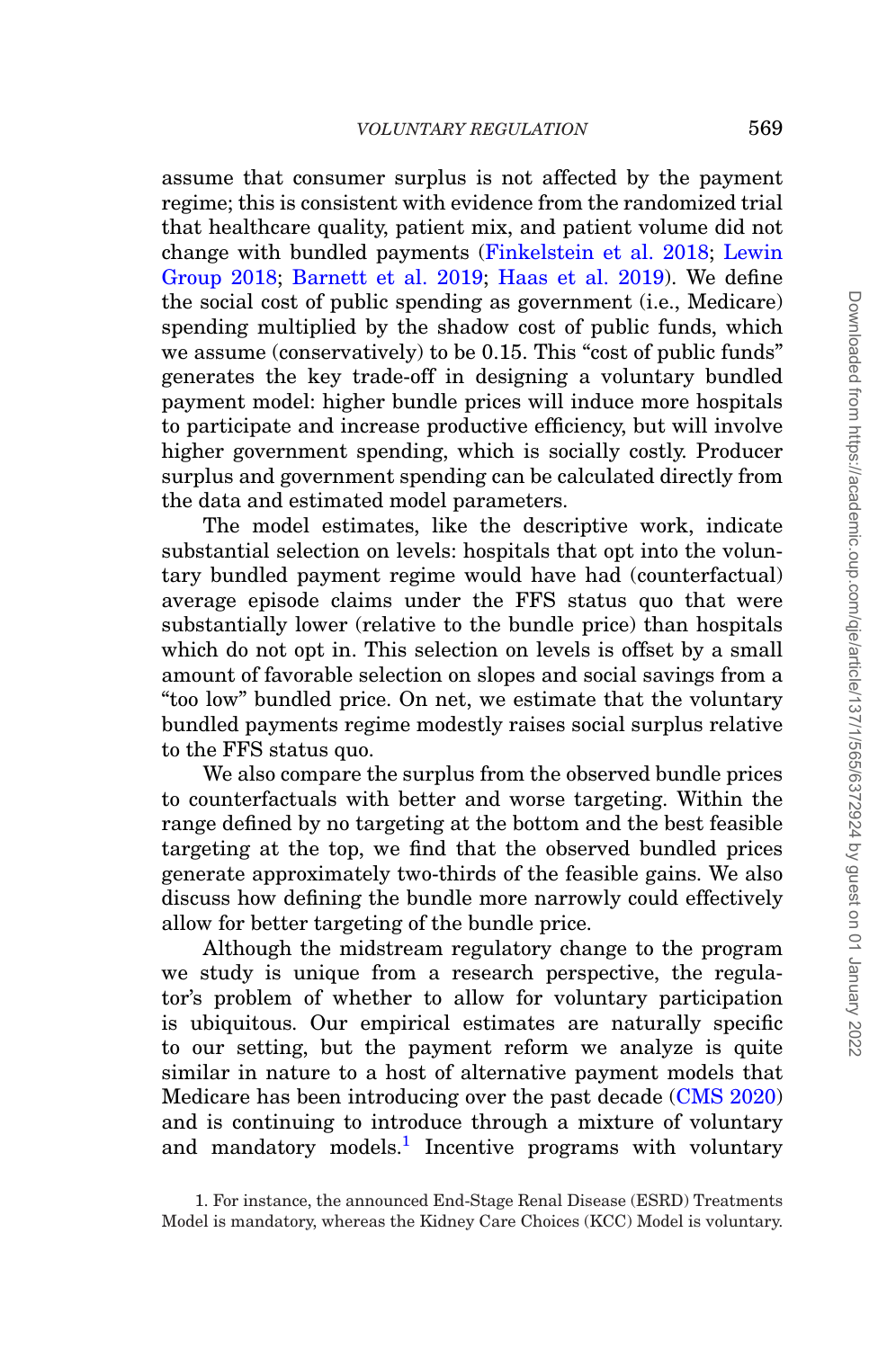assume that consumer surplus is not affected by the payment regime; this is consistent with evidence from the randomized trial that healthcare quality, patient mix, and patient volume did not change with bundled payments (Finkelstein et al. 2018; Lewin Group 2018; Barnett et al. 2019; Haas et al. 2019). We define the social cost of public spending as government (i.e., Medicare) spending multiplied by the shadow cost of public funds, which we assume (conservatively) to be 0.15. This "cost of public funds" generates the key trade-off in designing a voluntary bundled payment model: higher bundle prices will induce more hospitals to participate and increase productive efficiency, but will involve higher government spending, which is socially costly. Producer surplus and government spending can be calculated directly from the data and estimated model parameters.

The model estimates, like the descriptive work, indicate substantial selection on levels: hospitals that opt into the voluntary bundled payment regime would have had (counterfactual) average episode claims under the FFS status quo that were substantially lower (relative to the bundle price) than hospitals which do not opt in. This selection on levels is offset by a small amount of favorable selection on slopes and social savings from a "too low" bundled price. On net, we estimate that the voluntary bundled payments regime modestly raises social surplus relative to the FFS status quo.

We also compare the surplus from the observed bundle prices to counterfactuals with better and worse targeting. Within the range defined by no targeting at the bottom and the best feasible targeting at the top, we find that the observed bundled prices generate approximately two-thirds of the feasible gains. We also discuss how defining the bundle more narrowly could effectively allow for better targeting of the bundle price.

Although the midstream regulatory change to the program we study is unique from a research perspective, the regulator's problem of whether to allow for voluntary participation is ubiquitous. Our empirical estimates are naturally specific to our setting, but the payment reform we analyze is quite similar in nature to a host of alternative payment models that Medicare has been introducing over the past decade (CMS 2020) and is continuing to introduce through a mixture of voluntary and mandatory models.[1] Incentive programs with voluntary

1. For instance, the announced End-Stage Renal Disease (ESRD) Treatments Model is mandatory, whereas the Kidney Care Choices (KCC) Model is voluntary.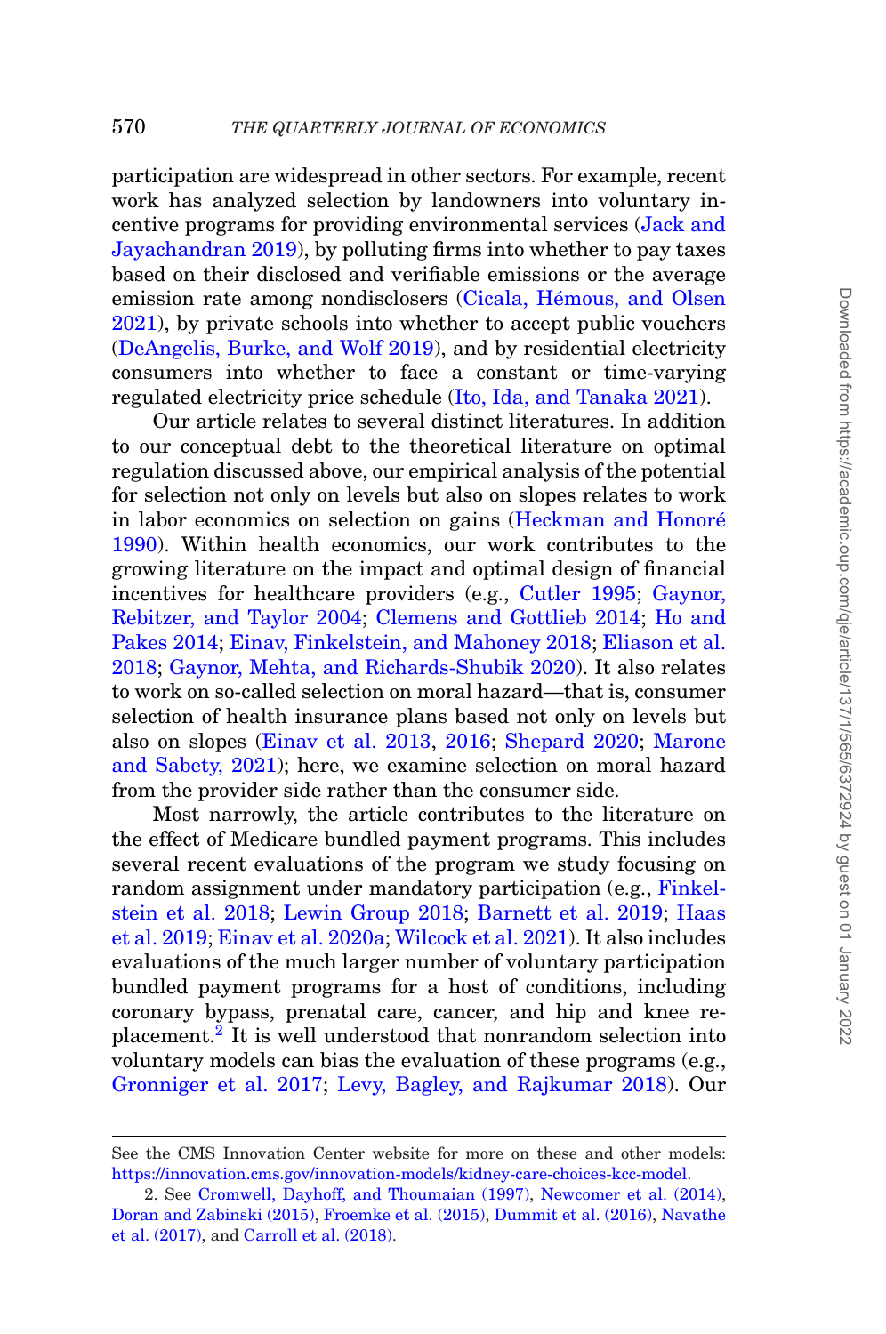participation are widespread in other sectors. For example, recent work has analyzed selection by landowners into voluntary incentive programs for providing environmental services (Jack and Jayachandran 2019), by polluting firms into whether to pay taxes based on their disclosed and verifiable emissions or the average emission rate among nondisclosers (Cicala, Hémous, and Olsen 2021), by private schools into whether to accept public vouchers (DeAngelis, Burke, and Wolf 2019), and by residential electricity consumers into whether to face a constant or time-varying regulated electricity price schedule (Ito, Ida, and Tanaka 2021).

Our article relates to several distinct literatures. In addition to our conceptual debt to the theoretical literature on optimal regulation discussed above, our empirical analysis of the potential for selection not only on levels but also on slopes relates to work in labor economics on selection on gains (Heckman and Honoré 1990). Within health economics, our work contributes to the growing literature on the impact and optimal design of financial incentives for healthcare providers (e.g., Cutler 1995; Gaynor, Rebitzer, and Taylor 2004; Clemens and Gottlieb 2014; Ho and Pakes 2014; Einav, Finkelstein, and Mahoney 2018; Eliason et al. 2018; Gaynor, Mehta, and Richards-Shubik 2020). It also relates to work on so-called selection on moral hazard—that is, consumer selection of health insurance plans based not only on levels but also on slopes (Einav et al. 2013, 2016; Shepard 2020; Marone and Sabety, 2021); here, we examine selection on moral hazard from the provider side rather than the consumer side.

Most narrowly, the article contributes to the literature on the effect of Medicare bundled payment programs. This includes several recent evaluations of the program we study focusing on random assignment under mandatory participation (e.g., Finkelstein et al. 2018; Lewin Group 2018; Barnett et al. 2019; Haas et al. 2019; Einav et al. 2020a; Wilcock et al. 2021). It also includes evaluations of the much larger number of voluntary participation bundled payment programs for a host of conditions, including coronary bypass, prenatal care, cancer, and hip and knee replacement.[2] It is well understood that nonrandom selection into voluntary models can bias the evaluation of these programs (e.g., Gronniger et al. 2017; Levy, Bagley, and Rajkumar 2018). Our

---

See the CMS Innovation Center website for more on these and other models: https://innovation.cms.gov/innovation-models/kidney-care-choices-kcc-model.

2. See Cromwell, Dayhoff, and Thoumaian (1997), Newcomer et al. (2014), Doran and Zabinski (2015), Froemke et al. (2015), Dummit et al. (2016), Navathe et al. (2017), and Carroll et al. (2018).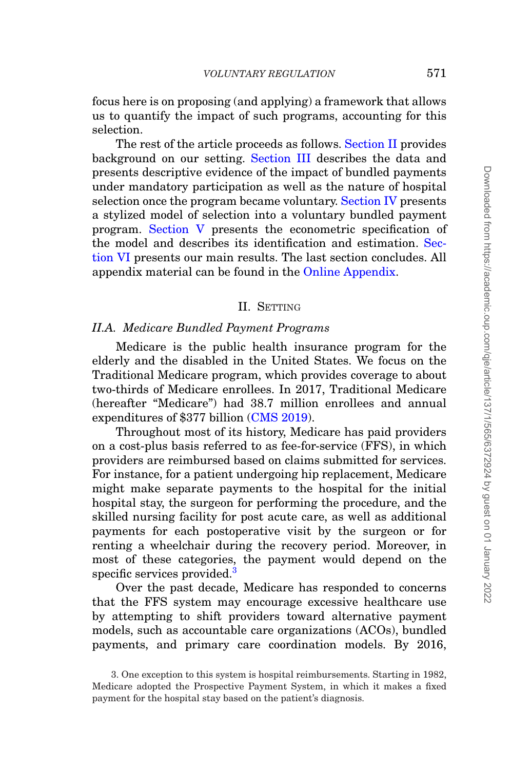focus here is on proposing (and applying) a framework that allows us to quantify the impact of such programs, accounting for this selection.

The rest of the article proceeds as follows. Section II provides background on our setting. Section III describes the data and presents descriptive evidence of the impact of bundled payments under mandatory participation as well as the nature of hospital selection once the program became voluntary. Section IV presents a stylized model of selection into a voluntary bundled payment program. Section V presents the econometric specification of the model and describes its identification and estimation. Section VI presents our main results. The last section concludes. All appendix material can be found in the Online Appendix.

## II. Setting

### II.A. Medicare Bundled Payment Programs

Medicare is the public health insurance program for the elderly and the disabled in the United States. We focus on the Traditional Medicare program, which provides coverage to about two-thirds of Medicare enrollees. In 2017, Traditional Medicare (hereafter "Medicare") had 38.7 million enrollees and annual expenditures of $377 billion (CMS 2019).

Throughout most of its history, Medicare has paid providers on a cost-plus basis referred to as fee-for-service (FFS), in which providers are reimbursed based on claims submitted for services. For instance, for a patient undergoing hip replacement, Medicare might make separate payments to the hospital for the initial hospital stay, the surgeon for performing the procedure, and the skilled nursing facility for post acute care, as well as additional payments for each postoperative visit by the surgeon or for renting a wheelchair during the recovery period. Moreover, in most of these categories, the payment would depend on the specific services provided.[3]

Over the past decade, Medicare has responded to concerns that the FFS system may encourage excessive healthcare use by attempting to shift providers toward alternative payment models, such as accountable care organizations (ACOs), bundled payments, and primary care coordination models. By 2016,

3. One exception to this system is hospital reimbursements. Starting in 1982, Medicare adopted the Prospective Payment System, in which it makes a fixed payment for the hospital stay based on the patient's diagnosis.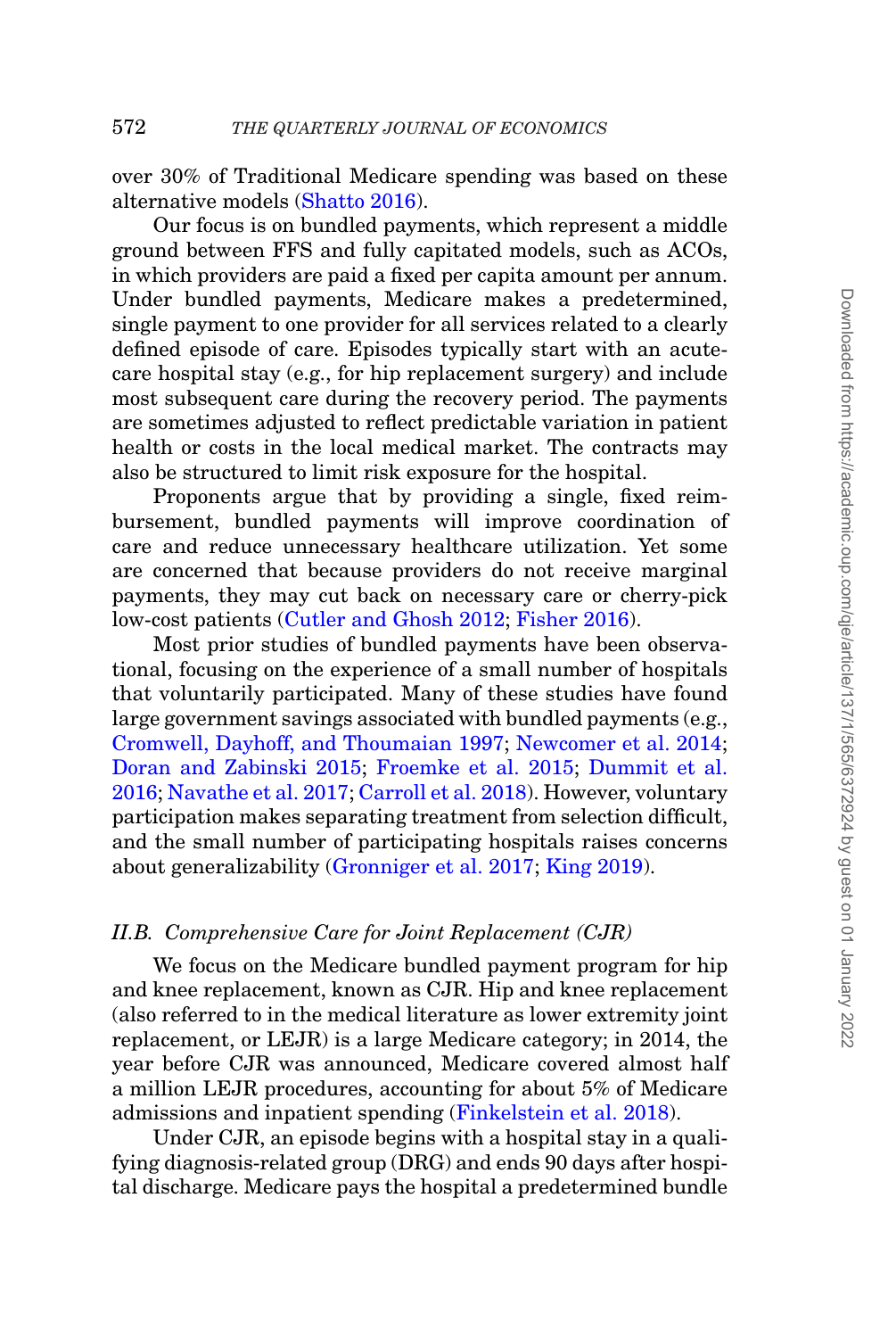over 30% of Traditional Medicare spending was based on these alternative models (Shatto 2016).

Our focus is on bundled payments, which represent a middle ground between FFS and fully capitated models, such as ACOs, in which providers are paid a fixed per capita amount per annum. Under bundled payments, Medicare makes a predetermined, single payment to one provider for all services related to a clearly defined episode of care. Episodes typically start with an acute-care hospital stay (e.g., for hip replacement surgery) and include most subsequent care during the recovery period. The payments are sometimes adjusted to reflect predictable variation in patient health or costs in the local medical market. The contracts may also be structured to limit risk exposure for the hospital.

Proponents argue that by providing a single, fixed reimbursement, bundled payments will improve coordination of care and reduce unnecessary healthcare utilization. Yet some are concerned that because providers do not receive marginal payments, they may cut back on necessary care or cherry-pick low-cost patients (Cutler and Ghosh 2012; Fisher 2016).

Most prior studies of bundled payments have been observational, focusing on the experience of a small number of hospitals that voluntarily participated. Many of these studies have found large government savings associated with bundled payments (e.g., Cromwell, Dayhoff, and Thoumaian 1997; Newcomer et al. 2014; Doran and Zabinski 2015; Froemke et al. 2015; Dummit et al. 2016; Navathe et al. 2017; Carroll et al. 2018). However, voluntary participation makes separating treatment from selection difficult, and the small number of participating hospitals raises concerns about generalizability (Gronniger et al. 2017; King 2019).

### *II.B. Comprehensive Care for Joint Replacement (CJR)*

We focus on the Medicare bundled payment program for hip and knee replacement, known as CJR. Hip and knee replacement (also referred to in the medical literature as lower extremity joint replacement, or LEJR) is a large Medicare category; in 2014, the year before CJR was announced, Medicare covered almost half a million LEJR procedures, accounting for about 5% of Medicare admissions and inpatient spending (Finkelstein et al. 2018).

Under CJR, an episode begins with a hospital stay in a qualifying diagnosis-related group (DRG) and ends 90 days after hospital discharge. Medicare pays the hospital a predetermined bundle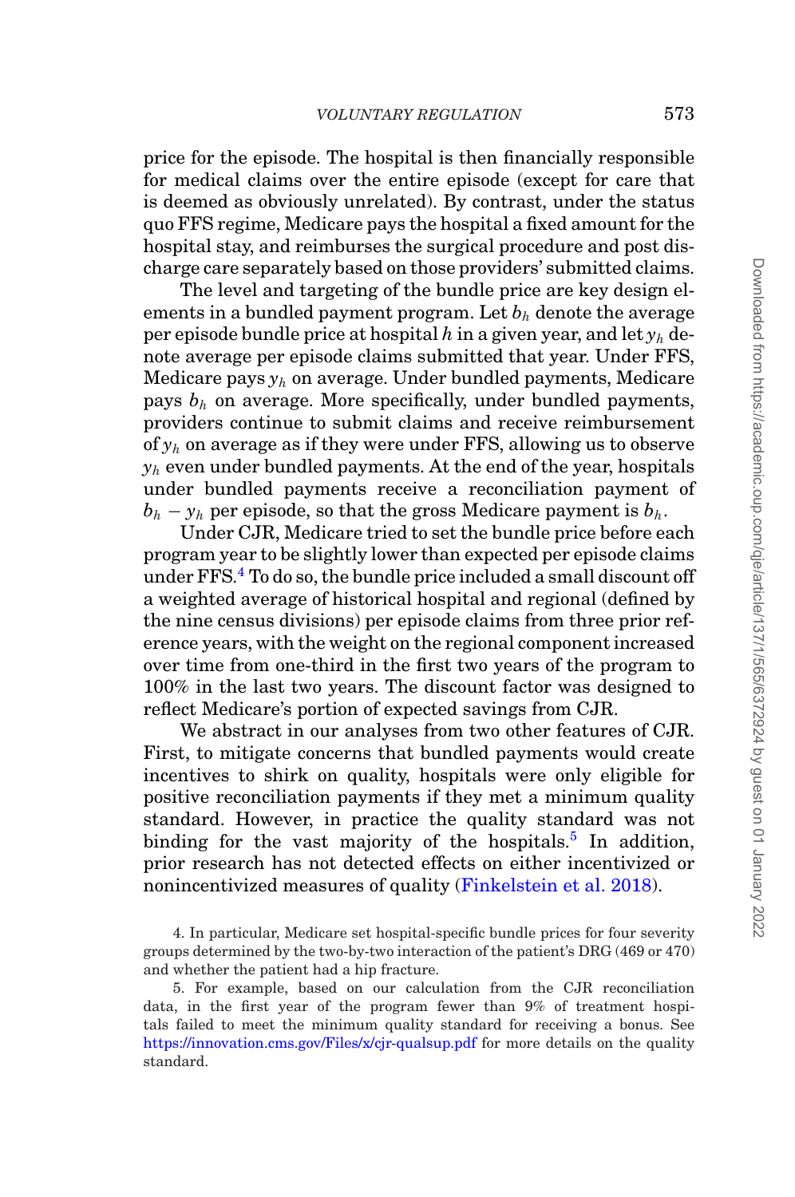price for the episode. The hospital is then financially responsible for medical claims over the entire episode (except for care that is deemed as obviously unrelated). By contrast, under the status quo FFS regime, Medicare pays the hospital a fixed amount for the hospital stay, and reimburses the surgical procedure and post discharge care separately based on those providers' submitted claims.

The level and targeting of the bundle price are key design elements in a bundled payment program. Let $b_h$ denote the average per episode bundle price at hospital $h$ in a given year, and let $y_h$ denote average per episode claims submitted that year. Under FFS, Medicare pays $y_h$ on average. Under bundled payments, Medicare pays $b_h$ on average. More specifically, under bundled payments, providers continue to submit claims and receive reimbursement of $y_h$ on average as if they were under FFS, allowing us to observe $y_h$ even under bundled payments. At the end of the year, hospitals under bundled payments receive a reconciliation payment of $b_h - y_h$ per episode, so that the gross Medicare payment is $b_h$.

Under CJR, Medicare tried to set the bundle price before each program year to be slightly lower than expected per episode claims under FFS.[4] To do so, the bundle price included a small discount off a weighted average of historical hospital and regional (defined by the nine census divisions) per episode claims from three prior reference years, with the weight on the regional component increased over time from one-third in the first two years of the program to 100% in the last two years. The discount factor was designed to reflect Medicare's portion of expected savings from CJR.

We abstract in our analyses from two other features of CJR. First, to mitigate concerns that bundled payments would create incentives to shirk on quality, hospitals were only eligible for positive reconciliation payments if they met a minimum quality standard. However, in practice the quality standard was not binding for the vast majority of the hospitals.[5] In addition, prior research has not detected effects on either incentivized or nonincentivized measures of quality (Finkelstein et al. 2018).

4. In particular, Medicare set hospital-specific bundle prices for four severity groups determined by the two-by-two interaction of the patient's DRG (469 or 470) and whether the patient had a hip fracture.

5. For example, based on our calculation from the CJR reconciliation data, in the first year of the program fewer than 9% of treatment hospitals failed to meet the minimum quality standard for receiving a bonus. See https://innovation.cms.gov/Files/x/cjr-qualsup.pdf for more details on the quality standard.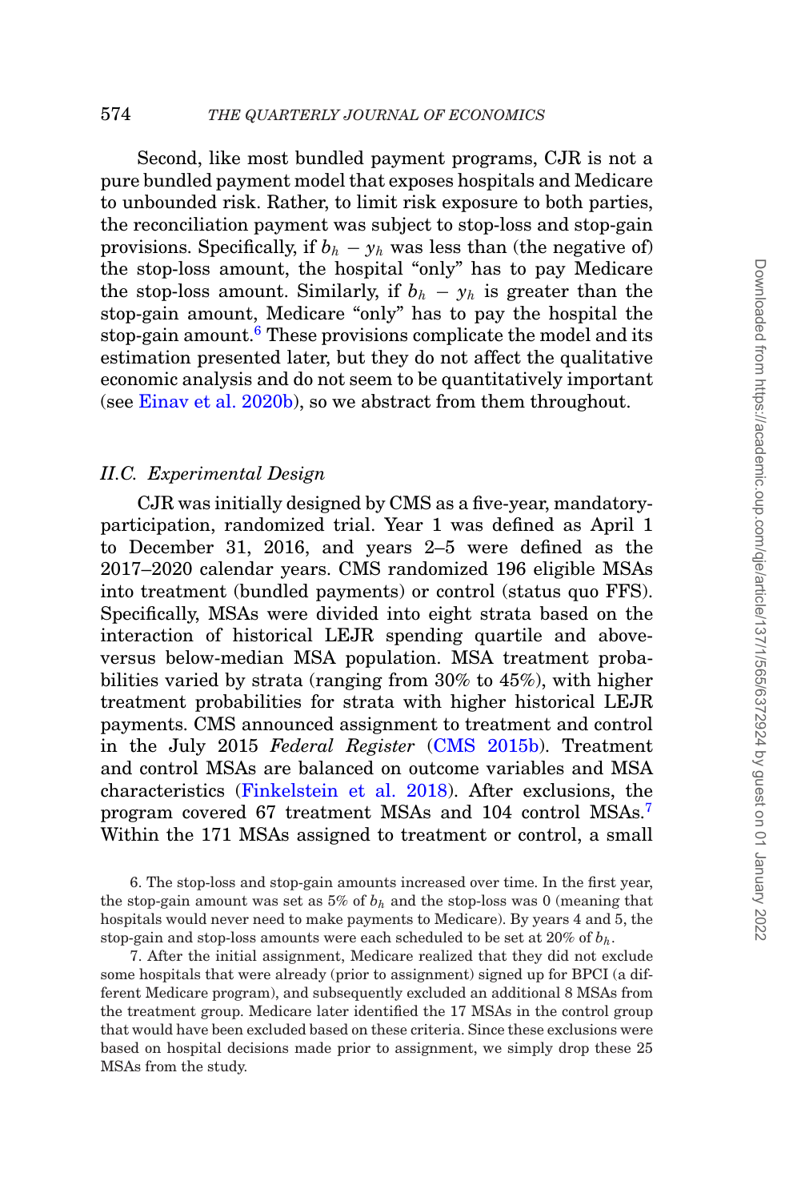Second, like most bundled payment programs, CJR is not a pure bundled payment model that exposes hospitals and Medicare to unbounded risk. Rather, to limit risk exposure to both parties, the reconciliation payment was subject to stop-loss and stop-gain provisions. Specifically, if $b_h - y_h$ was less than (the negative of) the stop-loss amount, the hospital "only" has to pay Medicare the stop-loss amount. Similarly, if $b_h - y_h$ is greater than the stop-gain amount, Medicare "only" has to pay the hospital the stop-gain amount.[6] These provisions complicate the model and its estimation presented later, but they do not affect the qualitative economic analysis and do not seem to be quantitatively important (see Einav et al. 2020b), so we abstract from them throughout.

### *II.C. Experimental Design*

CJR was initially designed by CMS as a five-year, mandatory-participation, randomized trial. Year 1 was defined as April 1 to December 31, 2016, and years 2–5 were defined as the 2017–2020 calendar years. CMS randomized 196 eligible MSAs into treatment (bundled payments) or control (status quo FFS). Specifically, MSAs were divided into eight strata based on the interaction of historical LEJR spending quartile and above- versus below-median MSA population. MSA treatment probabilities varied by strata (ranging from 30% to 45%), with higher treatment probabilities for strata with higher historical LEJR payments. CMS announced assignment to treatment and control in the July 2015 *Federal Register* (CMS 2015b). Treatment and control MSAs are balanced on outcome variables and MSA characteristics (Finkelstein et al. 2018). After exclusions, the program covered 67 treatment MSAs and 104 control MSAs.[7] Within the 171 MSAs assigned to treatment or control, a small

6. The stop-loss and stop-gain amounts increased over time. In the first year, the stop-gain amount was set as 5% of $b_h$ and the stop-loss was 0 (meaning that hospitals would never need to make payments to Medicare). By years 4 and 5, the stop-gain and stop-loss amounts were each scheduled to be set at 20% of $b_h$.

7. After the initial assignment, Medicare realized that they did not exclude some hospitals that were already (prior to assignment) signed up for BPCI (a different Medicare program), and subsequently excluded an additional 8 MSAs from the treatment group. Medicare later identified the 17 MSAs in the control group that would have been excluded based on these criteria. Since these exclusions were based on hospital decisions made prior to assignment, we simply drop these 25 MSAs from the study.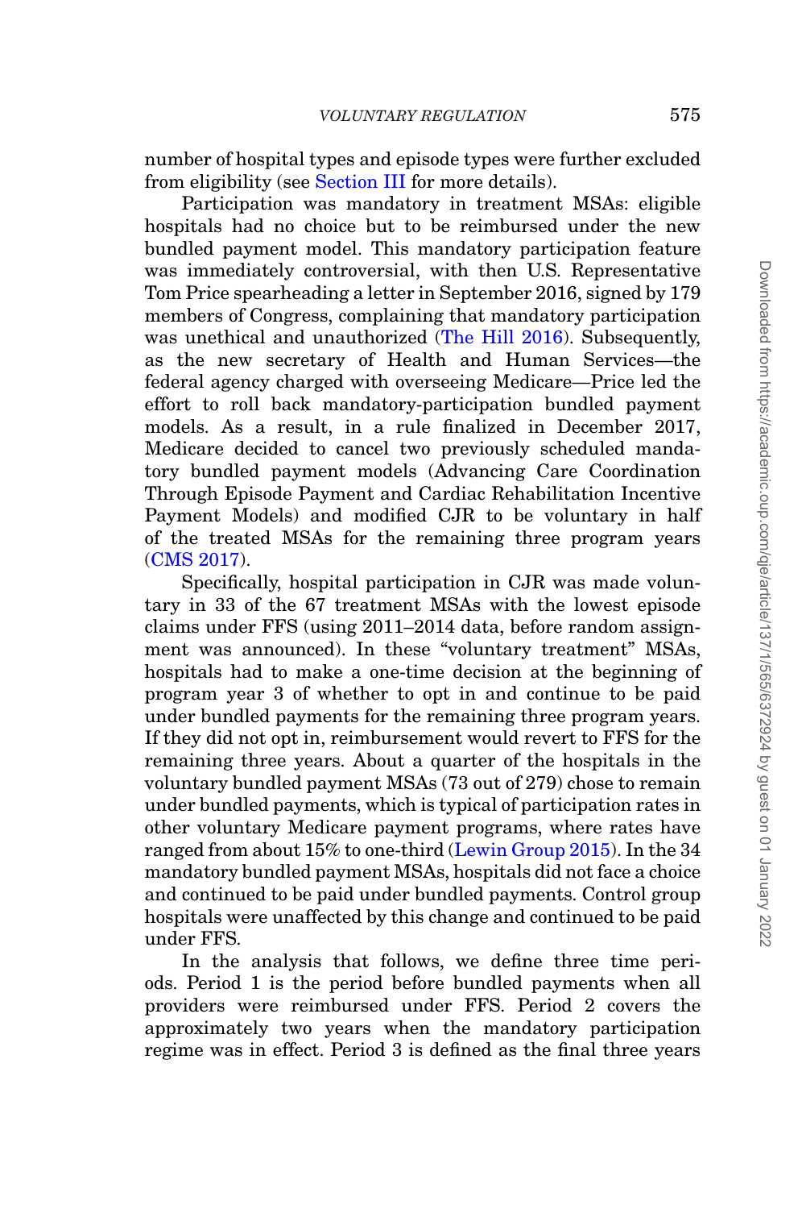number of hospital types and episode types were further excluded from eligibility (see Section III for more details).

Participation was mandatory in treatment MSAs: eligible hospitals had no choice but to be reimbursed under the new bundled payment model. This mandatory participation feature was immediately controversial, with then U.S. Representative Tom Price spearheading a letter in September 2016, signed by 179 members of Congress, complaining that mandatory participation was unethical and unauthorized (The Hill 2016). Subsequently, as the new secretary of Health and Human Services—the federal agency charged with overseeing Medicare—Price led the effort to roll back mandatory-participation bundled payment models. As a result, in a rule finalized in December 2017, Medicare decided to cancel two previously scheduled mandatory bundled payment models (Advancing Care Coordination Through Episode Payment and Cardiac Rehabilitation Incentive Payment Models) and modified CJR to be voluntary in half of the treated MSAs for the remaining three program years (CMS 2017).

Specifically, hospital participation in CJR was made voluntary in 33 of the 67 treatment MSAs with the lowest episode claims under FFS (using 2011–2014 data, before random assignment was announced). In these "voluntary treatment" MSAs, hospitals had to make a one-time decision at the beginning of program year 3 of whether to opt in and continue to be paid under bundled payments for the remaining three program years. If they did not opt in, reimbursement would revert to FFS for the remaining three years. About a quarter of the hospitals in the voluntary bundled payment MSAs (73 out of 279) chose to remain under bundled payments, which is typical of participation rates in other voluntary Medicare payment programs, where rates have ranged from about 15% to one-third (Lewin Group 2015). In the 34 mandatory bundled payment MSAs, hospitals did not face a choice and continued to be paid under bundled payments. Control group hospitals were unaffected by this change and continued to be paid under FFS.

In the analysis that follows, we define three time periods. Period 1 is the period before bundled payments when all providers were reimbursed under FFS. Period 2 covers the approximately two years when the mandatory participation regime was in effect. Period 3 is defined as the final three years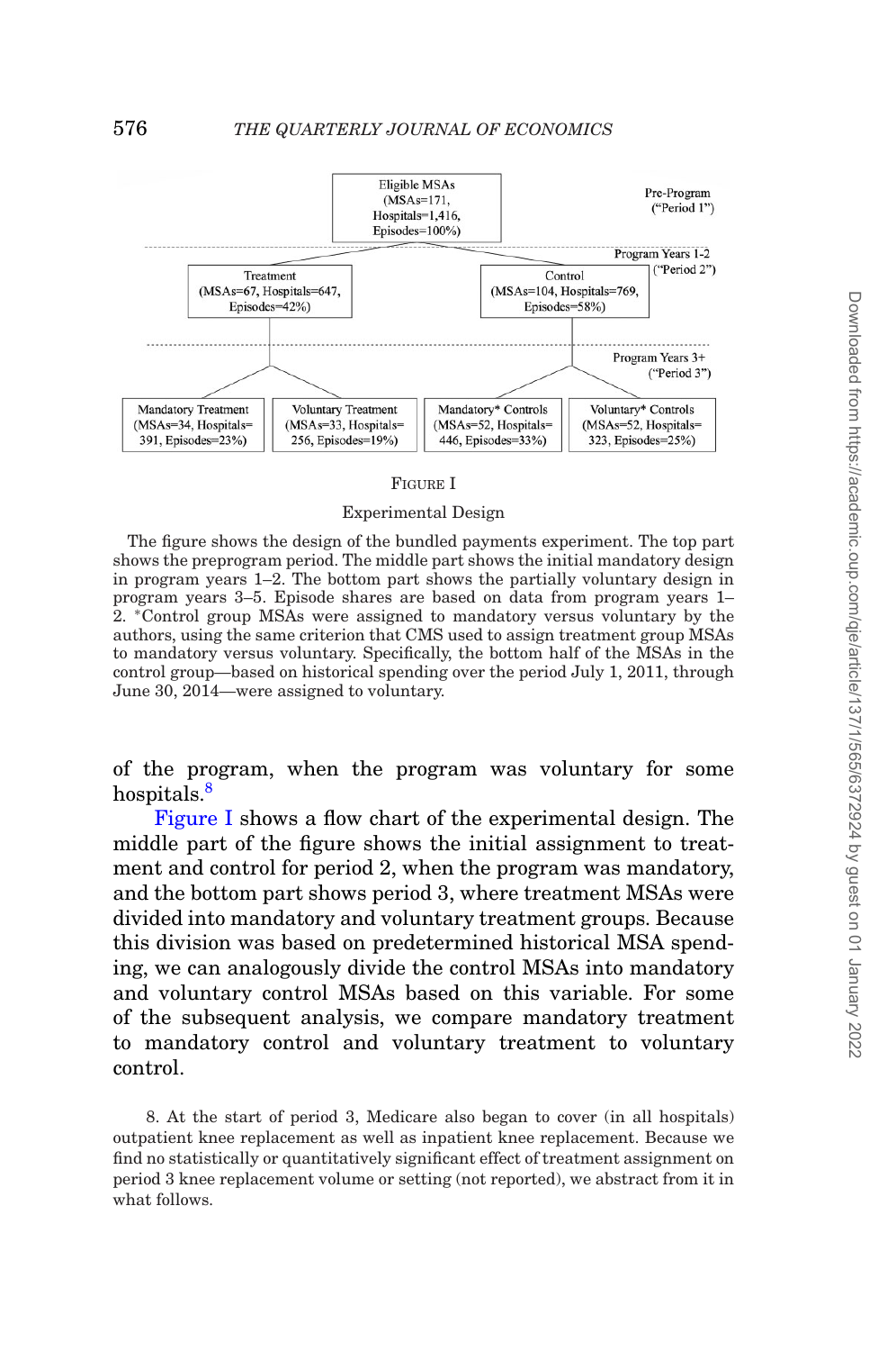Eligible MSAs (MSAs=171, Hospitals=1,416, Episodes=100%)

Pre-Program ("Period 1")

Program Years 1-2 ("Period 2")

Treatment (MSAs=67, Hospitals=647, Episodes=42%)

Control (MSAs=104, Hospitals=769, Episodes=58%)

Program Years 3+ ("Period 3")

Mandatory Treatment (MSAs=34, Hospitals=391, Episodes=23%)

Voluntary Treatment (MSAs=33, Hospitals=256, Episodes=19%)

Mandatory* Controls (MSAs=52, Hospitals=446, Episodes=33%)

Voluntary* Controls (MSAs=52, Hospitals=323, Episodes=25%)

FIGURE I

Experimental Design

The figure shows the design of the bundled payments experiment. The top part shows the preprogram period. The middle part shows the initial mandatory design in program years 1–2. The bottom part shows the partially voluntary design in program years 3–5. Episode shares are based on data from program years 1–2. *Control group MSAs were assigned to mandatory versus voluntary by the authors, using the same criterion that CMS used to assign treatment group MSAs to mandatory versus voluntary. Specifically, the bottom half of the MSAs in the control group—based on historical spending over the period July 1, 2011, through June 30, 2014—were assigned to voluntary.

of the program, when the program was voluntary for some hospitals.[8]

Figure I shows a flow chart of the experimental design. The middle part of the figure shows the initial assignment to treatment and control for period 2, when the program was mandatory, and the bottom part shows period 3, where treatment MSAs were divided into mandatory and voluntary treatment groups. Because this division was based on predetermined historical MSA spending, we can analogously divide the control MSAs into mandatory and voluntary control MSAs based on this variable. For some of the subsequent analysis, we compare mandatory treatment to mandatory control and voluntary treatment to voluntary control.

8. At the start of period 3, Medicare also began to cover (in all hospitals) outpatient knee replacement as well as inpatient knee replacement. Because we find no statistically or quantitatively significant effect of treatment assignment on period 3 knee replacement volume or setting (not reported), we abstract from it in what follows.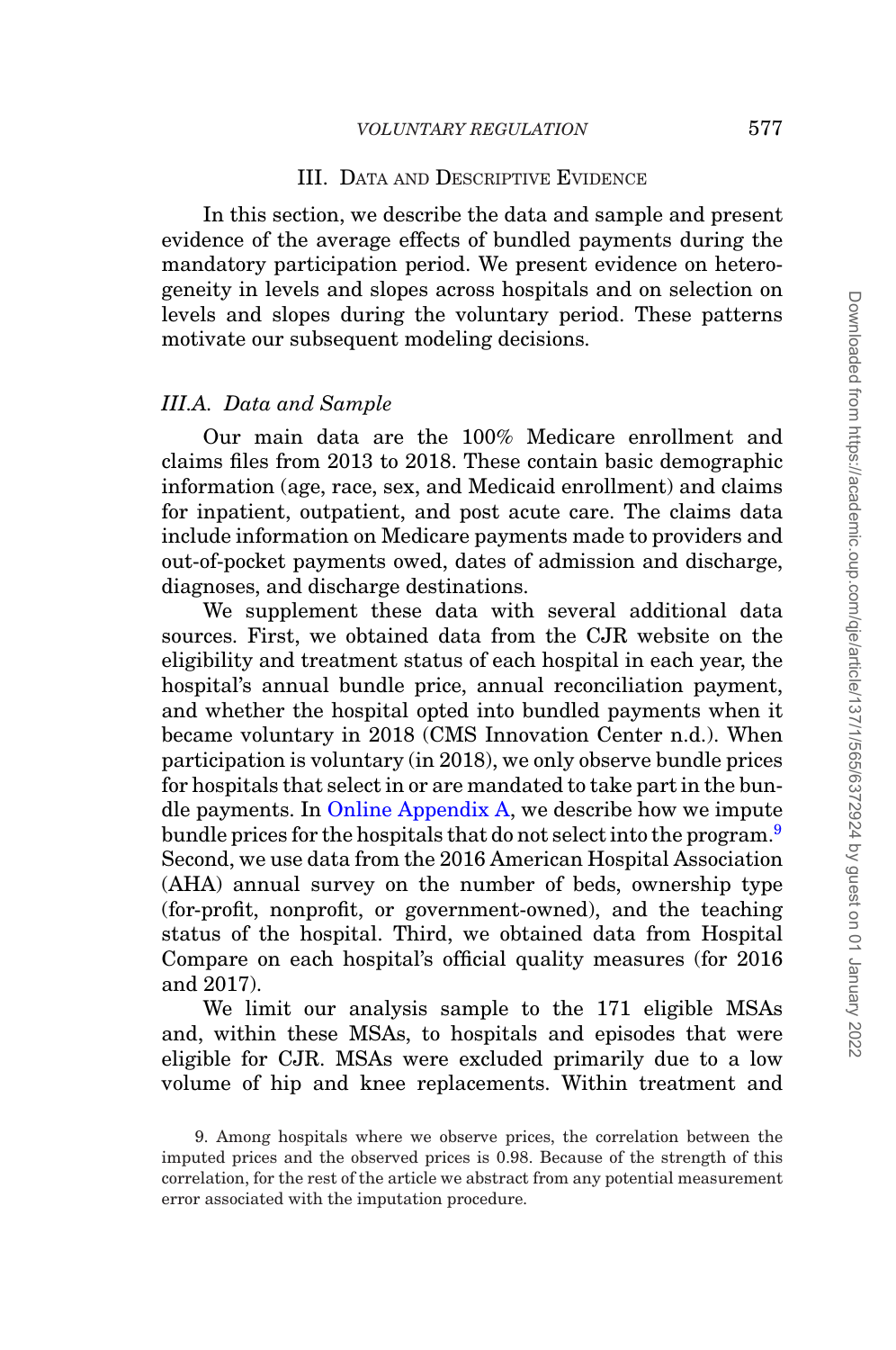## III. Data and Descriptive Evidence

In this section, we describe the data and sample and present evidence of the average effects of bundled payments during the mandatory participation period. We present evidence on heterogeneity in levels and slopes across hospitals and on selection on levels and slopes during the voluntary period. These patterns motivate our subsequent modeling decisions.

### *III.A. Data and Sample*

Our main data are the 100% Medicare enrollment and claims files from 2013 to 2018. These contain basic demographic information (age, race, sex, and Medicaid enrollment) and claims for inpatient, outpatient, and post acute care. The claims data include information on Medicare payments made to providers and out-of-pocket payments owed, dates of admission and discharge, diagnoses, and discharge destinations.

We supplement these data with several additional data sources. First, we obtained data from the CJR website on the eligibility and treatment status of each hospital in each year, the hospital's annual bundle price, annual reconciliation payment, and whether the hospital opted into bundled payments when it became voluntary in 2018 (CMS Innovation Center n.d.). When participation is voluntary (in 2018), we only observe bundle prices for hospitals that select in or are mandated to take part in the bundle payments. In Online Appendix A, we describe how we impute bundle prices for the hospitals that do not select into the program.[9] Second, we use data from the 2016 American Hospital Association (AHA) annual survey on the number of beds, ownership type (for-profit, nonprofit, or government-owned), and the teaching status of the hospital. Third, we obtained data from Hospital Compare on each hospital's official quality measures (for 2016 and 2017).

We limit our analysis sample to the 171 eligible MSAs and, within these MSAs, to hospitals and episodes that were eligible for CJR. MSAs were excluded primarily due to a low volume of hip and knee replacements. Within treatment and

9. Among hospitals where we observe prices, the correlation between the imputed prices and the observed prices is 0.98. Because of the strength of this correlation, for the rest of the article we abstract from any potential measurement error associated with the imputation procedure.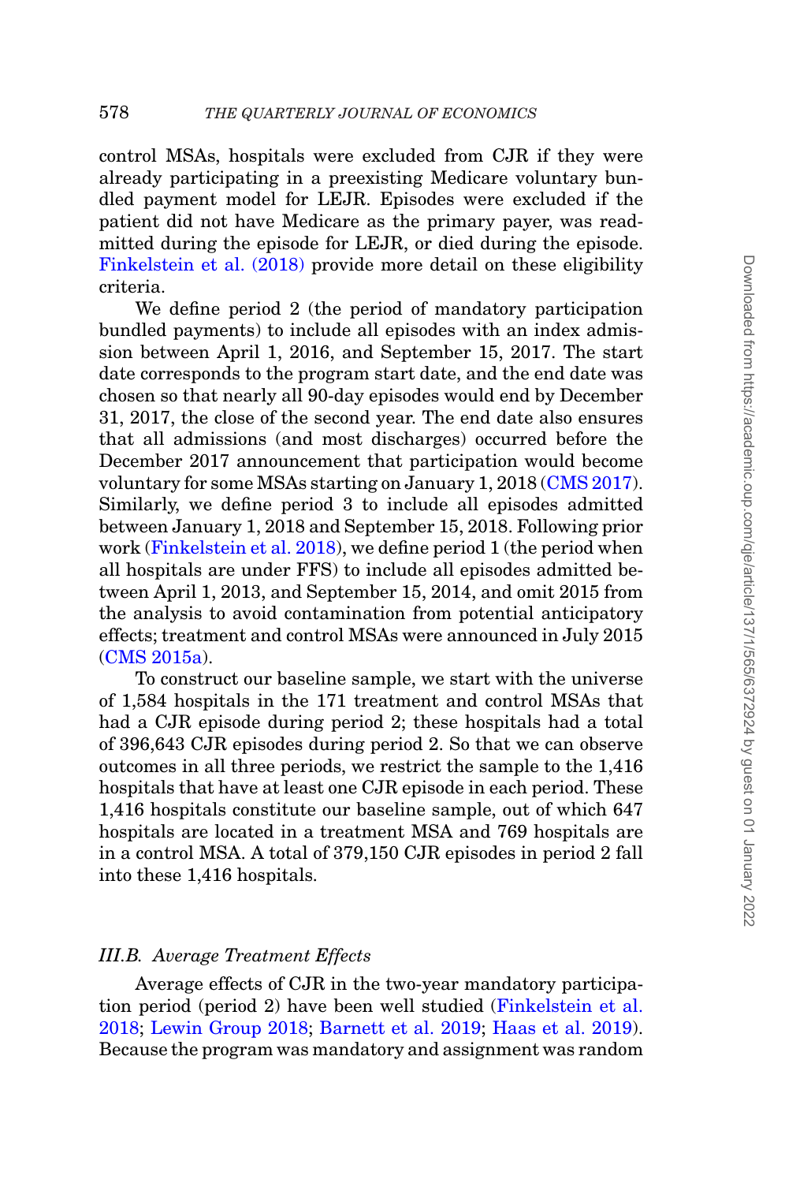control MSAs, hospitals were excluded from CJR if they were already participating in a preexisting Medicare voluntary bundled payment model for LEJR. Episodes were excluded if the patient did not have Medicare as the primary payer, was readmitted during the episode for LEJR, or died during the episode. Finkelstein et al. (2018) provide more detail on these eligibility criteria.

We define period 2 (the period of mandatory participation bundled payments) to include all episodes with an index admission between April 1, 2016, and September 15, 2017. The start date corresponds to the program start date, and the end date was chosen so that nearly all 90-day episodes would end by December 31, 2017, the close of the second year. The end date also ensures that all admissions (and most discharges) occurred before the December 2017 announcement that participation would become voluntary for some MSAs starting on January 1, 2018 (CMS 2017). Similarly, we define period 3 to include all episodes admitted between January 1, 2018 and September 15, 2018. Following prior work (Finkelstein et al. 2018), we define period 1 (the period when all hospitals are under FFS) to include all episodes admitted between April 1, 2013, and September 15, 2014, and omit 2015 from the analysis to avoid contamination from potential anticipatory effects; treatment and control MSAs were announced in July 2015 (CMS 2015a).

To construct our baseline sample, we start with the universe of 1,584 hospitals in the 171 treatment and control MSAs that had a CJR episode during period 2; these hospitals had a total of 396,643 CJR episodes during period 2. So that we can observe outcomes in all three periods, we restrict the sample to the 1,416 hospitals that have at least one CJR episode in each period. These 1,416 hospitals constitute our baseline sample, out of which 647 hospitals are located in a treatment MSA and 769 hospitals are in a control MSA. A total of 379,150 CJR episodes in period 2 fall into these 1,416 hospitals.

### *III.B. Average Treatment Effects*

Average effects of CJR in the two-year mandatory participation period (period 2) have been well studied (Finkelstein et al. 2018; Lewin Group 2018; Barnett et al. 2019; Haas et al. 2019). Because the program was mandatory and assignment was random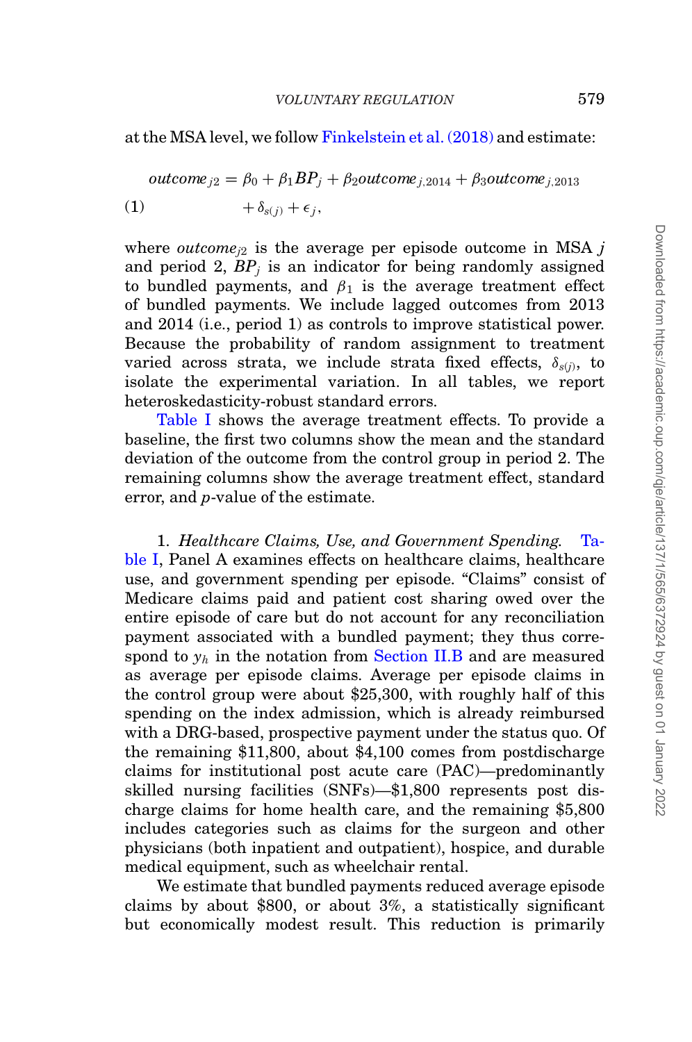at the MSA level, we follow Finkelstein et al. (2018) and estimate:

$$outcome_{j2} = \beta_0 + \beta_1 BP_j + \beta_2 outcome_{j,2014} + \beta_3 outcome_{j,2013} + \delta_{s(j)} + \epsilon_j, \tag{1}$$

where $outcome_{j2}$ is the average per episode outcome in MSA $j$ and period 2, $BP_j$ is an indicator for being randomly assigned to bundled payments, and $\beta_1$ is the average treatment effect of bundled payments. We include lagged outcomes from 2013 and 2014 (i.e., period 1) as controls to improve statistical power. Because the probability of random assignment to treatment varied across strata, we include strata fixed effects, $\delta_{s(j)}$, to isolate the experimental variation. In all tables, we report heteroskedasticity-robust standard errors.

Table I shows the average treatment effects. To provide a baseline, the first two columns show the mean and the standard deviation of the outcome from the control group in period 2. The remaining columns show the average treatment effect, standard error, and $p$-value of the estimate.

1. *Healthcare Claims, Use, and Government Spending.* Table I, Panel A examines effects on healthcare claims, healthcare use, and government spending per episode. "Claims" consist of Medicare claims paid and patient cost sharing owed over the entire episode of care but do not account for any reconciliation payment associated with a bundled payment; they thus correspond to $y_h$ in the notation from Section II.B and are measured as average per episode claims. Average per episode claims in the control group were about \$25,300, with roughly half of this spending on the index admission, which is already reimbursed with a DRG-based, prospective payment under the status quo. Of the remaining \$11,800, about \$4,100 comes from postdischarge claims for institutional post acute care (PAC)—predominantly skilled nursing facilities (SNFs)—\$1,800 represents post discharge claims for home health care, and the remaining \$5,800 includes categories such as claims for the surgeon and other physicians (both inpatient and outpatient), hospice, and durable medical equipment, such as wheelchair rental.

We estimate that bundled payments reduced average episode claims by about \$800, or about 3%, a statistically significant but economically modest result. This reduction is primarily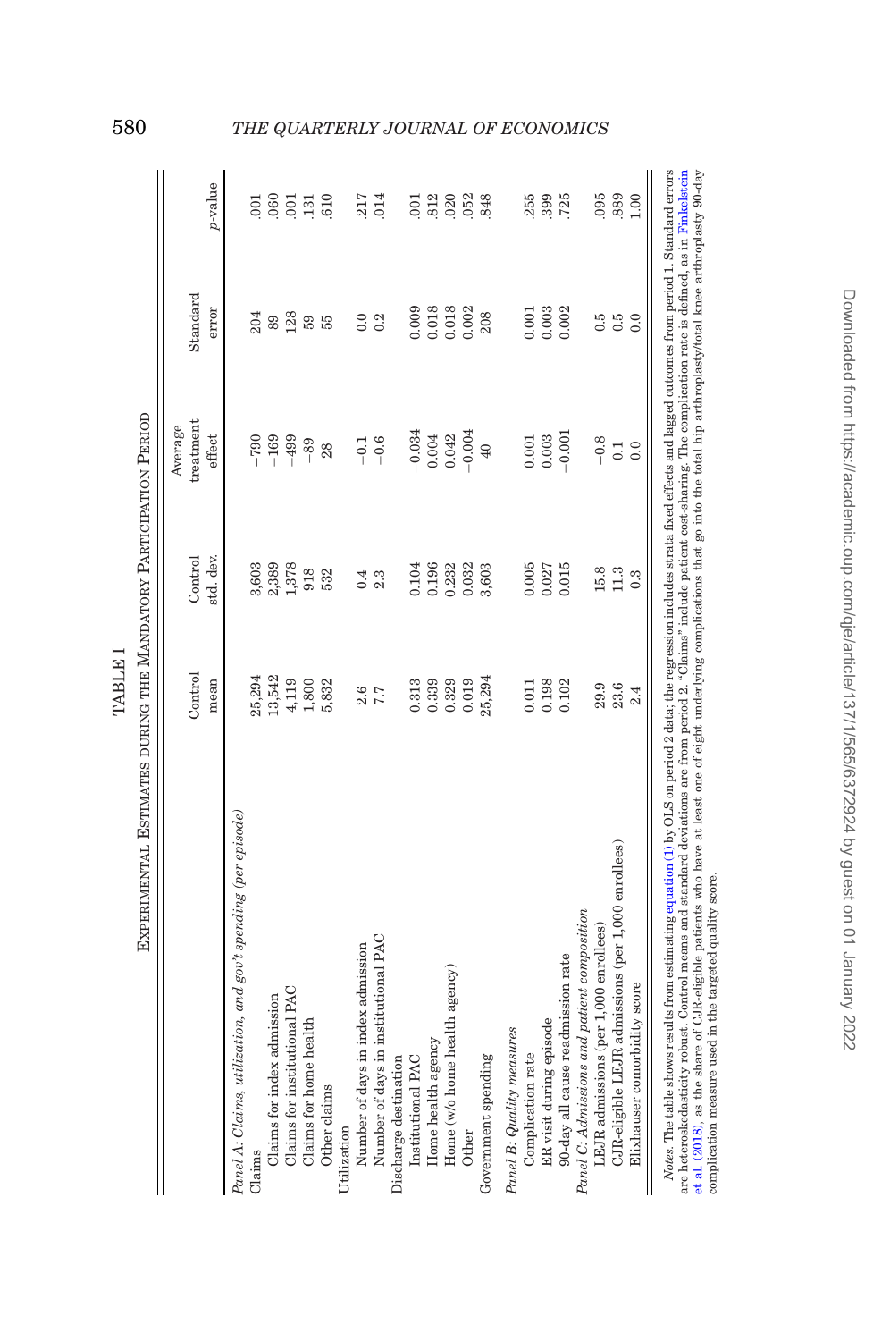TABLE I

EXPERIMENTAL ESTIMATES DURING THE MANDATORY PARTICIPATION PERIOD

| | Control mean | Control std. dev. | Average treatment effect | Standard error | p-value |
|---|---|---|---|---|---|
| *Panel A: Claims, utilization, and gov't spending (per episode)* | | | | | |
| Claims | 25,294 | 3,603 | −790 | 204 | .001 |
| Claims for index admission | 13,542 | 2,389 | −169 | 89 | .060 |
| Claims for institutional PAC | 4,119 | 1,378 | −499 | 128 | .001 |
| Claims for home health | 1,800 | 918 | −89 | 59 | .131 |
| Other claims | 5,832 | 532 | 28 | 55 | .610 |
| Utilization | | | | | |
| Number of days in index admission | 2.6 | 0.4 | −0.1 | 0.0 | .217 |
| Number of days in institutional PAC | 7.7 | 2.3 | −0.6 | 0.2 | .014 |
| Discharge destination | | | | | |
| Institutional PAC | 0.313 | 0.104 | −0.034 | 0.009 | .001 |
| Home health agency | 0.339 | 0.196 | 0.004 | 0.018 | .812 |
| Home (w/o home health agency) | 0.329 | 0.232 | 0.042 | 0.018 | .020 |
| Other | 0.019 | 0.032 | −0.004 | 0.002 | .052 |
| Government spending | 25,294 | 3,603 | 40 | 208 | .848 |
| *Panel B: Quality measures* | | | | | |
| Complication rate | 0.011 | 0.005 | 0.001 | 0.001 | .255 |
| ER visit during episode | 0.198 | 0.027 | 0.003 | 0.003 | .399 |
| 90-day all cause readmission rate | 0.102 | 0.015 | −0.001 | 0.002 | .725 |
| *Panel C: Admissions and patient composition* | | | | | |
| LEJR admissions (per 1,000 enrollees) | 29.9 | 15.8 | −0.8 | 0.5 | .095 |
| CJR-eligible LEJR admissions (per 1,000 enrollees) | 23.6 | 11.3 | 0.1 | 0.5 | .889 |
| Elixhauser comorbidity score | 2.4 | 0.3 | 0.0 | 0.0 | 1.00 |

*Notes.* The table shows results from estimating equation (1) by OLS on period 2 data; the regression includes strata fixed effects and lagged outcomes from period 1. Standard errors are heteroskedasticity robust. Control means and standard deviations are from period 2. "Claims" include patient cost-sharing. The complication rate is defined, as in Finkelstein et al. (2018), as the share of CJR-eligible patients who have at least one of eight underlying complications that go into the total hip arthroplasty/total knee arthroplasty 90-day complication measure used in the targeted quality score.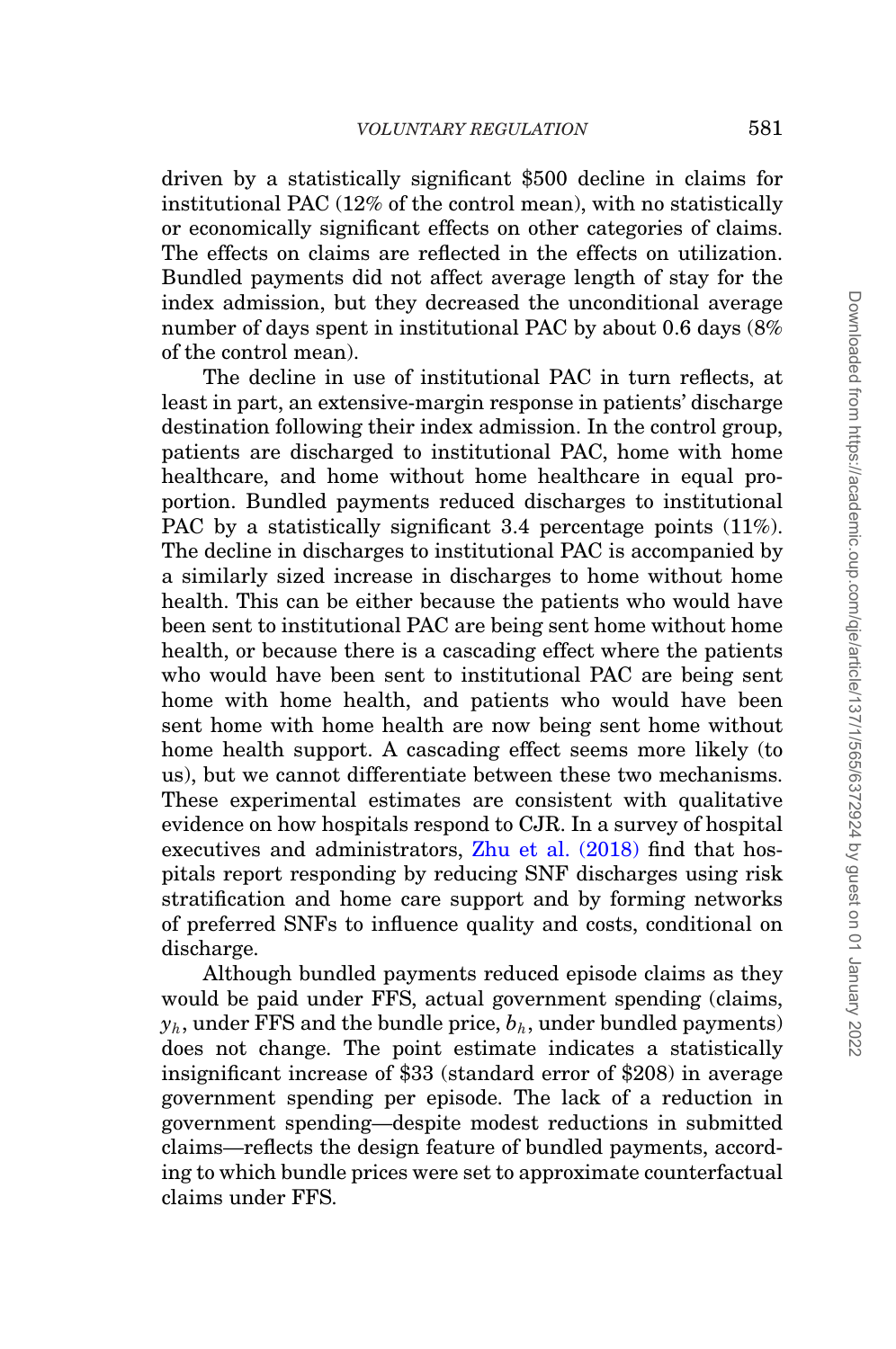driven by a statistically significant $500 decline in claims for institutional PAC (12% of the control mean), with no statistically or economically significant effects on other categories of claims. The effects on claims are reflected in the effects on utilization. Bundled payments did not affect average length of stay for the index admission, but they decreased the unconditional average number of days spent in institutional PAC by about 0.6 days (8% of the control mean).

The decline in use of institutional PAC in turn reflects, at least in part, an extensive-margin response in patients' discharge destination following their index admission. In the control group, patients are discharged to institutional PAC, home with home healthcare, and home without home healthcare in equal proportion. Bundled payments reduced discharges to institutional PAC by a statistically significant 3.4 percentage points (11%). The decline in discharges to institutional PAC is accompanied by a similarly sized increase in discharges to home without home health. This can be either because the patients who would have been sent to institutional PAC are being sent home without home health, or because there is a cascading effect where the patients who would have been sent to institutional PAC are being sent home with home health, and patients who would have been sent home with home health are now being sent home without home health support. A cascading effect seems more likely (to us), but we cannot differentiate between these two mechanisms. These experimental estimates are consistent with qualitative evidence on how hospitals respond to CJR. In a survey of hospital executives and administrators, Zhu et al. (2018) find that hospitals report responding by reducing SNF discharges using risk stratification and home care support and by forming networks of preferred SNFs to influence quality and costs, conditional on discharge.

Although bundled payments reduced episode claims as they would be paid under FFS, actual government spending (claims, $y_h$, under FFS and the bundle price, $b_h$, under bundled payments) does not change. The point estimate indicates a statistically insignificant increase of $33 (standard error of $208) in average government spending per episode. The lack of a reduction in government spending—despite modest reductions in submitted claims—reflects the design feature of bundled payments, according to which bundle prices were set to approximate counterfactual claims under FFS.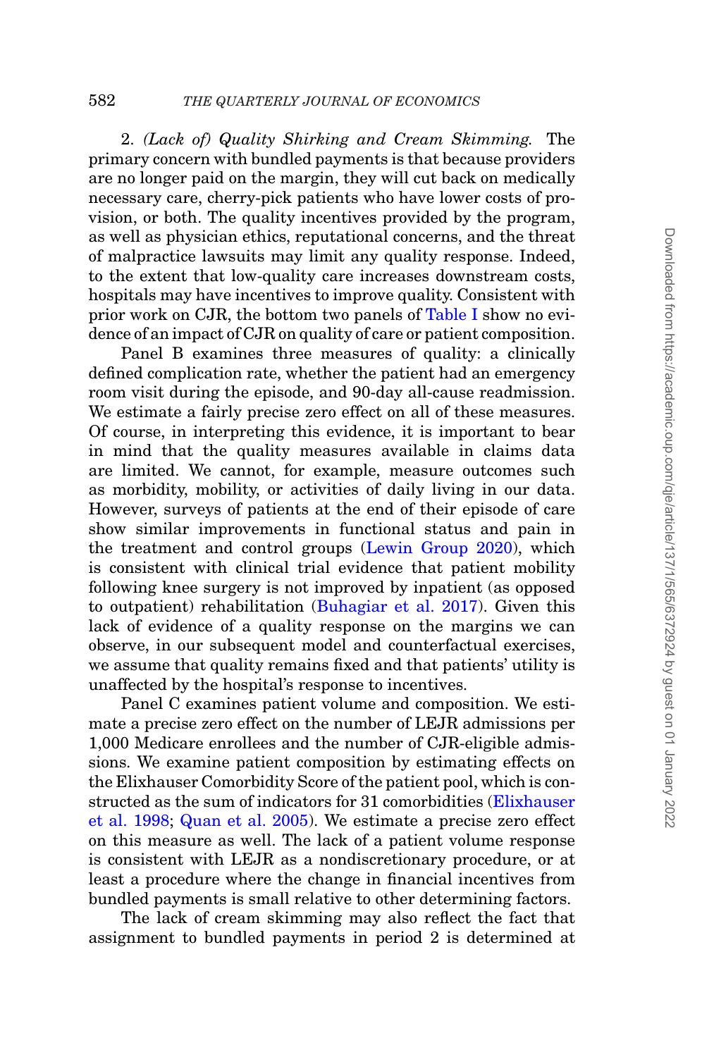2. *(Lack of) Quality Shirking and Cream Skimming.* The primary concern with bundled payments is that because providers are no longer paid on the margin, they will cut back on medically necessary care, cherry-pick patients who have lower costs of provision, or both. The quality incentives provided by the program, as well as physician ethics, reputational concerns, and the threat of malpractice lawsuits may limit any quality response. Indeed, to the extent that low-quality care increases downstream costs, hospitals may have incentives to improve quality. Consistent with prior work on CJR, the bottom two panels of Table I show no evidence of an impact of CJR on quality of care or patient composition.

Panel B examines three measures of quality: a clinically defined complication rate, whether the patient had an emergency room visit during the episode, and 90-day all-cause readmission. We estimate a fairly precise zero effect on all of these measures. Of course, in interpreting this evidence, it is important to bear in mind that the quality measures available in claims data are limited. We cannot, for example, measure outcomes such as morbidity, mobility, or activities of daily living in our data. However, surveys of patients at the end of their episode of care show similar improvements in functional status and pain in the treatment and control groups (Lewin Group 2020), which is consistent with clinical trial evidence that patient mobility following knee surgery is not improved by inpatient (as opposed to outpatient) rehabilitation (Buhagiar et al. 2017). Given this lack of evidence of a quality response on the margins we can observe, in our subsequent model and counterfactual exercises, we assume that quality remains fixed and that patients' utility is unaffected by the hospital's response to incentives.

Panel C examines patient volume and composition. We estimate a precise zero effect on the number of LEJR admissions per 1,000 Medicare enrollees and the number of CJR-eligible admissions. We examine patient composition by estimating effects on the Elixhauser Comorbidity Score of the patient pool, which is constructed as the sum of indicators for 31 comorbidities (Elixhauser et al. 1998; Quan et al. 2005). We estimate a precise zero effect on this measure as well. The lack of a patient volume response is consistent with LEJR as a nondiscretionary procedure, or at least a procedure where the change in financial incentives from bundled payments is small relative to other determining factors.

The lack of cream skimming may also reflect the fact that assignment to bundled payments in period 2 is determined at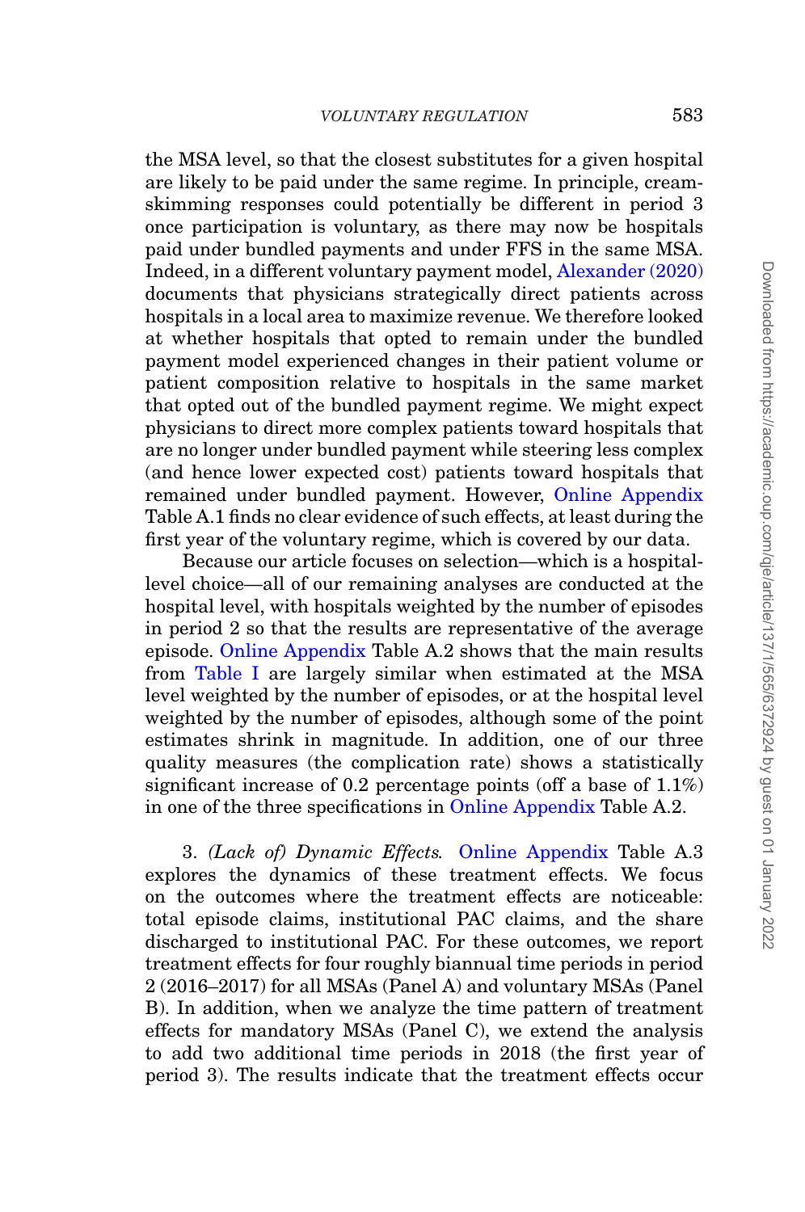the MSA level, so that the closest substitutes for a given hospital are likely to be paid under the same regime. In principle, cream-skimming responses could potentially be different in period 3 once participation is voluntary, as there may now be hospitals paid under bundled payments and under FFS in the same MSA. Indeed, in a different voluntary payment model, Alexander (2020) documents that physicians strategically direct patients across hospitals in a local area to maximize revenue. We therefore looked at whether hospitals that opted to remain under the bundled payment model experienced changes in their patient volume or patient composition relative to hospitals in the same market that opted out of the bundled payment regime. We might expect physicians to direct more complex patients toward hospitals that are no longer under bundled payment while steering less complex (and hence lower expected cost) patients toward hospitals that remained under bundled payment. However, Online Appendix Table A.1 finds no clear evidence of such effects, at least during the first year of the voluntary regime, which is covered by our data.

Because our article focuses on selection—which is a hospital-level choice—all of our remaining analyses are conducted at the hospital level, with hospitals weighted by the number of episodes in period 2 so that the results are representative of the average episode. Online Appendix Table A.2 shows that the main results from Table I are largely similar when estimated at the MSA level weighted by the number of episodes, or at the hospital level weighted by the number of episodes, although some of the point estimates shrink in magnitude. In addition, one of our three quality measures (the complication rate) shows a statistically significant increase of 0.2 percentage points (off a base of 1.1%) in one of the three specifications in Online Appendix Table A.2.

3. *(Lack of) Dynamic Effects.* Online Appendix Table A.3 explores the dynamics of these treatment effects. We focus on the outcomes where the treatment effects are noticeable: total episode claims, institutional PAC claims, and the share discharged to institutional PAC. For these outcomes, we report treatment effects for four roughly biannual time periods in period 2 (2016–2017) for all MSAs (Panel A) and voluntary MSAs (Panel B). In addition, when we analyze the time pattern of treatment effects for mandatory MSAs (Panel C), we extend the analysis to add two additional time periods in 2018 (the first year of period 3). The results indicate that the treatment effects occur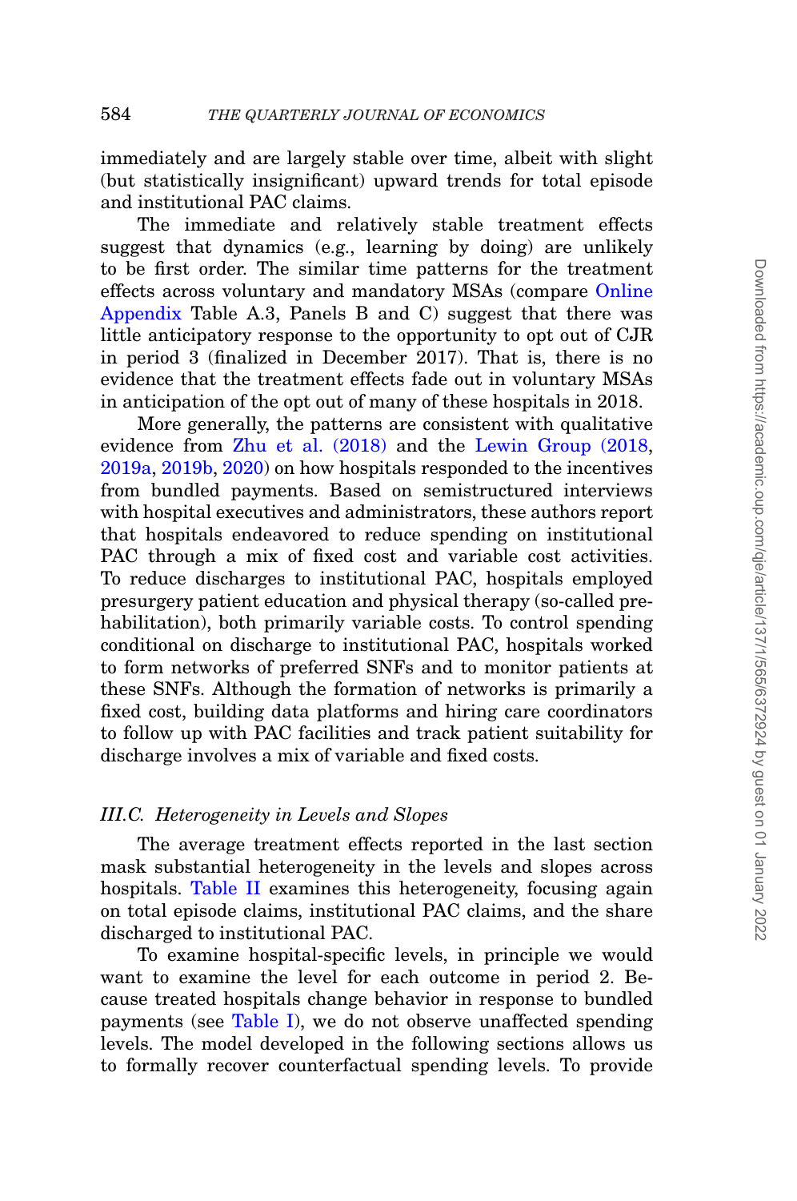immediately and are largely stable over time, albeit with slight (but statistically insignificant) upward trends for total episode and institutional PAC claims.

The immediate and relatively stable treatment effects suggest that dynamics (e.g., learning by doing) are unlikely to be first order. The similar time patterns for the treatment effects across voluntary and mandatory MSAs (compare Online Appendix Table A.3, Panels B and C) suggest that there was little anticipatory response to the opportunity to opt out of CJR in period 3 (finalized in December 2017). That is, there is no evidence that the treatment effects fade out in voluntary MSAs in anticipation of the opt out of many of these hospitals in 2018.

More generally, the patterns are consistent with qualitative evidence from Zhu et al. (2018) and the Lewin Group (2018, 2019a, 2019b, 2020) on how hospitals responded to the incentives from bundled payments. Based on semistructured interviews with hospital executives and administrators, these authors report that hospitals endeavored to reduce spending on institutional PAC through a mix of fixed cost and variable cost activities. To reduce discharges to institutional PAC, hospitals employed presurgery patient education and physical therapy (so-called prehabilitation), both primarily variable costs. To control spending conditional on discharge to institutional PAC, hospitals worked to form networks of preferred SNFs and to monitor patients at these SNFs. Although the formation of networks is primarily a fixed cost, building data platforms and hiring care coordinators to follow up with PAC facilities and track patient suitability for discharge involves a mix of variable and fixed costs.

### *III.C. Heterogeneity in Levels and Slopes*

The average treatment effects reported in the last section mask substantial heterogeneity in the levels and slopes across hospitals. Table II examines this heterogeneity, focusing again on total episode claims, institutional PAC claims, and the share discharged to institutional PAC.

To examine hospital-specific levels, in principle we would want to examine the level for each outcome in period 2. Because treated hospitals change behavior in response to bundled payments (see Table I), we do not observe unaffected spending levels. The model developed in the following sections allows us to formally recover counterfactual spending levels. To provide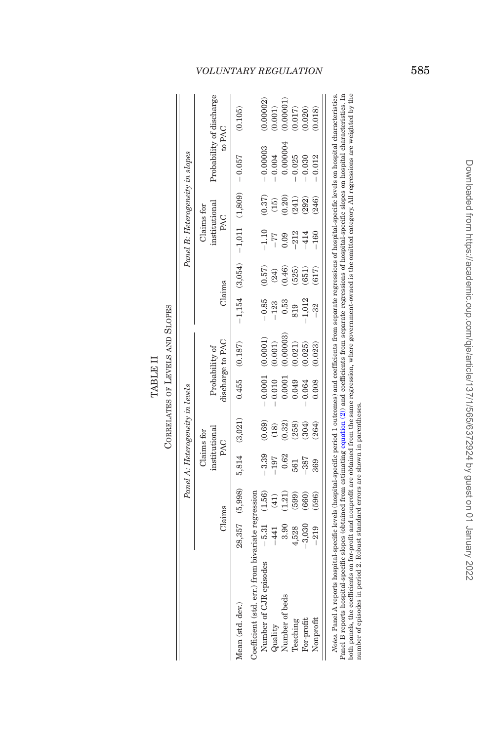TABLE II

CORRELATES OF LEVELS AND SLOPES

| | *Panel A: Heterogeneity in levels* | | | | | | *Panel B: Heterogeneity in slopes* | | | | | |
|---|---|---|---|---|---|---|---|---|---|---|---|---|
| | Claims | | Claims for institutional PAC | | Probability of discharge to PAC | | Claims | | Claims for institutional PAC | | Probability of discharge to PAC | |
| Mean (std. dev.) | 28,357 | (5,998) | 5,814 | (3,021) | 0.455 | (0.187) | −1,154 | (3,054) | −1,011 | (1,809) | −0.057 | (0.105) |
| Coefficient (std. err.) from bivariate regression | | | | | | | | | | | | |
| Number of CJR episodes | −5.31 | (1.56) | −3.39 | (0.69) | −0.0001 | (0.0001) | −0.85 | (0.57) | −1.10 | (0.37) | −0.00003 | (0.00002) |
| Quality | −441 | (41) | −197 | (18) | −0.010 | (0.001) | −123 | (24) | −77 | (15) | −0.004 | (0.001) |
| Number of beds | 3.90 | (1.21) | 0.62 | (0.32) | 0.0001 | (0.00003) | 0.53 | (0.46) | 0.09 | (0.20) | 0.000004 | (0.00001) |
| Teaching | 4,528 | (599) | 561 | (258) | 0.049 | (0.021) | 819 | (525) | −212 | (241) | −0.025 | (0.017) |
| For-profit | −3,030 | (660) | −387 | (304) | −0.064 | (0.025) | −1,012 | (651) | −414 | (292) | −0.030 | (0.020) |
| Nonprofit | −219 | (596) | 369 | (264) | 0.008 | (0.023) | −32 | (617) | −160 | (246) | −0.012 | (0.018) |

*Notes.* Panel A reports hospital-specific levels (hospital-specific period 1 outcomes) and coefficients from separate regressions of hospital-specific levels on hospital characteristics. Panel B reports hospital-specific slopes (obtained from estimating equation (2)) and coefficients from separate regressions of hospital-specific slopes on hospital characteristics. In both panels, the coefficients on for-profit and nonprofit are obtained from the same regression, where government-owned is the omitted category. All regressions are weighted by the number of episodes in period 2. Robust standard errors are shown in parentheses.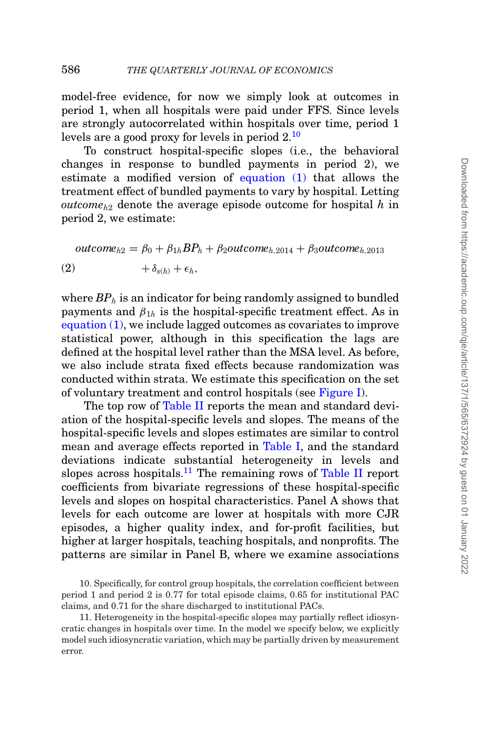model-free evidence, for now we simply look at outcomes in period 1, when all hospitals were paid under FFS. Since levels are strongly autocorrelated within hospitals over time, period 1 levels are a good proxy for levels in period 2.[10]

To construct hospital-specific slopes (i.e., the behavioral changes in response to bundled payments in period 2), we estimate a modified version of equation (1) that allows the treatment effect of bundled payments to vary by hospital. Letting $outcome_{h2}$ denote the average episode outcome for hospital $h$ in period 2, we estimate:

$$outcome_{h2} = \beta_0 + \beta_{1h} BP_h + \beta_2 outcome_{h,2014} + \beta_3 outcome_{h,2013} + \delta_{s(h)} + \epsilon_h, \tag{2}$$

where $BP_h$ is an indicator for being randomly assigned to bundled payments and $\beta_{1h}$ is the hospital-specific treatment effect. As in equation (1), we include lagged outcomes as covariates to improve statistical power, although in this specification the lags are defined at the hospital level rather than the MSA level. As before, we also include strata fixed effects because randomization was conducted within strata. We estimate this specification on the set of voluntary treatment and control hospitals (see Figure I).

The top row of Table II reports the mean and standard deviation of the hospital-specific levels and slopes. The means of the hospital-specific levels and slopes estimates are similar to control mean and average effects reported in Table I, and the standard deviations indicate substantial heterogeneity in levels and slopes across hospitals.[11] The remaining rows of Table II report coefficients from bivariate regressions of these hospital-specific levels and slopes on hospital characteristics. Panel A shows that levels for each outcome are lower at hospitals with more CJR episodes, a higher quality index, and for-profit facilities, but higher at larger hospitals, teaching hospitals, and nonprofits. The patterns are similar in Panel B, where we examine associations

10. Specifically, for control group hospitals, the correlation coefficient between period 1 and period 2 is 0.77 for total episode claims, 0.65 for institutional PAC claims, and 0.71 for the share discharged to institutional PACs.

11. Heterogeneity in the hospital-specific slopes may partially reflect idiosyncratic changes in hospitals over time. In the model we specify below, we explicitly model such idiosyncratic variation, which may be partially driven by measurement error.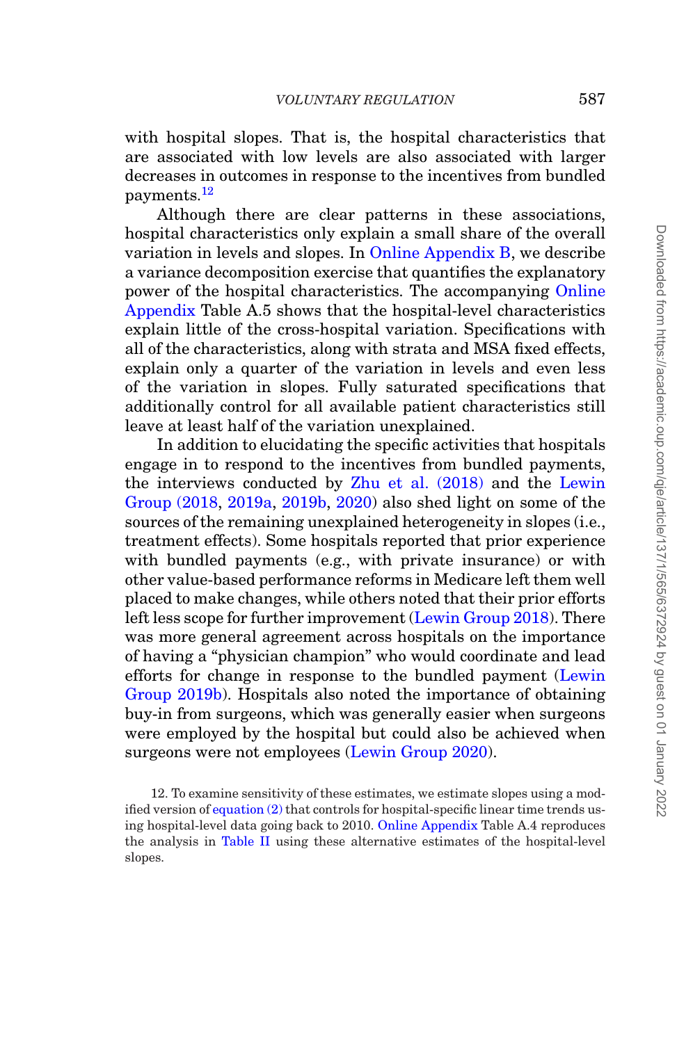with hospital slopes. That is, the hospital characteristics that are associated with low levels are also associated with larger decreases in outcomes in response to the incentives from bundled payments.[12]

Although there are clear patterns in these associations, hospital characteristics only explain a small share of the overall variation in levels and slopes. In Online Appendix B, we describe a variance decomposition exercise that quantifies the explanatory power of the hospital characteristics. The accompanying Online Appendix Table A.5 shows that the hospital-level characteristics explain little of the cross-hospital variation. Specifications with all of the characteristics, along with strata and MSA fixed effects, explain only a quarter of the variation in levels and even less of the variation in slopes. Fully saturated specifications that additionally control for all available patient characteristics still leave at least half of the variation unexplained.

In addition to elucidating the specific activities that hospitals engage in to respond to the incentives from bundled payments, the interviews conducted by Zhu et al. (2018) and the Lewin Group (2018, 2019a, 2019b, 2020) also shed light on some of the sources of the remaining unexplained heterogeneity in slopes (i.e., treatment effects). Some hospitals reported that prior experience with bundled payments (e.g., with private insurance) or with other value-based performance reforms in Medicare left them well placed to make changes, while others noted that their prior efforts left less scope for further improvement (Lewin Group 2018). There was more general agreement across hospitals on the importance of having a "physician champion" who would coordinate and lead efforts for change in response to the bundled payment (Lewin Group 2019b). Hospitals also noted the importance of obtaining buy-in from surgeons, which was generally easier when surgeons were employed by the hospital but could also be achieved when surgeons were not employees (Lewin Group 2020).

12. To examine sensitivity of these estimates, we estimate slopes using a modified version of equation (2) that controls for hospital-specific linear time trends using hospital-level data going back to 2010. Online Appendix Table A.4 reproduces the analysis in Table II using these alternative estimates of the hospital-level slopes.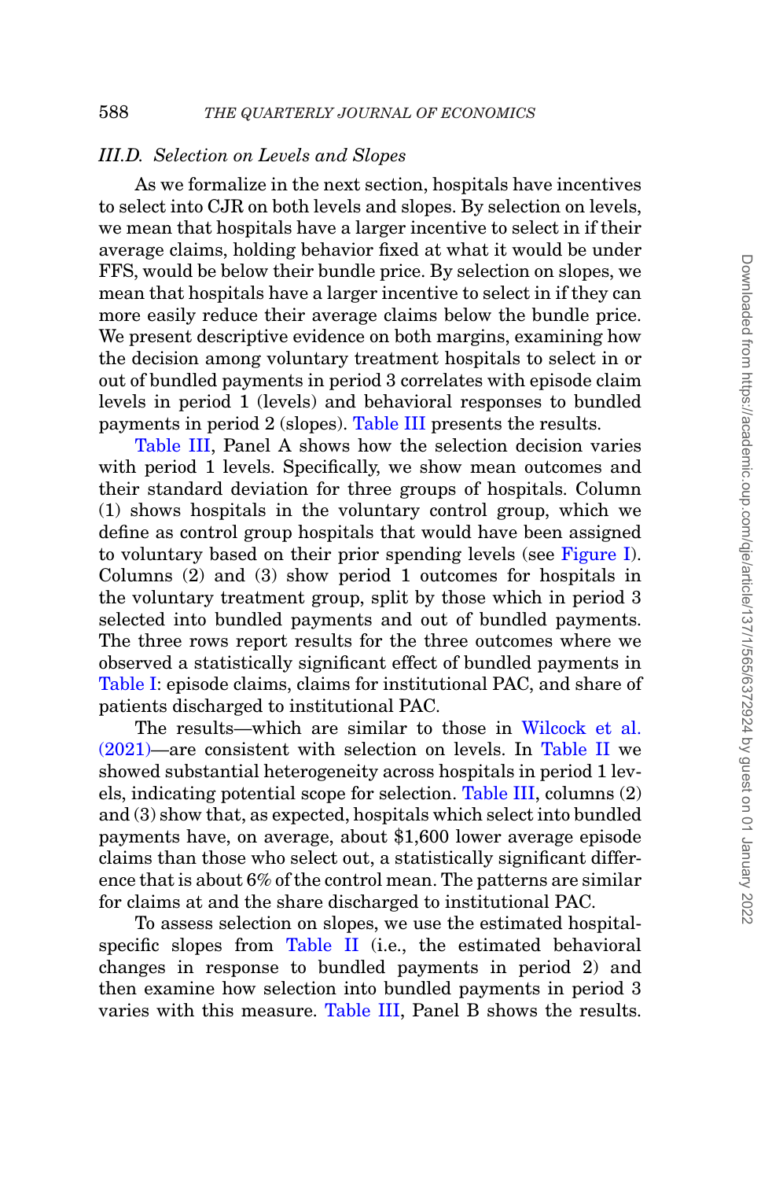### III.D. *Selection on Levels and Slopes*

As we formalize in the next section, hospitals have incentives to select into CJR on both levels and slopes. By selection on levels, we mean that hospitals have a larger incentive to select in if their average claims, holding behavior fixed at what it would be under FFS, would be below their bundle price. By selection on slopes, we mean that hospitals have a larger incentive to select in if they can more easily reduce their average claims below the bundle price. We present descriptive evidence on both margins, examining how the decision among voluntary treatment hospitals to select in or out of bundled payments in period 3 correlates with episode claim levels in period 1 (levels) and behavioral responses to bundled payments in period 2 (slopes). Table III presents the results.

Table III, Panel A shows how the selection decision varies with period 1 levels. Specifically, we show mean outcomes and their standard deviation for three groups of hospitals. Column (1) shows hospitals in the voluntary control group, which we define as control group hospitals that would have been assigned to voluntary based on their prior spending levels (see Figure I). Columns (2) and (3) show period 1 outcomes for hospitals in the voluntary treatment group, split by those which in period 3 selected into bundled payments and out of bundled payments. The three rows report results for the three outcomes where we observed a statistically significant effect of bundled payments in Table I: episode claims, claims for institutional PAC, and share of patients discharged to institutional PAC.

The results—which are similar to those in Wilcock et al. (2021)—are consistent with selection on levels. In Table II we showed substantial heterogeneity across hospitals in period 1 levels, indicating potential scope for selection. Table III, columns (2) and (3) show that, as expected, hospitals which select into bundled payments have, on average, about \$1,600 lower average episode claims than those who select out, a statistically significant difference that is about 6% of the control mean. The patterns are similar for claims at and the share discharged to institutional PAC.

To assess selection on slopes, we use the estimated hospital-specific slopes from Table II (i.e., the estimated behavioral changes in response to bundled payments in period 2) and then examine how selection into bundled payments in period 3 varies with this measure. Table III, Panel B shows the results.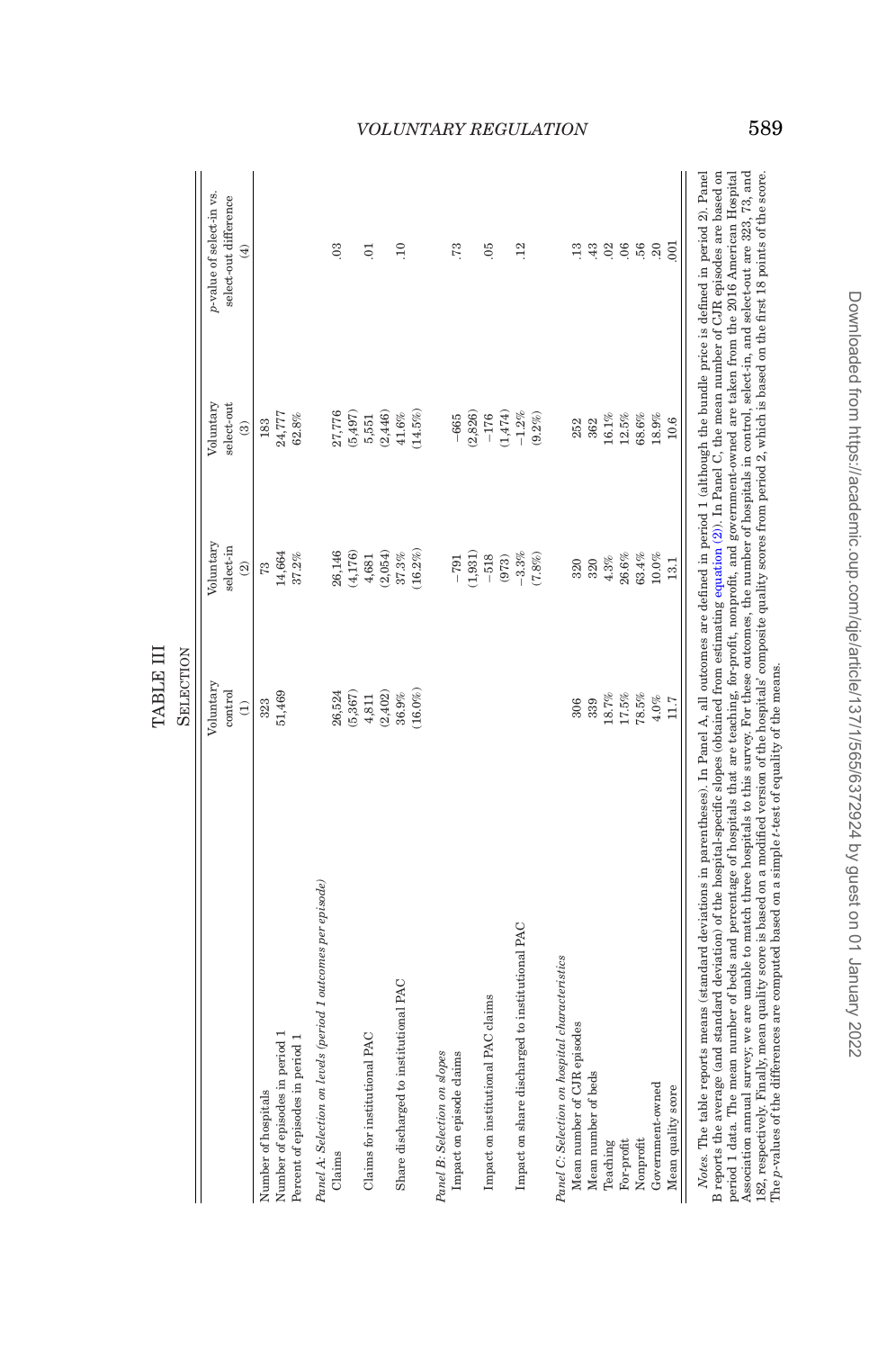TABLE III

SELECTION

| | Voluntary control (1) | Voluntary select-in (2) | Voluntary select-out (3) | p-value of select-in vs. select-out difference (4) |
|---|---|---|---|---|
| Number of hospitals | 323 | 73 | 183 | |
| Number of episodes in period 1 | 51,469 | 14,664 | 24,777 | |
| Percent of episodes in period 1 | | 37.2% | 62.8% | |
| *Panel A: Selection on levels (period 1 outcomes per episode)* | | | | |
| Claims | 26,524 | 26,146 | 27,776 | .03 |
| | (5,367) | (4,176) | (5,497) | |
| Claims for institutional PAC | 4,811 | 4,681 | 5,551 | .01 |
| | (2,402) | (2,054) | (2,446) | |
| Share discharged to institutional PAC | 36.9% | 37.3% | 41.6% | .10 |
| | (16.0%) | (16.2%) | (14.5%) | |
| *Panel B: Selection on slopes* | | | | |
| Impact on episode claims | | −791 | −665 | .73 |
| | | (1,931) | (2,826) | |
| Impact on institutional PAC claims | | −518 | −176 | .05 |
| | | (973) | (1,474) | |
| Impact on share discharged to institutional PAC | | −3.3% | −1.2% | .12 |
| | | (7.8%) | (9.2%) | |
| *Panel C: Selection on hospital characteristics* | | | | |
| Mean number of CJR episodes | 306 | 320 | 252 | .13 |
| Mean number of beds | 339 | 320 | 362 | .43 |
| Teaching | 18.7% | 4.3% | 16.1% | .02 |
| For-profit | 17.5% | 26.6% | 12.5% | .06 |
| Nonprofit | 78.5% | 63.4% | 68.6% | .56 |
| Government-owned | 4.0% | 10.0% | 18.9% | .20 |
| Mean quality score | 11.7 | 13.1 | 10.6 | .001 |

*Notes.* The table reports means (standard deviations in parentheses). In Panel A, all outcomes are defined in period 1 (although the bundle price is defined in period 2). Panel B reports the average (and standard deviation) of the hospital-specific slopes (obtained from estimating equation (2)). In Panel C, the mean number of CJR episodes are based on period 1 data. The mean number of beds and percentage of hospitals that are teaching, for-profit, nonprofit, and government-owned are taken from the 2016 American Hospital Association annual survey; we are unable to match three hospitals to this survey. For these outcomes, the number of hospitals in control, select-in, and select-out are 323, 73, and 182, respectively. Finally, mean quality score is based on a modified version of the hospitals' composite quality scores from period 2, which is based on the first 18 points of the score. The p-values of the differences are computed based on a simple t-test of equality of the means.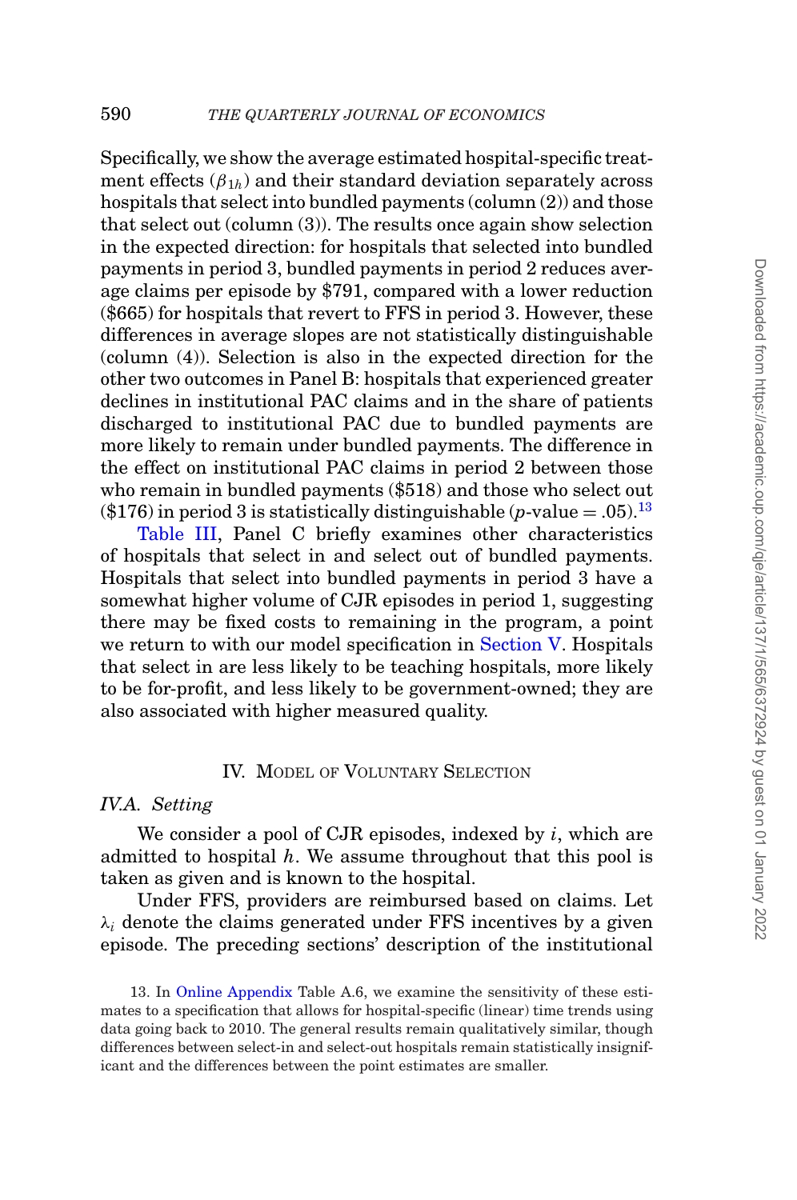Specifically, we show the average estimated hospital-specific treatment effects ($\beta_{1h}$) and their standard deviation separately across hospitals that select into bundled payments (column (2)) and those that select out (column (3)). The results once again show selection in the expected direction: for hospitals that selected into bundled payments in period 3, bundled payments in period 2 reduces average claims per episode by $791, compared with a lower reduction ($665) for hospitals that revert to FFS in period 3. However, these differences in average slopes are not statistically distinguishable (column (4)). Selection is also in the expected direction for the other two outcomes in Panel B: hospitals that experienced greater declines in institutional PAC claims and in the share of patients discharged to institutional PAC due to bundled payments are more likely to remain under bundled payments. The difference in the effect on institutional PAC claims in period 2 between those who remain in bundled payments ($518) and those who select out ($176) in period 3 is statistically distinguishable ($p$-value = .05).[13]

Table III, Panel C briefly examines other characteristics of hospitals that select in and select out of bundled payments. Hospitals that select into bundled payments in period 3 have a somewhat higher volume of CJR episodes in period 1, suggesting there may be fixed costs to remaining in the program, a point we return to with our model specification in Section V. Hospitals that select in are less likely to be teaching hospitals, more likely to be for-profit, and less likely to be government-owned; they are also associated with higher measured quality.

## IV. Model of Voluntary Selection

### IV.A. *Setting*

We consider a pool of CJR episodes, indexed by $i$, which are admitted to hospital $h$. We assume throughout that this pool is taken as given and is known to the hospital.

Under FFS, providers are reimbursed based on claims. Let $\lambda_i$ denote the claims generated under FFS incentives by a given episode. The preceding sections' description of the institutional

13. In Online Appendix Table A.6, we examine the sensitivity of these estimates to a specification that allows for hospital-specific (linear) time trends using data going back to 2010. The general results remain qualitatively similar, though differences between select-in and select-out hospitals remain statistically insignificant and the differences between the point estimates are smaller.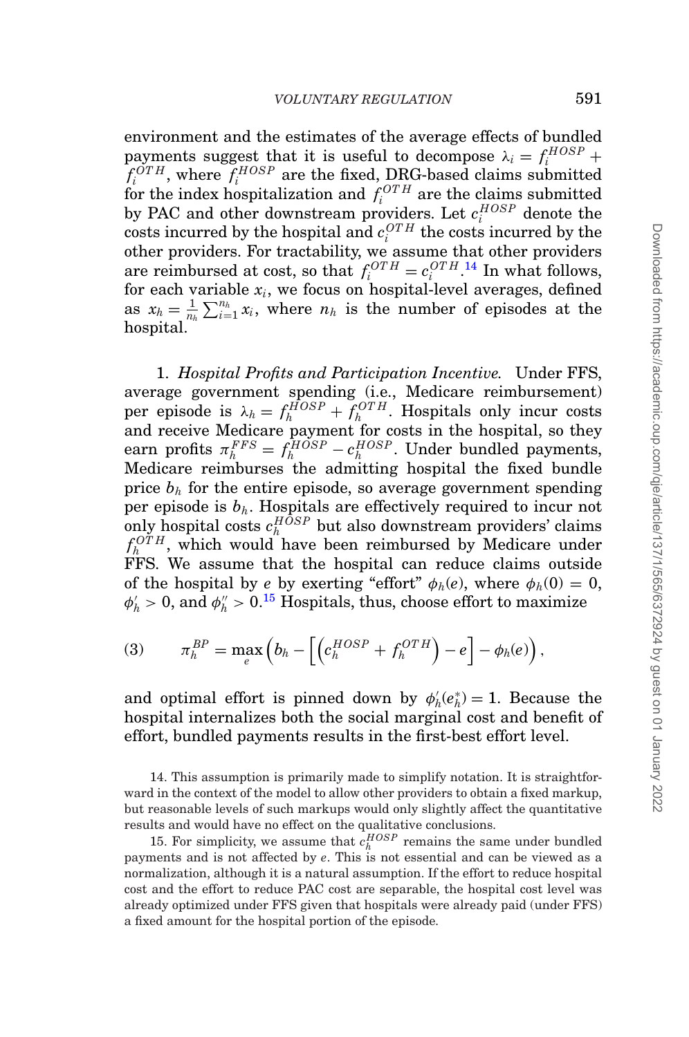environment and the estimates of the average effects of bundled payments suggest that it is useful to decompose $\lambda_i = f_i^{HOSP} + f_i^{OTH}$, where $f_i^{HOSP}$ are the fixed, DRG-based claims submitted for the index hospitalization and $f_i^{OTH}$ are the claims submitted by PAC and other downstream providers. Let $c_i^{HOSP}$ denote the costs incurred by the hospital and $c_i^{OTH}$ the costs incurred by the other providers. For tractability, we assume that other providers are reimbursed at cost, so that $f_i^{OTH} = c_i^{OTH}$.[14] In what follows, for each variable $x_i$, we focus on hospital-level averages, defined as $x_h = \frac{1}{n_h}\sum_{i=1}^{n_h} x_i$, where $n_h$ is the number of episodes at the hospital.

1. *Hospital Profits and Participation Incentive.* Under FFS, average government spending (i.e., Medicare reimbursement) per episode is $\lambda_h = f_h^{HOSP} + f_h^{OTH}$. Hospitals only incur costs and receive Medicare payment for costs in the hospital, so they earn profits $\pi_h^{FFS} = f_h^{HOSP} - c_h^{HOSP}$. Under bundled payments, Medicare reimburses the admitting hospital the fixed bundle price $b_h$ for the entire episode, so average government spending per episode is $b_h$. Hospitals are effectively required to incur not only hospital costs $c_h^{HOSP}$ but also downstream providers' claims $f_h^{OTH}$, which would have been reimbursed by Medicare under FFS. We assume that the hospital can reduce claims outside of the hospital by $e$ by exerting "effort" $\phi_h(e)$, where $\phi_h(0) = 0$, $\phi_h' > 0$, and $\phi_h'' > 0$.[15] Hospitals, thus, choose effort to maximize

$$\pi_h^{BP} = \max_e \left( b_h - \left[ \left( c_h^{HOSP} + f_h^{OTH} \right) - e \right] - \phi_h(e) \right), \tag{3}$$

and optimal effort is pinned down by $\phi_h'(e_h^*) = 1$. Because the hospital internalizes both the social marginal cost and benefit of effort, bundled payments results in the first-best effort level.

14. This assumption is primarily made to simplify notation. It is straightforward in the context of the model to allow other providers to obtain a fixed markup, but reasonable levels of such markups would only slightly affect the quantitative results and would have no effect on the qualitative conclusions.

15. For simplicity, we assume that $c_h^{HOSP}$ remains the same under bundled payments and is not affected by $e$. This is not essential and can be viewed as a normalization, although it is a natural assumption. If the effort to reduce hospital cost and the effort to reduce PAC cost are separable, the hospital cost level was already optimized under FFS given that hospitals were already paid (under FFS) a fixed amount for the hospital portion of the episode.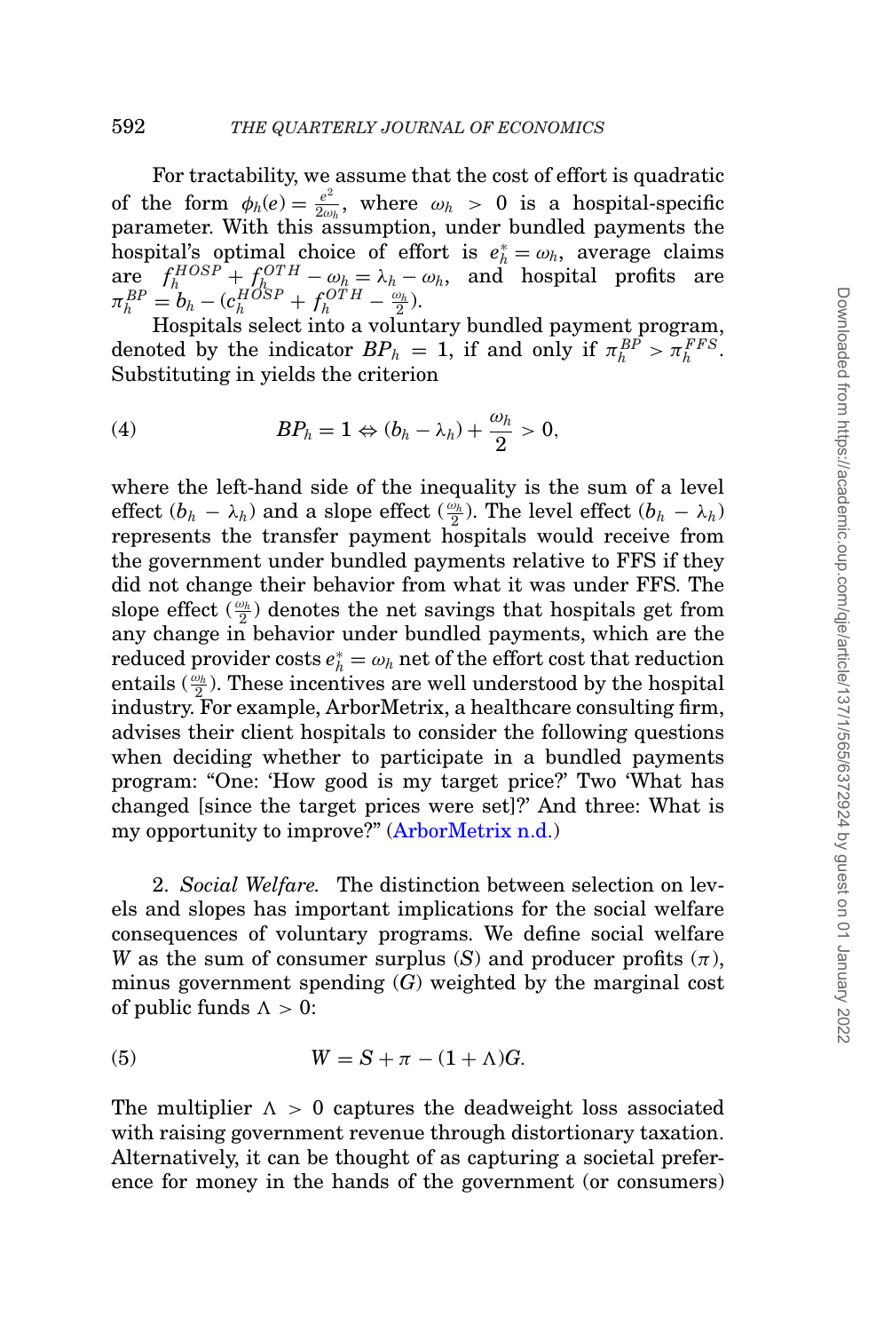For tractability, we assume that the cost of effort is quadratic of the form $\phi_h(e) = \frac{e^2}{2\omega_h}$, where $\omega_h > 0$ is a hospital-specific parameter. With this assumption, under bundled payments the hospital's optimal choice of effort is $e_h^* = \omega_h$, average claims are $f_h^{HOSP} + f_h^{OTH} - \omega_h = \lambda_h - \omega_h$, and hospital profits are $\pi_h^{BP} = b_h - (c_h^{HOSP} + f_h^{OTH} - \frac{\omega_h}{2})$.

Hospitals select into a voluntary bundled payment program, denoted by the indicator $BP_h = 1$, if and only if $\pi_h^{BP} > \pi_h^{FFS}$. Substituting in yields the criterion

$$BP_h = 1 \Leftrightarrow (b_h - \lambda_h) + \frac{\omega_h}{2} > 0, \tag{4}$$

where the left-hand side of the inequality is the sum of a level effect $(b_h - \lambda_h)$ and a slope effect $(\frac{\omega_h}{2})$. The level effect $(b_h - \lambda_h)$ represents the transfer payment hospitals would receive from the government under bundled payments relative to FFS if they did not change their behavior from what it was under FFS. The slope effect $(\frac{\omega_h}{2})$ denotes the net savings that hospitals get from any change in behavior under bundled payments, which are the reduced provider costs $e_h^* = \omega_h$ net of the effort cost that reduction entails $(\frac{\omega_h}{2})$. These incentives are well understood by the hospital industry. For example, ArborMetrix, a healthcare consulting firm, advises their client hospitals to consider the following questions when deciding whether to participate in a bundled payments program: "One: 'How good is my target price?' Two 'What has changed [since the target prices were set]?' And three: What is my opportunity to improve?" (ArborMetrix n.d.)

2. *Social Welfare.* The distinction between selection on levels and slopes has important implications for the social welfare consequences of voluntary programs. We define social welfare $W$ as the sum of consumer surplus $(S)$ and producer profits $(\pi)$, minus government spending $(G)$ weighted by the marginal cost of public funds $\Lambda > 0$:

$$W = S + \pi - (1 + \Lambda)G. \tag{5}$$

The multiplier $\Lambda > 0$ captures the deadweight loss associated with raising government revenue through distortionary taxation. Alternatively, it can be thought of as capturing a societal preference for money in the hands of the government (or consumers)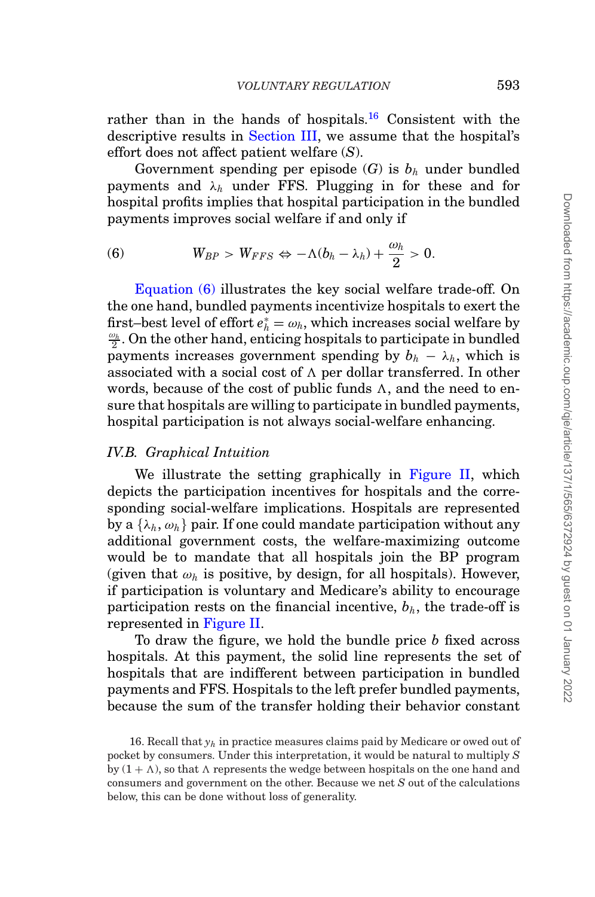rather than in the hands of hospitals.[16] Consistent with the descriptive results in Section III, we assume that the hospital's effort does not affect patient welfare ($S$).

Government spending per episode ($G$) is $b_h$ under bundled payments and $\lambda_h$ under FFS. Plugging in for these and for hospital profits implies that hospital participation in the bundled payments improves social welfare if and only if

$$(6) \qquad W_{BP} > W_{FFS} \Leftrightarrow -\Lambda(b_h - \lambda_h) + \frac{\omega_h}{2} > 0.$$

Equation (6) illustrates the key social welfare trade-off. On the one hand, bundled payments incentivize hospitals to exert the first–best level of effort $e_h^* = \omega_h$, which increases social welfare by $\frac{\omega_h}{2}$. On the other hand, enticing hospitals to participate in bundled payments increases government spending by $b_h - \lambda_h$, which is associated with a social cost of $\Lambda$ per dollar transferred. In other words, because of the cost of public funds $\Lambda$, and the need to ensure that hospitals are willing to participate in bundled payments, hospital participation is not always social-welfare enhancing.

### *IV.B. Graphical Intuition*

We illustrate the setting graphically in Figure II, which depicts the participation incentives for hospitals and the corresponding social-welfare implications. Hospitals are represented by a $\{\lambda_h, \omega_h\}$ pair. If one could mandate participation without any additional government costs, the welfare-maximizing outcome would be to mandate that all hospitals join the BP program (given that $\omega_h$ is positive, by design, for all hospitals). However, if participation is voluntary and Medicare's ability to encourage participation rests on the financial incentive, $b_h$, the trade-off is represented in Figure II.

To draw the figure, we hold the bundle price $b$ fixed across hospitals. At this payment, the solid line represents the set of hospitals that are indifferent between participation in bundled payments and FFS. Hospitals to the left prefer bundled payments, because the sum of the transfer holding their behavior constant

16. Recall that $y_h$ in practice measures claims paid by Medicare or owed out of pocket by consumers. Under this interpretation, it would be natural to multiply $S$ by $(1 + \Lambda)$, so that $\Lambda$ represents the wedge between hospitals on the one hand and consumers and government on the other. Because we net $S$ out of the calculations below, this can be done without loss of generality.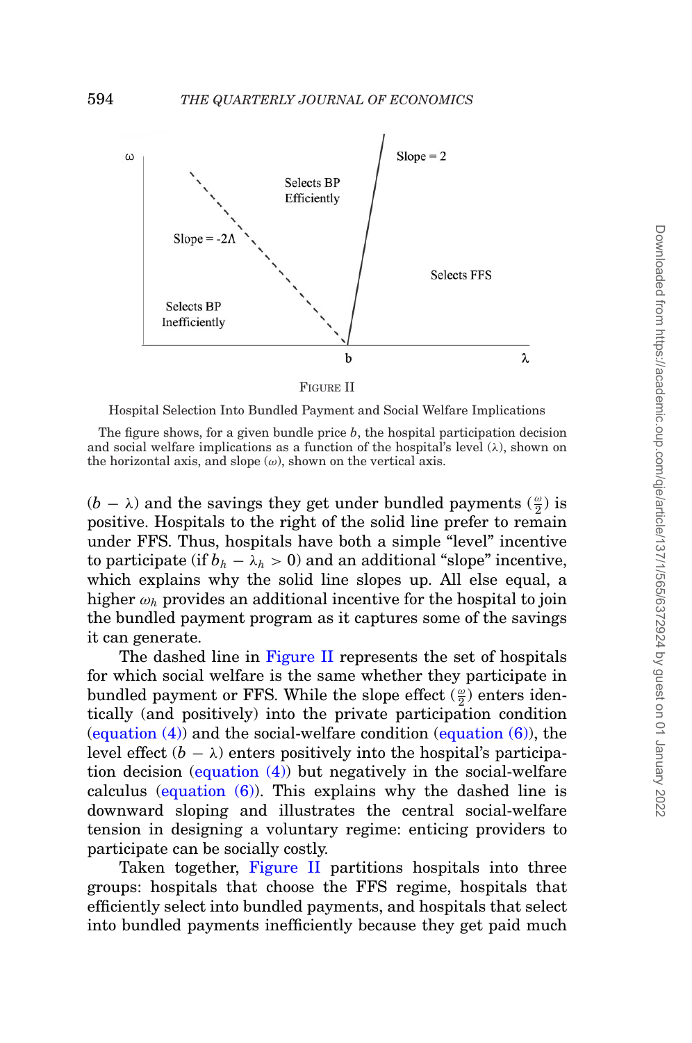FIGURE II

Hospital Selection Into Bundled Payment and Social Welfare Implications

The figure shows, for a given bundle price $b$, the hospital participation decision and social welfare implications as a function of the hospital's level ($\lambda$), shown on the horizontal axis, and slope ($\omega$), shown on the vertical axis.

$(b - \lambda)$ and the savings they get under bundled payments $(\frac{\omega}{2})$ is positive. Hospitals to the right of the solid line prefer to remain under FFS. Thus, hospitals have both a simple "level" incentive to participate (if $b_h - \lambda_h > 0$) and an additional "slope" incentive, which explains why the solid line slopes up. All else equal, a higher $\omega_h$ provides an additional incentive for the hospital to join the bundled payment program as it captures some of the savings it can generate.

The dashed line in Figure II represents the set of hospitals for which social welfare is the same whether they participate in bundled payment or FFS. While the slope effect $(\frac{\omega}{2})$ enters identically (and positively) into the private participation condition (equation (4)) and the social-welfare condition (equation (6)), the level effect $(b - \lambda)$ enters positively into the hospital's participation decision (equation (4)) but negatively in the social-welfare calculus (equation (6)). This explains why the dashed line is downward sloping and illustrates the central social-welfare tension in designing a voluntary regime: enticing providers to participate can be socially costly.

Taken together, Figure II partitions hospitals into three groups: hospitals that choose the FFS regime, hospitals that efficiently select into bundled payments, and hospitals that select into bundled payments inefficiently because they get paid much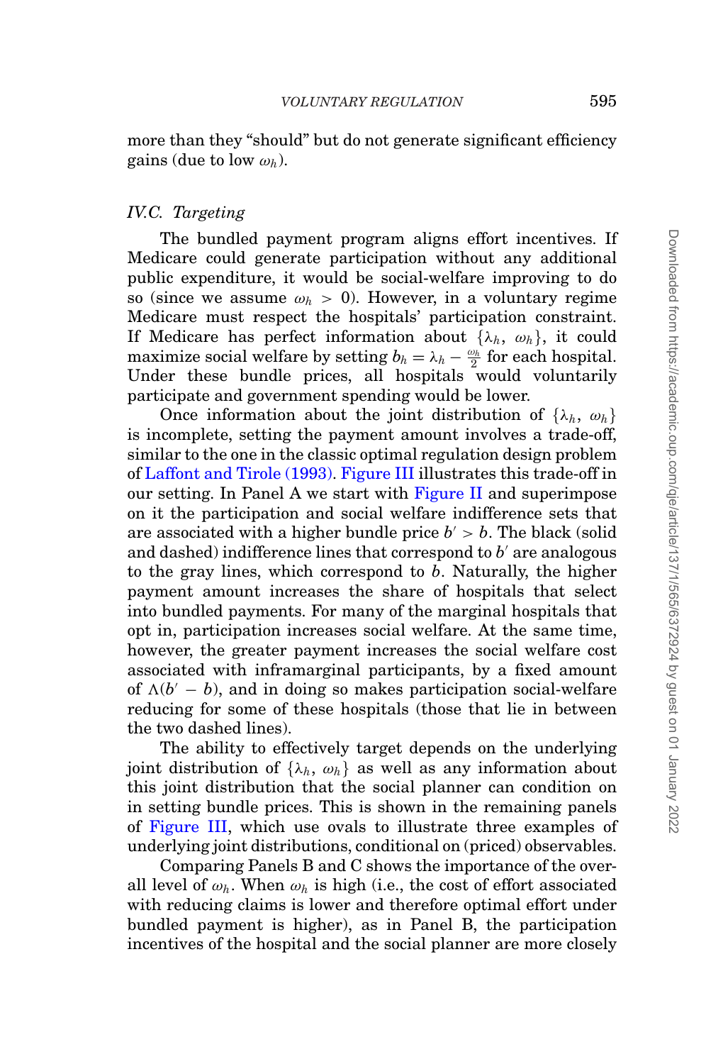more than they "should" but do not generate significant efficiency gains (due to low $\omega_h$).

### IV.C. Targeting

The bundled payment program aligns effort incentives. If Medicare could generate participation without any additional public expenditure, it would be social-welfare improving to do so (since we assume $\omega_h > 0$). However, in a voluntary regime Medicare must respect the hospitals' participation constraint. If Medicare has perfect information about $\{\lambda_h, \omega_h\}$, it could maximize social welfare by setting $b_h = \lambda_h - \frac{\omega_h}{2}$ for each hospital. Under these bundle prices, all hospitals would voluntarily participate and government spending would be lower.

Once information about the joint distribution of $\{\lambda_h, \omega_h\}$ is incomplete, setting the payment amount involves a trade-off, similar to the one in the classic optimal regulation design problem of Laffont and Tirole (1993). Figure III illustrates this trade-off in our setting. In Panel A we start with Figure II and superimpose on it the participation and social welfare indifference sets that are associated with a higher bundle price $b' > b$. The black (solid and dashed) indifference lines that correspond to $b'$ are analogous to the gray lines, which correspond to $b$. Naturally, the higher payment amount increases the share of hospitals that select into bundled payments. For many of the marginal hospitals that opt in, participation increases social welfare. At the same time, however, the greater payment increases the social welfare cost associated with inframarginal participants, by a fixed amount of $\Lambda(b' - b)$, and in doing so makes participation social-welfare reducing for some of these hospitals (those that lie in between the two dashed lines).

The ability to effectively target depends on the underlying joint distribution of $\{\lambda_h, \omega_h\}$ as well as any information about this joint distribution that the social planner can condition on in setting bundle prices. This is shown in the remaining panels of Figure III, which use ovals to illustrate three examples of underlying joint distributions, conditional on (priced) observables.

Comparing Panels B and C shows the importance of the overall level of $\omega_h$. When $\omega_h$ is high (i.e., the cost of effort associated with reducing claims is lower and therefore optimal effort under bundled payment is higher), as in Panel B, the participation incentives of the hospital and the social planner are more closely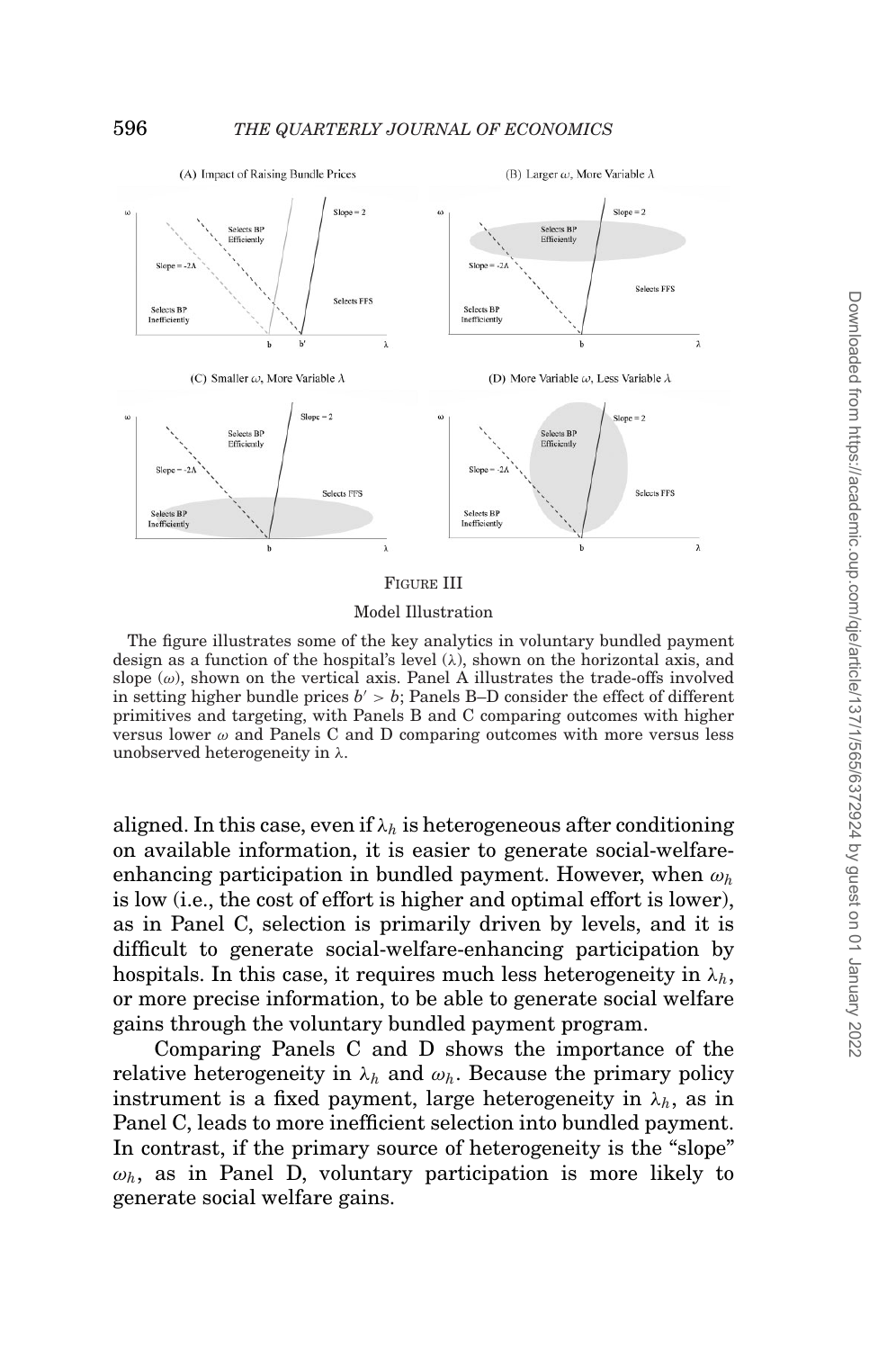FIGURE III

Model Illustration

The figure illustrates some of the key analytics in voluntary bundled payment design as a function of the hospital's level ($\lambda$), shown on the horizontal axis, and slope ($\omega$), shown on the vertical axis. Panel A illustrates the trade-offs involved in setting higher bundle prices $b' > b$; Panels B–D consider the effect of different primitives and targeting, with Panels B and C comparing outcomes with higher versus lower $\omega$ and Panels C and D comparing outcomes with more versus less unobserved heterogeneity in $\lambda$.

aligned. In this case, even if $\lambda_h$ is heterogeneous after conditioning on available information, it is easier to generate social-welfare-enhancing participation in bundled payment. However, when $\omega_h$ is low (i.e., the cost of effort is higher and optimal effort is lower), as in Panel C, selection is primarily driven by levels, and it is difficult to generate social-welfare-enhancing participation by hospitals. In this case, it requires much less heterogeneity in $\lambda_h$, or more precise information, to be able to generate social welfare gains through the voluntary bundled payment program.

Comparing Panels C and D shows the importance of the relative heterogeneity in $\lambda_h$ and $\omega_h$. Because the primary policy instrument is a fixed payment, large heterogeneity in $\lambda_h$, as in Panel C, leads to more inefficient selection into bundled payment. In contrast, if the primary source of heterogeneity is the "slope" $\omega_h$, as in Panel D, voluntary participation is more likely to generate social welfare gains.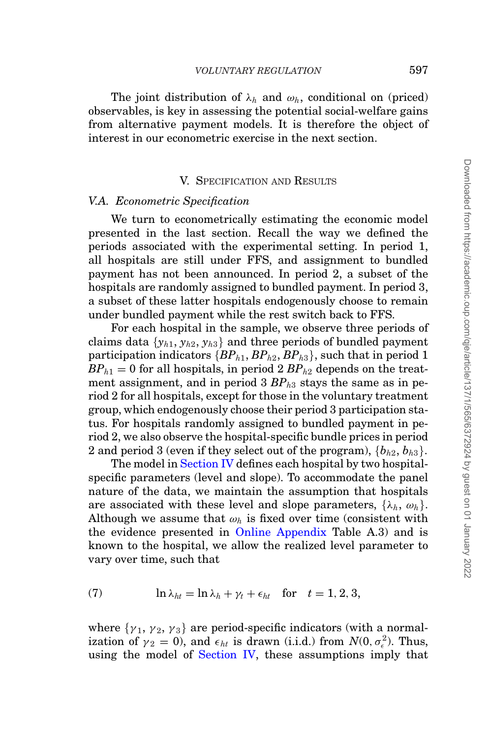The joint distribution of $\lambda_h$ and $\omega_h$, conditional on (priced) observables, is key in assessing the potential social-welfare gains from alternative payment models. It is therefore the object of interest in our econometric exercise in the next section.

## V. Specification and Results

### V.A. *Econometric Specification*

We turn to econometrically estimating the economic model presented in the last section. Recall the way we defined the periods associated with the experimental setting. In period 1, all hospitals are still under FFS, and assignment to bundled payment has not been announced. In period 2, a subset of the hospitals are randomly assigned to bundled payment. In period 3, a subset of these latter hospitals endogenously choose to remain under bundled payment while the rest switch back to FFS.

For each hospital in the sample, we observe three periods of claims data $\{y_{h1}, y_{h2}, y_{h3}\}$ and three periods of bundled payment participation indicators $\{BP_{h1}, BP_{h2}, BP_{h3}\}$, such that in period 1 $BP_{h1} = 0$ for all hospitals, in period 2 $BP_{h2}$ depends on the treatment assignment, and in period 3 $BP_{h3}$ stays the same as in period 2 for all hospitals, except for those in the voluntary treatment group, which endogenously choose their period 3 participation status. For hospitals randomly assigned to bundled payment in period 2, we also observe the hospital-specific bundle prices in period 2 and period 3 (even if they select out of the program), $\{b_{h2}, b_{h3}\}$.

The model in Section IV defines each hospital by two hospital-specific parameters (level and slope). To accommodate the panel nature of the data, we maintain the assumption that hospitals are associated with these level and slope parameters, $\{\lambda_h, \omega_h\}$. Although we assume that $\omega_h$ is fixed over time (consistent with the evidence presented in Online Appendix Table A.3) and is known to the hospital, we allow the realized level parameter to vary over time, such that

$$\ln \lambda_{ht} = \ln \lambda_h + \gamma_t + \epsilon_{ht} \quad \text{for} \quad t = 1, 2, 3, \tag{7}$$

where $\{\gamma_1, \gamma_2, \gamma_3\}$ are period-specific indicators (with a normalization of $\gamma_2 = 0$), and $\epsilon_{ht}$ is drawn (i.i.d.) from $N(0, \sigma_\epsilon^2)$. Thus, using the model of Section IV, these assumptions imply that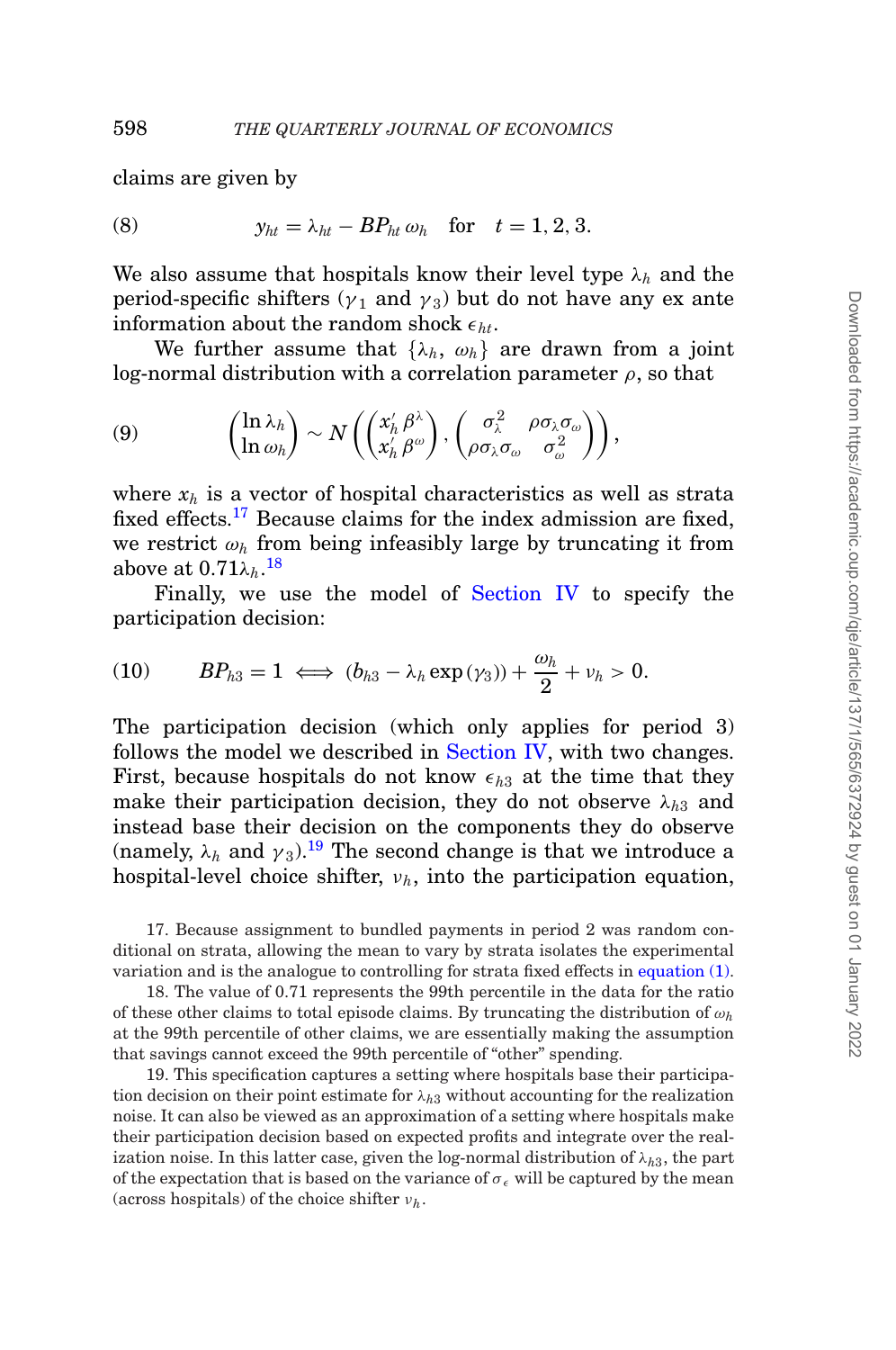claims are given by

$$(8) \qquad y_{ht} = \lambda_{ht} - BP_{ht}\,\omega_h \quad \text{for} \quad t = 1, 2, 3.$$

We also assume that hospitals know their level type $\lambda_h$ and the period-specific shifters ($\gamma_1$ and $\gamma_3$) but do not have any ex ante information about the random shock $\epsilon_{ht}$.

We further assume that $\{\lambda_h, \omega_h\}$ are drawn from a joint log-normal distribution with a correlation parameter $\rho$, so that

$$(9) \qquad \begin{pmatrix} \ln \lambda_h \\ \ln \omega_h \end{pmatrix} \sim N\left( \begin{pmatrix} x_h' \beta^{\lambda} \\ x_h' \beta^{\omega} \end{pmatrix}, \begin{pmatrix} \sigma_{\lambda}^2 & \rho\sigma_{\lambda}\sigma_{\omega} \\ \rho\sigma_{\lambda}\sigma_{\omega} & \sigma_{\omega}^2 \end{pmatrix} \right),$$

where $x_h$ is a vector of hospital characteristics as well as strata fixed effects.[17] Because claims for the index admission are fixed, we restrict $\omega_h$ from being infeasibly large by truncating it from above at $0.71\lambda_h$.[18]

Finally, we use the model of Section IV to specify the participation decision:

$$(10) \qquad BP_{h3} = 1 \iff (b_{h3} - \lambda_h \exp(\gamma_3)) + \frac{\omega_h}{2} + \nu_h > 0.$$

The participation decision (which only applies for period 3) follows the model we described in Section IV, with two changes. First, because hospitals do not know $\epsilon_{h3}$ at the time that they make their participation decision, they do not observe $\lambda_{h3}$ and instead base their decision on the components they do observe (namely, $\lambda_h$ and $\gamma_3$).[19] The second change is that we introduce a hospital-level choice shifter, $\nu_h$, into the participation equation,

17. Because assignment to bundled payments in period 2 was random conditional on strata, allowing the mean to vary by strata isolates the experimental variation and is the analogue to controlling for strata fixed effects in equation (1).

18. The value of 0.71 represents the 99th percentile in the data for the ratio of these other claims to total episode claims. By truncating the distribution of $\omega_h$ at the 99th percentile of other claims, we are essentially making the assumption that savings cannot exceed the 99th percentile of "other" spending.

19. This specification captures a setting where hospitals base their participation decision on their point estimate for $\lambda_{h3}$ without accounting for the realization noise. It can also be viewed as an approximation of a setting where hospitals make their participation decision based on expected profits and integrate over the realization noise. In this latter case, given the log-normal distribution of $\lambda_{h3}$, the part of the expectation that is based on the variance of $\sigma_\epsilon$ will be captured by the mean (across hospitals) of the choice shifter $\nu_h$.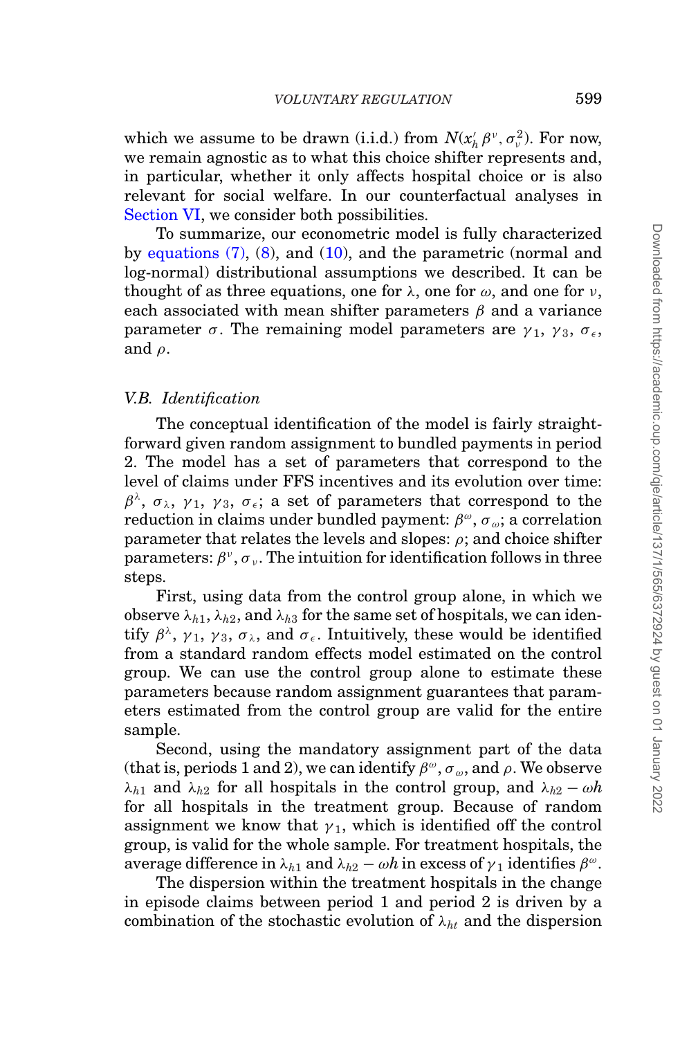which we assume to be drawn (i.i.d.) from $N(x_h' \beta^{\nu}, \sigma_{\nu}^2)$. For now, we remain agnostic as to what this choice shifter represents and, in particular, whether it only affects hospital choice or is also relevant for social welfare. In our counterfactual analyses in Section VI, we consider both possibilities.

To summarize, our econometric model is fully characterized by equations (7), (8), and (10), and the parametric (normal and log-normal) distributional assumptions we described. It can be thought of as three equations, one for $\lambda$, one for $\omega$, and one for $\nu$, each associated with mean shifter parameters $\beta$ and a variance parameter $\sigma$. The remaining model parameters are $\gamma_1$, $\gamma_3$, $\sigma_{\epsilon}$, and $\rho$.

### *V.B. Identification*

The conceptual identification of the model is fairly straightforward given random assignment to bundled payments in period 2. The model has a set of parameters that correspond to the level of claims under FFS incentives and its evolution over time: $\beta^{\lambda}$, $\sigma_{\lambda}$, $\gamma_1$, $\gamma_3$, $\sigma_{\epsilon}$; a set of parameters that correspond to the reduction in claims under bundled payment: $\beta^{\omega}$, $\sigma_{\omega}$; a correlation parameter that relates the levels and slopes: $\rho$; and choice shifter parameters: $\beta^{\nu}$, $\sigma_{\nu}$. The intuition for identification follows in three steps.

First, using data from the control group alone, in which we observe $\lambda_{h1}$, $\lambda_{h2}$, and $\lambda_{h3}$ for the same set of hospitals, we can identify $\beta^{\lambda}$, $\gamma_1$, $\gamma_3$, $\sigma_{\lambda}$, and $\sigma_{\epsilon}$. Intuitively, these would be identified from a standard random effects model estimated on the control group. We can use the control group alone to estimate these parameters because random assignment guarantees that parameters estimated from the control group are valid for the entire sample.

Second, using the mandatory assignment part of the data (that is, periods 1 and 2), we can identify $\beta^{\omega}$, $\sigma_{\omega}$, and $\rho$. We observe $\lambda_{h1}$ and $\lambda_{h2}$ for all hospitals in the control group, and $\lambda_{h2} - \omega h$ for all hospitals in the treatment group. Because of random assignment we know that $\gamma_1$, which is identified off the control group, is valid for the whole sample. For treatment hospitals, the average difference in $\lambda_{h1}$ and $\lambda_{h2} - \omega h$ in excess of $\gamma_1$ identifies $\beta^{\omega}$.

The dispersion within the treatment hospitals in the change in episode claims between period 1 and period 2 is driven by a combination of the stochastic evolution of $\lambda_{ht}$ and the dispersion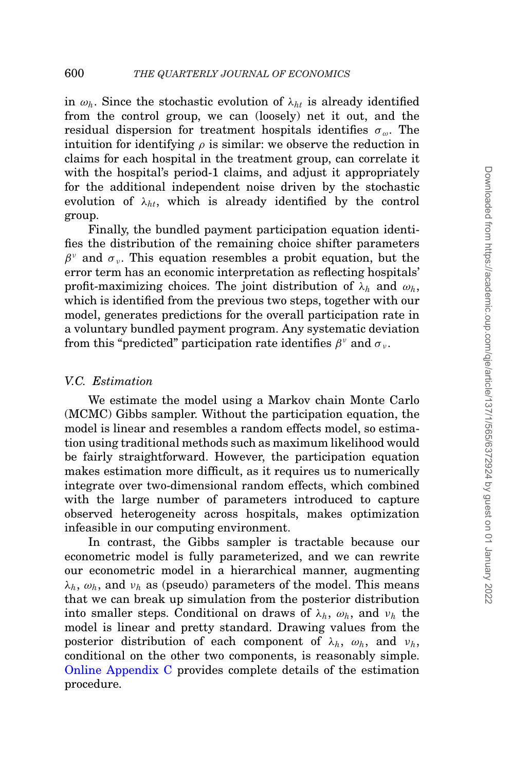in $\omega_h$. Since the stochastic evolution of $\lambda_{ht}$ is already identified from the control group, we can (loosely) net it out, and the residual dispersion for treatment hospitals identifies $\sigma_\omega$. The intuition for identifying $\rho$ is similar: we observe the reduction in claims for each hospital in the treatment group, can correlate it with the hospital's period-1 claims, and adjust it appropriately for the additional independent noise driven by the stochastic evolution of $\lambda_{ht}$, which is already identified by the control group.

Finally, the bundled payment participation equation identifies the distribution of the remaining choice shifter parameters $\beta^\nu$ and $\sigma_\nu$. This equation resembles a probit equation, but the error term has an economic interpretation as reflecting hospitals' profit-maximizing choices. The joint distribution of $\lambda_h$ and $\omega_h$, which is identified from the previous two steps, together with our model, generates predictions for the overall participation rate in a voluntary bundled payment program. Any systematic deviation from this "predicted" participation rate identifies $\beta^\nu$ and $\sigma_\nu$.

### *V.C. Estimation*

We estimate the model using a Markov chain Monte Carlo (MCMC) Gibbs sampler. Without the participation equation, the model is linear and resembles a random effects model, so estimation using traditional methods such as maximum likelihood would be fairly straightforward. However, the participation equation makes estimation more difficult, as it requires us to numerically integrate over two-dimensional random effects, which combined with the large number of parameters introduced to capture observed heterogeneity across hospitals, makes optimization infeasible in our computing environment.

In contrast, the Gibbs sampler is tractable because our econometric model is fully parameterized, and we can rewrite our econometric model in a hierarchical manner, augmenting $\lambda_h$, $\omega_h$, and $\nu_h$ as (pseudo) parameters of the model. This means that we can break up simulation from the posterior distribution into smaller steps. Conditional on draws of $\lambda_h$, $\omega_h$, and $\nu_h$ the model is linear and pretty standard. Drawing values from the posterior distribution of each component of $\lambda_h$, $\omega_h$, and $\nu_h$, conditional on the other two components, is reasonably simple. Online Appendix C provides complete details of the estimation procedure.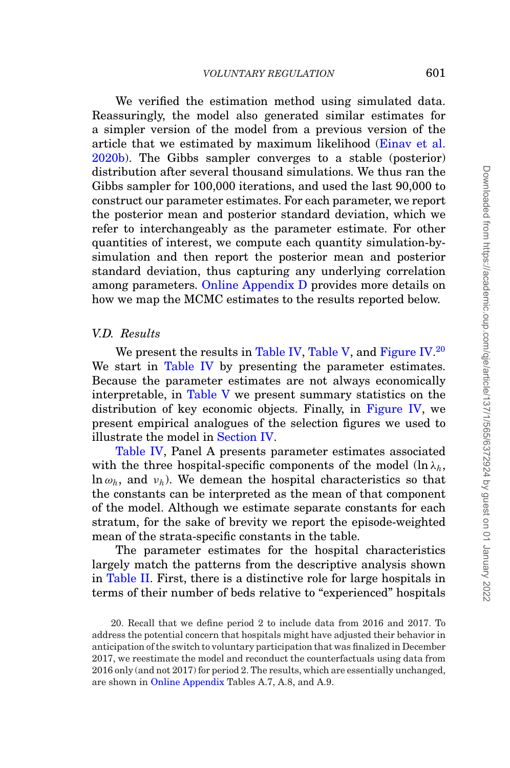We verified the estimation method using simulated data. Reassuringly, the model also generated similar estimates for a simpler version of the model from a previous version of the article that we estimated by maximum likelihood (Einav et al. 2020b). The Gibbs sampler converges to a stable (posterior) distribution after several thousand simulations. We thus ran the Gibbs sampler for 100,000 iterations, and used the last 90,000 to construct our parameter estimates. For each parameter, we report the posterior mean and posterior standard deviation, which we refer to interchangeably as the parameter estimate. For other quantities of interest, we compute each quantity simulation-by-simulation and then report the posterior mean and posterior standard deviation, thus capturing any underlying correlation among parameters. Online Appendix D provides more details on how we map the MCMC estimates to the results reported below.

### *V.D. Results*

We present the results in Table IV, Table V, and Figure IV.[20] We start in Table IV by presenting the parameter estimates. Because the parameter estimates are not always economically interpretable, in Table V we present summary statistics on the distribution of key economic objects. Finally, in Figure IV, we present empirical analogues of the selection figures we used to illustrate the model in Section IV.

Table IV, Panel A presents parameter estimates associated with the three hospital-specific components of the model ($\ln \lambda_h$, $\ln \omega_h$, and $\nu_h$). We demean the hospital characteristics so that the constants can be interpreted as the mean of that component of the model. Although we estimate separate constants for each stratum, for the sake of brevity we report the episode-weighted mean of the strata-specific constants in the table.

The parameter estimates for the hospital characteristics largely match the patterns from the descriptive analysis shown in Table II. First, there is a distinctive role for large hospitals in terms of their number of beds relative to "experienced" hospitals

20. Recall that we define period 2 to include data from 2016 and 2017. To address the potential concern that hospitals might have adjusted their behavior in anticipation of the switch to voluntary participation that was finalized in December 2017, we reestimate the model and reconduct the counterfactuals using data from 2016 only (and not 2017) for period 2. The results, which are essentially unchanged, are shown in Online Appendix Tables A.7, A.8, and A.9.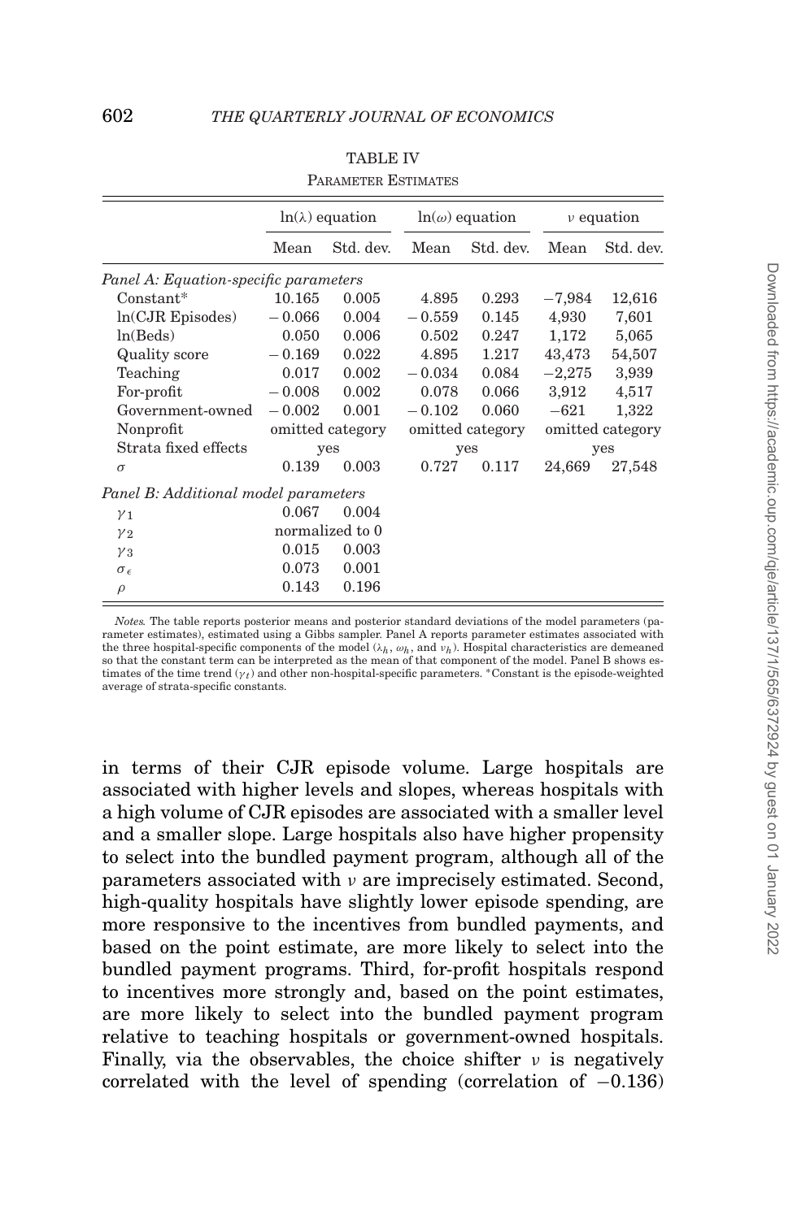TABLE IV

Parameter Estimates

| | $\ln(\lambda)$ equation | | $\ln(\omega)$ equation | | $\nu$ equation | |
|---|---|---|---|---|---|---|
| | Mean | Std. dev. | Mean | Std. dev. | Mean | Std. dev. |
| *Panel A: Equation-specific parameters* | | | | | | |
| Constant* | 10.165 | 0.005 | 4.895 | 0.293 | −7,984 | 12,616 |
| ln(CJR Episodes) | −0.066 | 0.004 | −0.559 | 0.145 | 4,930 | 7,601 |
| ln(Beds) | 0.050 | 0.006 | 0.502 | 0.247 | 1,172 | 5,065 |
| Quality score | −0.169 | 0.022 | 4.895 | 1.217 | 43,473 | 54,507 |
| Teaching | 0.017 | 0.002 | −0.034 | 0.084 | −2,275 | 3,939 |
| For-profit | −0.008 | 0.002 | 0.078 | 0.066 | 3,912 | 4,517 |
| Government-owned | −0.002 | 0.001 | −0.102 | 0.060 | −621 | 1,322 |
| Nonprofit | omitted category | | omitted category | | omitted category | |
| Strata fixed effects | yes | | yes | | yes | |
| $\sigma$ | 0.139 | 0.003 | 0.727 | 0.117 | 24,669 | 27,548 |
| *Panel B: Additional model parameters* | | | | | | |
| $\gamma_1$ | 0.067 | 0.004 | | | | |
| $\gamma_2$ | normalized to 0 | | | | | |
| $\gamma_3$ | 0.015 | 0.003 | | | | |
| $\sigma_\epsilon$ | 0.073 | 0.001 | | | | |
| $\rho$ | 0.143 | 0.196 | | | | |

*Notes.* The table reports posterior means and posterior standard deviations of the model parameters (parameter estimates), estimated using a Gibbs sampler. Panel A reports parameter estimates associated with the three hospital-specific components of the model ($\lambda_h$, $\omega_h$, and $\nu_h$). Hospital characteristics are demeaned so that the constant term can be interpreted as the mean of that component of the model. Panel B shows estimates of the time trend ($\gamma_t$) and other non-hospital-specific parameters. *Constant is the episode-weighted average of strata-specific constants.

in terms of their CJR episode volume. Large hospitals are associated with higher levels and slopes, whereas hospitals with a high volume of CJR episodes are associated with a smaller level and a smaller slope. Large hospitals also have higher propensity to select into the bundled payment program, although all of the parameters associated with $\nu$ are imprecisely estimated. Second, high-quality hospitals have slightly lower episode spending, are more responsive to the incentives from bundled payments, and based on the point estimate, are more likely to select into the bundled payment programs. Third, for-profit hospitals respond to incentives more strongly and, based on the point estimates, are more likely to select into the bundled payment program relative to teaching hospitals or government-owned hospitals. Finally, via the observables, the choice shifter $\nu$ is negatively correlated with the level of spending (correlation of $-0.136$)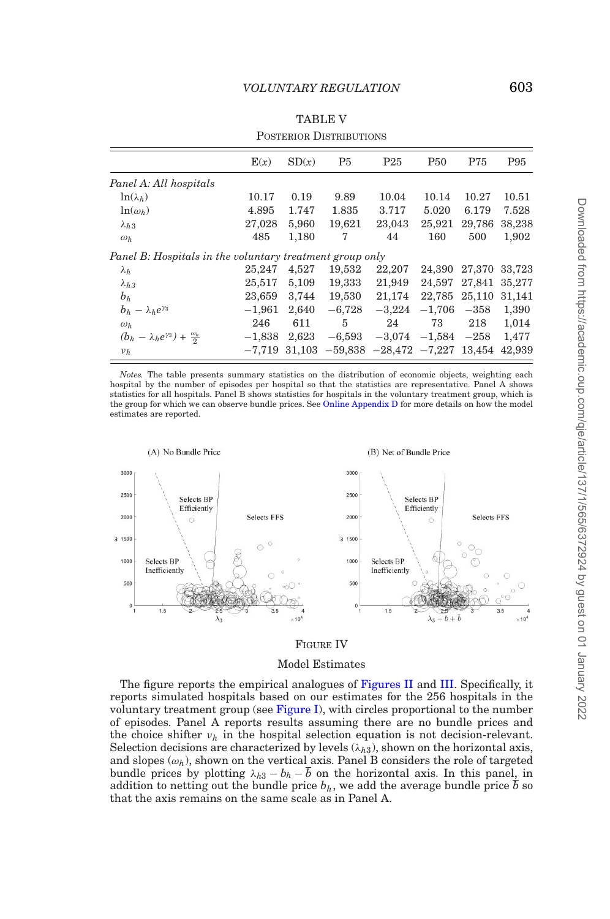TABLE V

POSTERIOR DISTRIBUTIONS

| | E(x) | SD(x) | P5 | P25 | P50 | P75 | P95 |
|---|---|---|---|---|---|---|---|
| *Panel A: All hospitals* | | | | | | | |
| $\ln(\lambda_h)$ | 10.17 | 0.19 | 9.89 | 10.04 | 10.14 | 10.27 | 10.51 |
| $\ln(\omega_h)$ | 4.895 | 1.747 | 1.835 | 3.717 | 5.020 | 6.179 | 7.528 |
| $\lambda_{h3}$ | 27,028 | 5,960 | 19,621 | 23,043 | 25,921 | 29,786 | 38,238 |
| $\omega_h$ | 485 | 1,180 | 7 | 44 | 160 | 500 | 1,902 |
| *Panel B: Hospitals in the voluntary treatment group only* | | | | | | | |
| $\lambda_h$ | 25,247 | 4,527 | 19,532 | 22,207 | 24,390 | 27,370 | 33,723 |
| $\lambda_{h3}$ | 25,517 | 5,109 | 19,333 | 21,949 | 24,597 | 27,841 | 35,277 |
| $b_h$ | 23,659 | 3,744 | 19,530 | 21,174 | 22,785 | 25,110 | 31,141 |
| $b_h - \lambda_h e^{\gamma_3}$ | −1,961 | 2,640 | −6,728 | −3,224 | −1,706 | −358 | 1,390 |
| $\omega_h$ | 246 | 611 | 5 | 24 | 73 | 218 | 1,014 |
| $(b_h - \lambda_h e^{\gamma_3}) + \frac{\omega_h}{2}$ | −1,838 | 2,623 | −6,593 | −3,074 | −1,584 | −258 | 1,477 |
| $\nu_h$ | −7,719 | 31,103 | −59,838 | −28,472 | −7,227 | 13,454 | 42,939 |

*Notes.* The table presents summary statistics on the distribution of economic objects, weighting each hospital by the number of episodes per hospital so that the statistics are representative. Panel A shows statistics for all hospitals. Panel B shows statistics for hospitals in the voluntary treatment group, which is the group for which we can observe bundle prices. See Online Appendix D for more details on how the model estimates are reported.

FIGURE IV

Model Estimates

The figure reports the empirical analogues of Figures II and III. Specifically, it reports simulated hospitals based on our estimates for the 256 hospitals in the voluntary treatment group (see Figure I), with circles proportional to the number of episodes. Panel A reports results assuming there are no bundle prices and the choice shifter $\nu_h$ in the hospital selection equation is not decision-relevant. Selection decisions are characterized by levels ($\lambda_{h3}$), shown on the horizontal axis, and slopes ($\omega_h$), shown on the vertical axis. Panel B considers the role of targeted bundle prices by plotting $\lambda_{h3} - b_h - \bar{b}$ on the horizontal axis. In this panel, in addition to netting out the bundle price $b_h$, we add the average bundle price $\bar{b}$ so that the axis remains on the same scale as in Panel A.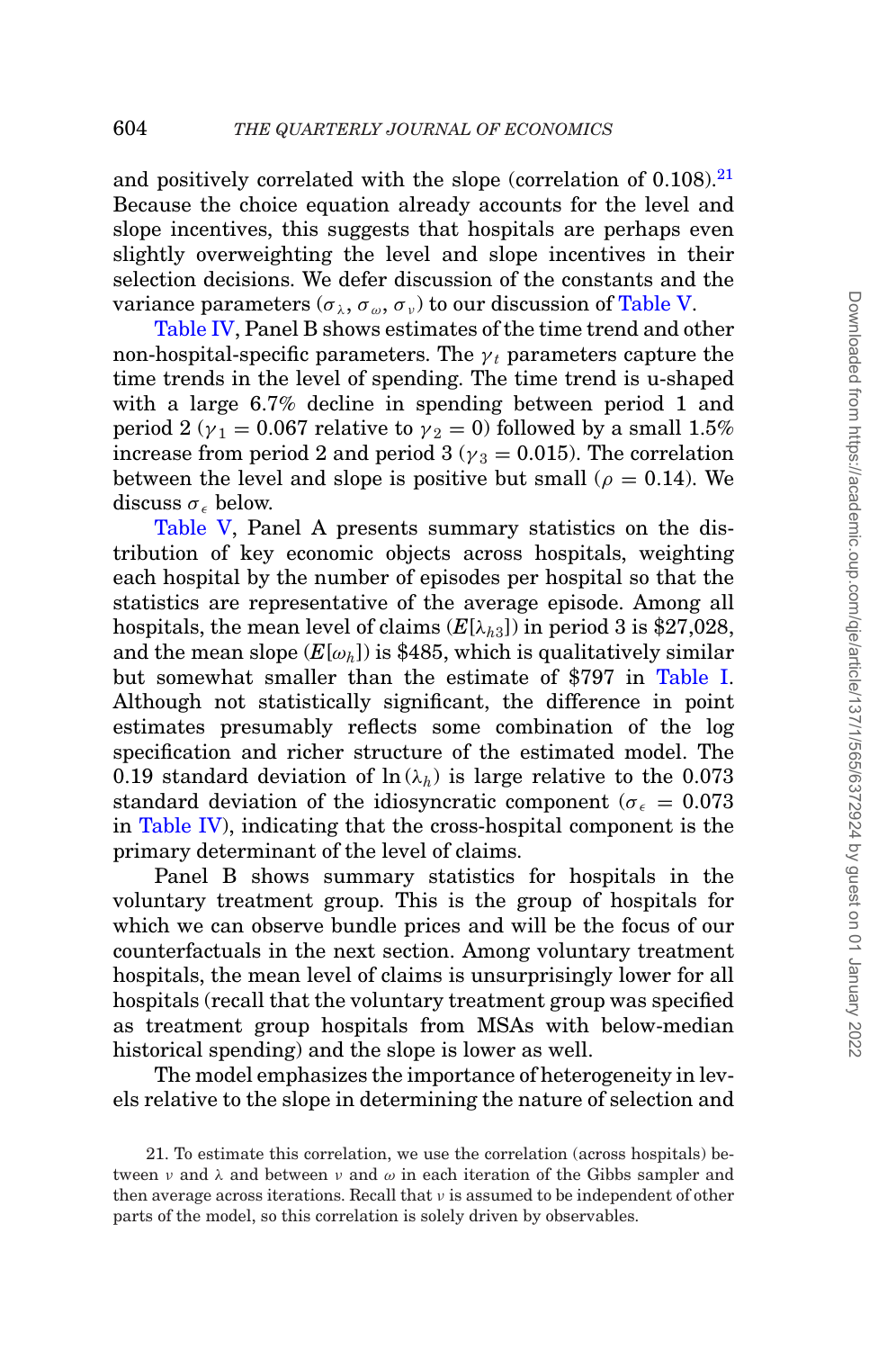and positively correlated with the slope (correlation of 0.108).[21] Because the choice equation already accounts for the level and slope incentives, this suggests that hospitals are perhaps even slightly overweighting the level and slope incentives in their selection decisions. We defer discussion of the constants and the variance parameters ($\sigma_\lambda$, $\sigma_\omega$, $\sigma_\nu$) to our discussion of Table V.

Table IV, Panel B shows estimates of the time trend and other non-hospital-specific parameters. The $\gamma_t$ parameters capture the time trends in the level of spending. The time trend is u-shaped with a large 6.7% decline in spending between period 1 and period 2 ($\gamma_1 = 0.067$ relative to $\gamma_2 = 0$) followed by a small 1.5% increase from period 2 and period 3 ($\gamma_3 = 0.015$). The correlation between the level and slope is positive but small ($\rho = 0.14$). We discuss $\sigma_\epsilon$ below.

Table V, Panel A presents summary statistics on the distribution of key economic objects across hospitals, weighting each hospital by the number of episodes per hospital so that the statistics are representative of the average episode. Among all hospitals, the mean level of claims ($E[\lambda_{h3}]$) in period 3 is \$27,028, and the mean slope ($E[\omega_h]$) is \$485, which is qualitatively similar but somewhat smaller than the estimate of \$797 in Table I. Although not statistically significant, the difference in point estimates presumably reflects some combination of the log specification and richer structure of the estimated model. The 0.19 standard deviation of $\ln(\lambda_h)$ is large relative to the 0.073 standard deviation of the idiosyncratic component ($\sigma_\epsilon = 0.073$ in Table IV), indicating that the cross-hospital component is the primary determinant of the level of claims.

Panel B shows summary statistics for hospitals in the voluntary treatment group. This is the group of hospitals for which we can observe bundle prices and will be the focus of our counterfactuals in the next section. Among voluntary treatment hospitals, the mean level of claims is unsurprisingly lower for all hospitals (recall that the voluntary treatment group was specified as treatment group hospitals from MSAs with below-median historical spending) and the slope is lower as well.

The model emphasizes the importance of heterogeneity in levels relative to the slope in determining the nature of selection and

21. To estimate this correlation, we use the correlation (across hospitals) between $\nu$ and $\lambda$ and between $\nu$ and $\omega$ in each iteration of the Gibbs sampler and then average across iterations. Recall that $\nu$ is assumed to be independent of other parts of the model, so this correlation is solely driven by observables.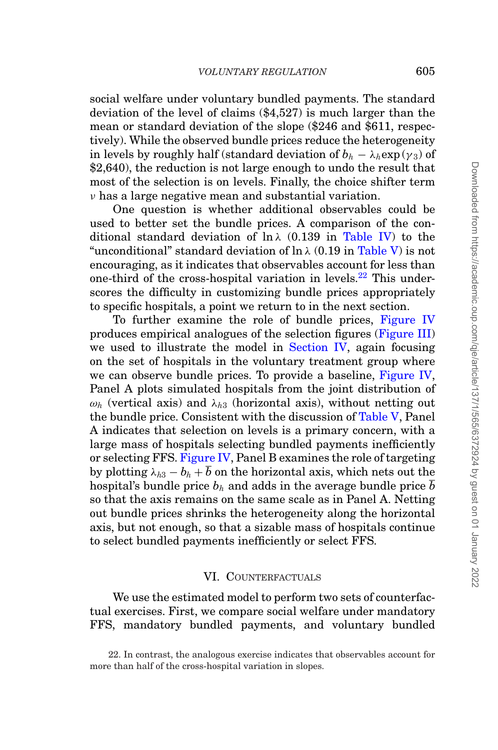social welfare under voluntary bundled payments. The standard deviation of the level of claims ($4,527) is much larger than the mean or standard deviation of the slope ($246 and $611, respectively). While the observed bundle prices reduce the heterogeneity in levels by roughly half (standard deviation of $b_h - \lambda_h \exp(\gamma_3)$ of $2,640), the reduction is not large enough to undo the result that most of the selection is on levels. Finally, the choice shifter term $\nu$ has a large negative mean and substantial variation.

One question is whether additional observables could be used to better set the bundle prices. A comparison of the conditional standard deviation of $\ln \lambda$ (0.139 in Table IV) to the "unconditional" standard deviation of $\ln \lambda$ (0.19 in Table V) is not encouraging, as it indicates that observables account for less than one-third of the cross-hospital variation in levels.[22] This underscores the difficulty in customizing bundle prices appropriately to specific hospitals, a point we return to in the next section.

To further examine the role of bundle prices, Figure IV produces empirical analogues of the selection figures (Figure III) we used to illustrate the model in Section IV, again focusing on the set of hospitals in the voluntary treatment group where we can observe bundle prices. To provide a baseline, Figure IV, Panel A plots simulated hospitals from the joint distribution of $\omega_h$ (vertical axis) and $\lambda_{h3}$ (horizontal axis), without netting out the bundle price. Consistent with the discussion of Table V, Panel A indicates that selection on levels is a primary concern, with a large mass of hospitals selecting bundled payments inefficiently or selecting FFS. Figure IV, Panel B examines the role of targeting by plotting $\lambda_{h3} - b_h + \overline{b}$ on the horizontal axis, which nets out the hospital's bundle price $b_h$ and adds in the average bundle price $\overline{b}$ so that the axis remains on the same scale as in Panel A. Netting out bundle prices shrinks the heterogeneity along the horizontal axis, but not enough, so that a sizable mass of hospitals continue to select bundled payments inefficiently or select FFS.

## VI. Counterfactuals

We use the estimated model to perform two sets of counterfactual exercises. First, we compare social welfare under mandatory FFS, mandatory bundled payments, and voluntary bundled

22. In contrast, the analogous exercise indicates that observables account for more than half of the cross-hospital variation in slopes.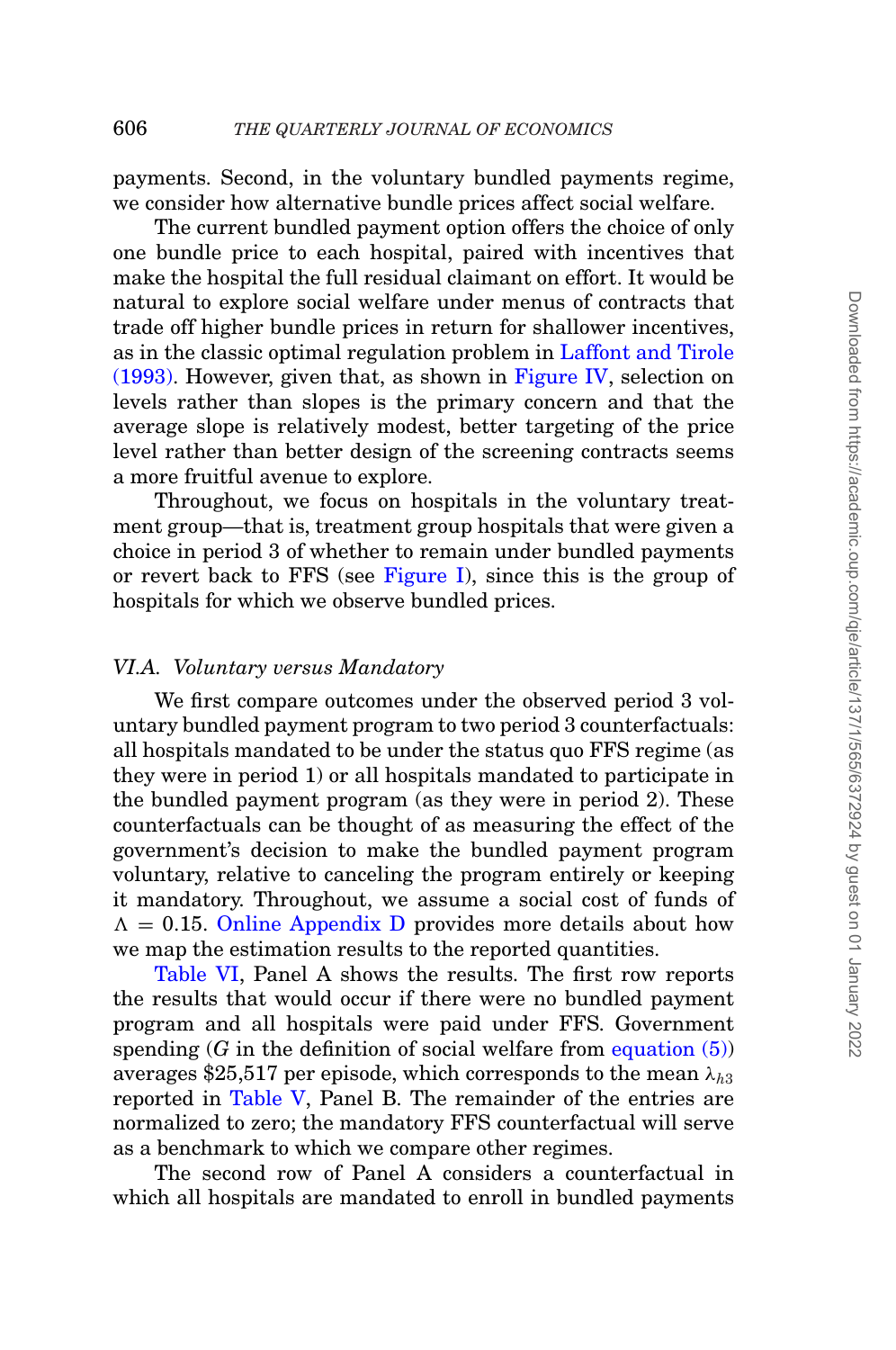payments. Second, in the voluntary bundled payments regime, we consider how alternative bundle prices affect social welfare.

The current bundled payment option offers the choice of only one bundle price to each hospital, paired with incentives that make the hospital the full residual claimant on effort. It would be natural to explore social welfare under menus of contracts that trade off higher bundle prices in return for shallower incentives, as in the classic optimal regulation problem in Laffont and Tirole (1993). However, given that, as shown in Figure IV, selection on levels rather than slopes is the primary concern and that the average slope is relatively modest, better targeting of the price level rather than better design of the screening contracts seems a more fruitful avenue to explore.

Throughout, we focus on hospitals in the voluntary treatment group—that is, treatment group hospitals that were given a choice in period 3 of whether to remain under bundled payments or revert back to FFS (see Figure I), since this is the group of hospitals for which we observe bundled prices.

### *VI.A. Voluntary versus Mandatory*

We first compare outcomes under the observed period 3 voluntary bundled payment program to two period 3 counterfactuals: all hospitals mandated to be under the status quo FFS regime (as they were in period 1) or all hospitals mandated to participate in the bundled payment program (as they were in period 2). These counterfactuals can be thought of as measuring the effect of the government's decision to make the bundled payment program voluntary, relative to canceling the program entirely or keeping it mandatory. Throughout, we assume a social cost of funds of $\Lambda = 0.15$. Online Appendix D provides more details about how we map the estimation results to the reported quantities.

Table VI, Panel A shows the results. The first row reports the results that would occur if there were no bundled payment program and all hospitals were paid under FFS. Government spending ($G$ in the definition of social welfare from equation (5)) averages \$25,517 per episode, which corresponds to the mean $\lambda_{h3}$ reported in Table V, Panel B. The remainder of the entries are normalized to zero; the mandatory FFS counterfactual will serve as a benchmark to which we compare other regimes.

The second row of Panel A considers a counterfactual in which all hospitals are mandated to enroll in bundled payments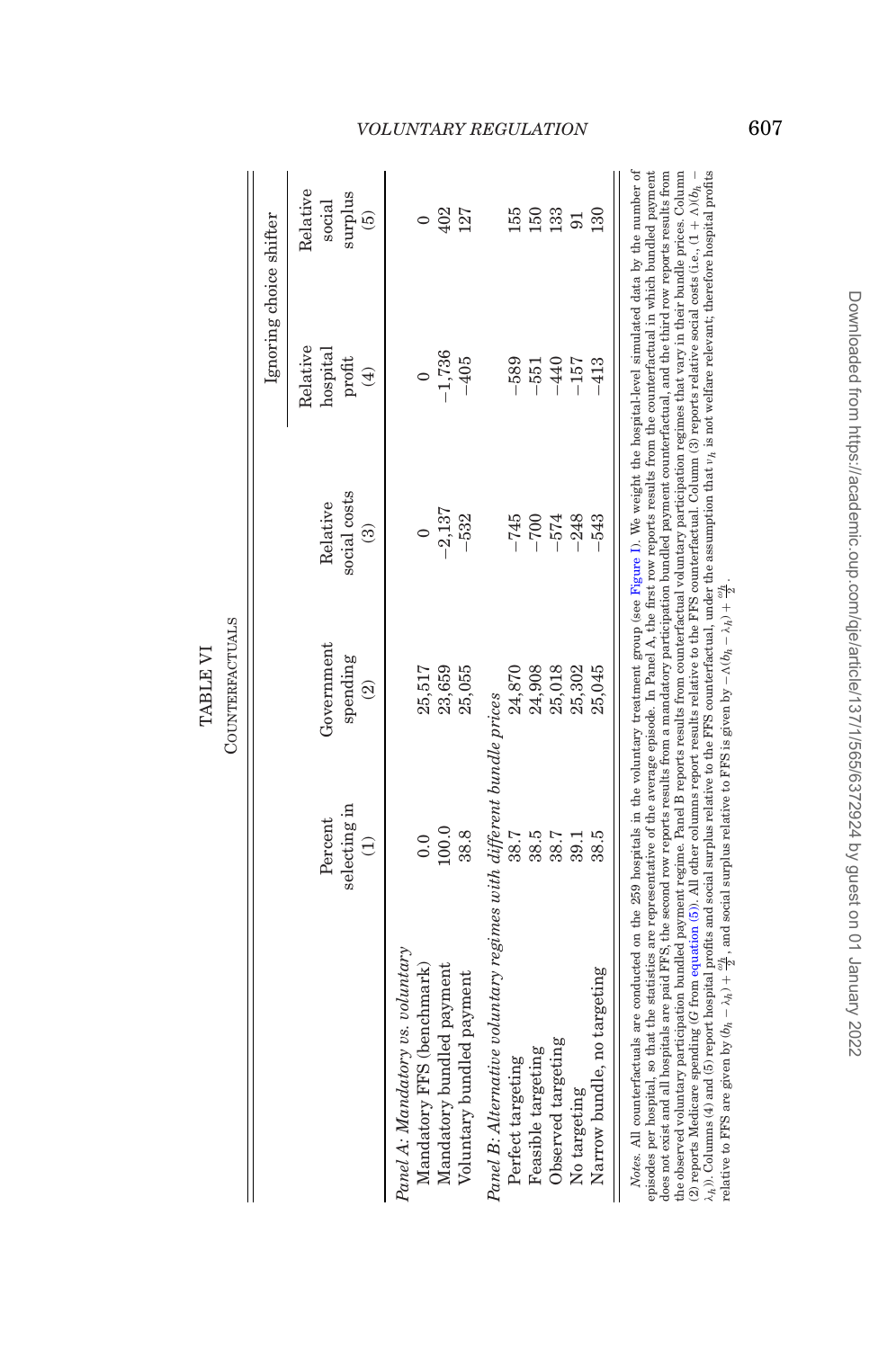TABLE VI

COUNTERFACTUALS

| | Percent selecting in (1) | Government spending (2) | Relative social costs (3) | Ignoring choice shifter | |
|---|---|---|---|---|---|
| | | | | Relative hospital profit (4) | Relative social surplus (5) |
| *Panel A: Mandatory vs. voluntary* | | | | | |
| Mandatory FFS (benchmark) | 0.0 | 25,517 | 0 | 0 | 0 |
| Mandatory bundled payment | 100.0 | 23,659 | −2,137 | −1,736 | 402 |
| Voluntary bundled payment | 38.8 | 25,055 | −532 | −405 | 127 |
| *Panel B: Alternative voluntary regimes with different bundle prices* | | | | | |
| Perfect targeting | 38.7 | 24,870 | −745 | −589 | 155 |
| Feasible targeting | 38.5 | 24,908 | −700 | −551 | 150 |
| Observed targeting | 38.7 | 25,018 | −574 | −440 | 133 |
| No targeting | 39.1 | 25,302 | −248 | −157 | 91 |
| Narrow bundle, no targeting | 38.5 | 25,045 | −543 | −413 | 130 |

*Notes.* All counterfactuals are conducted on the 259 hospitals in the voluntary treatment group (see Figure I). We weight the hospital-level simulated data by the number of episodes per hospital, so that the statistics are representative of the average episode. In Panel A, the first row reports results from the counterfactual in which bundled payment does not exist and all hospitals are paid FFS, the second row reports results from a mandatory participation bundled payment counterfactual, and the third row reports results from the observed voluntary participation bundled payment regime. Panel B reports results from counterfactual voluntary participation regimes that vary in their bundle prices. Column (2) reports Medicare spending ($G$ from equation (5)). All other columns report results relative to the FFS counterfactual. Column (3) reports relative social costs (i.e., $(1+\Lambda)(b_h - \lambda_h)$). Columns (4) and (5) report hospital profits and social surplus relative to the FFS counterfactual, under the assumption that $\nu_h$ is not welfare relevant; therefore hospital profits relative to FFS are given by $(b_h - \lambda_h) + \frac{\omega_h}{2}$, and social surplus relative to FFS is given by $-\Lambda(b_h - \lambda_h) + \frac{\omega_h}{2}$.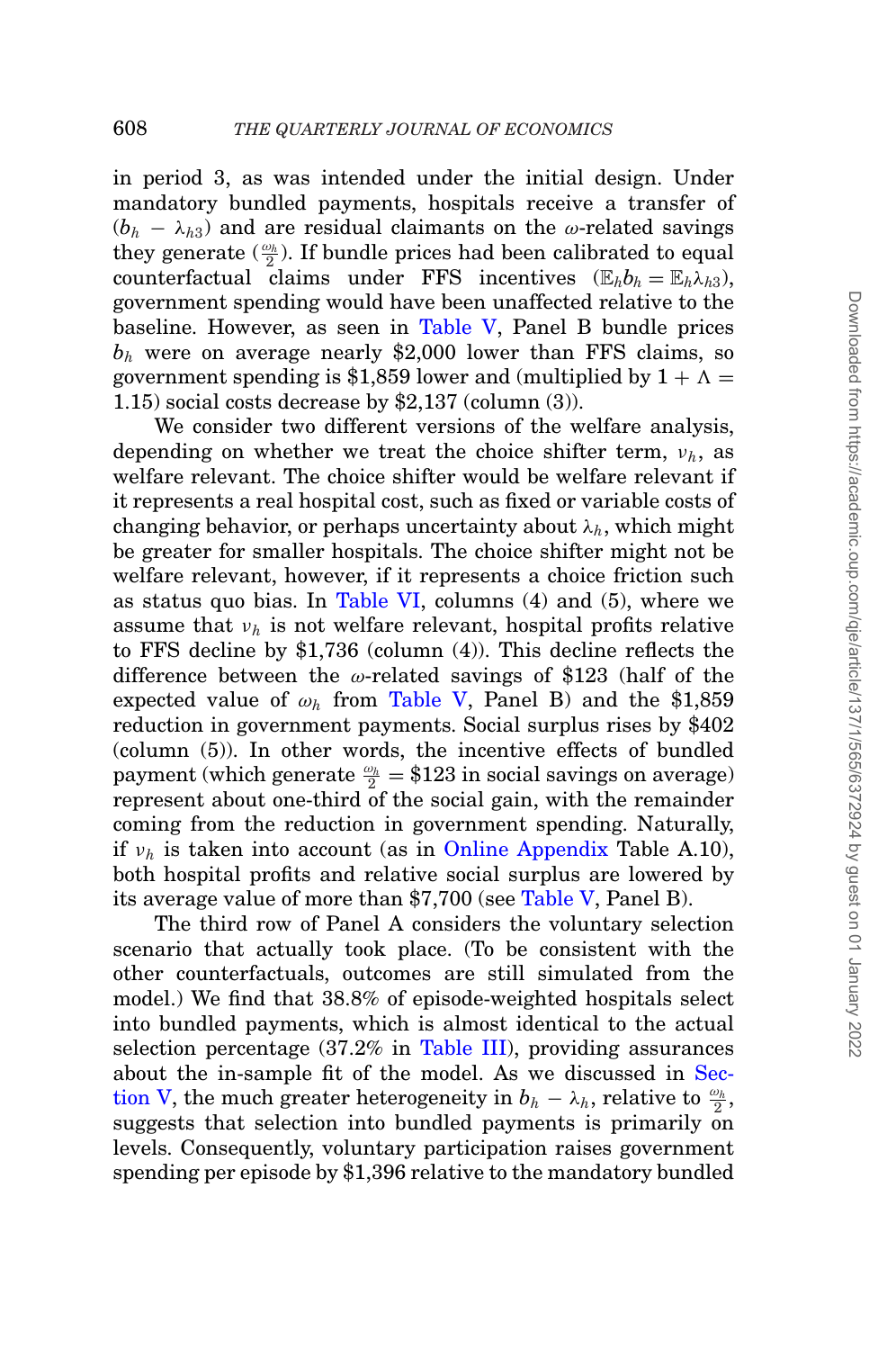in period 3, as was intended under the initial design. Under mandatory bundled payments, hospitals receive a transfer of $(b_h - \lambda_{h3})$ and are residual claimants on the $\omega$-related savings they generate $(\frac{\omega_h}{2})$. If bundle prices had been calibrated to equal counterfactual claims under FFS incentives $(\mathbb{E}_h b_h = \mathbb{E}_h \lambda_{h3})$, government spending would have been unaffected relative to the baseline. However, as seen in Table V, Panel B bundle prices $b_h$ were on average nearly \$2,000 lower than FFS claims, so government spending is \$1,859 lower and (multiplied by $1 + \Lambda = 1.15$) social costs decrease by \$2,137 (column (3)).

We consider two different versions of the welfare analysis, depending on whether we treat the choice shifter term, $\nu_h$, as welfare relevant. The choice shifter would be welfare relevant if it represents a real hospital cost, such as fixed or variable costs of changing behavior, or perhaps uncertainty about $\lambda_h$, which might be greater for smaller hospitals. The choice shifter might not be welfare relevant, however, if it represents a choice friction such as status quo bias. In Table VI, columns (4) and (5), where we assume that $\nu_h$ is not welfare relevant, hospital profits relative to FFS decline by \$1,736 (column (4)). This decline reflects the difference between the $\omega$-related savings of \$123 (half of the expected value of $\omega_h$ from Table V, Panel B) and the \$1,859 reduction in government payments. Social surplus rises by \$402 (column (5)). In other words, the incentive effects of bundled payment (which generate $\frac{\omega_h}{2} =$ \$123 in social savings on average) represent about one-third of the social gain, with the remainder coming from the reduction in government spending. Naturally, if $\nu_h$ is taken into account (as in Online Appendix Table A.10), both hospital profits and relative social surplus are lowered by its average value of more than \$7,700 (see Table V, Panel B).

The third row of Panel A considers the voluntary selection scenario that actually took place. (To be consistent with the other counterfactuals, outcomes are still simulated from the model.) We find that 38.8% of episode-weighted hospitals select into bundled payments, which is almost identical to the actual selection percentage (37.2% in Table III), providing assurances about the in-sample fit of the model. As we discussed in Section V, the much greater heterogeneity in $b_h - \lambda_h$, relative to $\frac{\omega_h}{2}$, suggests that selection into bundled payments is primarily on levels. Consequently, voluntary participation raises government spending per episode by \$1,396 relative to the mandatory bundled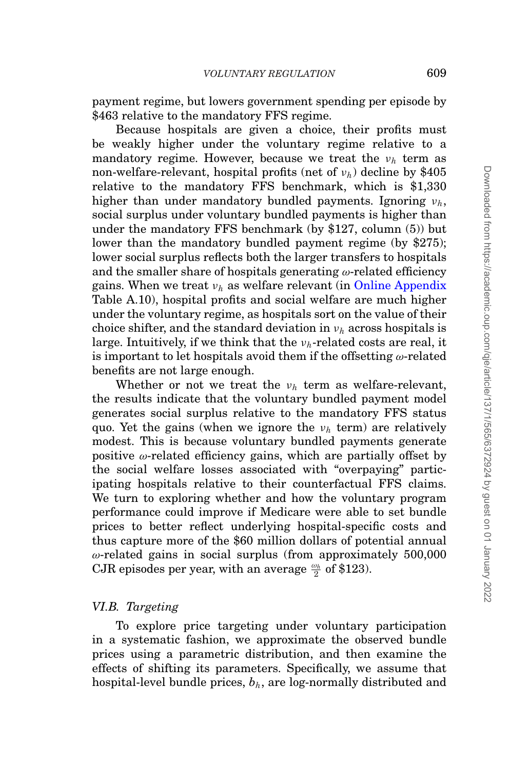payment regime, but lowers government spending per episode by \$463 relative to the mandatory FFS regime.

Because hospitals are given a choice, their profits must be weakly higher under the voluntary regime relative to a mandatory regime. However, because we treat the $\nu_h$ term as non-welfare-relevant, hospital profits (net of $\nu_h$) decline by \$405 relative to the mandatory FFS benchmark, which is \$1,330 higher than under mandatory bundled payments. Ignoring $\nu_h$, social surplus under voluntary bundled payments is higher than under the mandatory FFS benchmark (by \$127, column (5)) but lower than the mandatory bundled payment regime (by \$275); lower social surplus reflects both the larger transfers to hospitals and the smaller share of hospitals generating $\omega$-related efficiency gains. When we treat $\nu_h$ as welfare relevant (in Online Appendix Table A.10), hospital profits and social welfare are much higher under the voluntary regime, as hospitals sort on the value of their choice shifter, and the standard deviation in $\nu_h$ across hospitals is large. Intuitively, if we think that the $\nu_h$-related costs are real, it is important to let hospitals avoid them if the offsetting $\omega$-related benefits are not large enough.

Whether or not we treat the $\nu_h$ term as welfare-relevant, the results indicate that the voluntary bundled payment model generates social surplus relative to the mandatory FFS status quo. Yet the gains (when we ignore the $\nu_h$ term) are relatively modest. This is because voluntary bundled payments generate positive $\omega$-related efficiency gains, which are partially offset by the social welfare losses associated with "overpaying" participating hospitals relative to their counterfactual FFS claims. We turn to exploring whether and how the voluntary program performance could improve if Medicare were able to set bundle prices to better reflect underlying hospital-specific costs and thus capture more of the \$60 million dollars of potential annual $\omega$-related gains in social surplus (from approximately 500,000 CJR episodes per year, with an average $\frac{\omega_h}{2}$ of \$123).

### *VI.B. Targeting*

To explore price targeting under voluntary participation in a systematic fashion, we approximate the observed bundle prices using a parametric distribution, and then examine the effects of shifting its parameters. Specifically, we assume that hospital-level bundle prices, $b_h$, are log-normally distributed and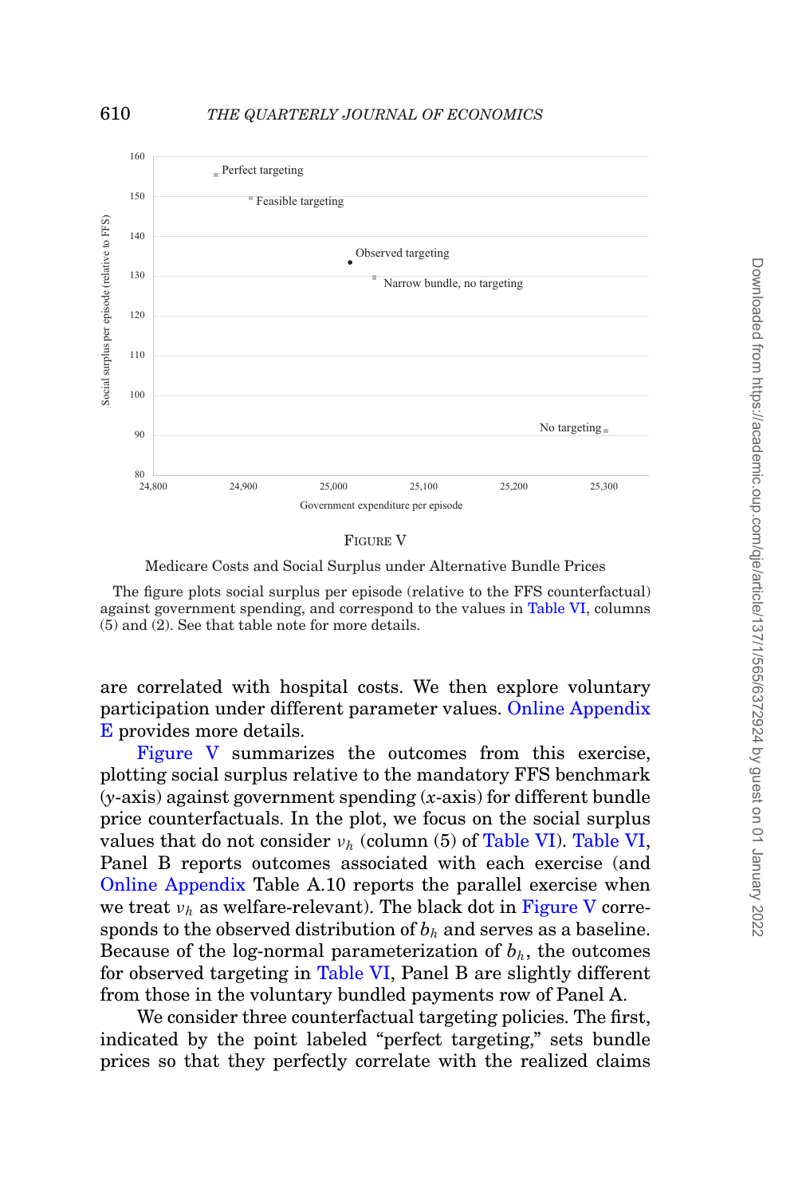FIGURE V

Medicare Costs and Social Surplus under Alternative Bundle Prices

The figure plots social surplus per episode (relative to the FFS counterfactual) against government spending, and correspond to the values in Table VI, columns (5) and (2). See that table note for more details.

are correlated with hospital costs. We then explore voluntary participation under different parameter values. Online Appendix E provides more details.

Figure V summarizes the outcomes from this exercise, plotting social surplus relative to the mandatory FFS benchmark ($y$-axis) against government spending ($x$-axis) for different bundle price counterfactuals. In the plot, we focus on the social surplus values that do not consider $v_h$ (column (5) of Table VI). Table VI, Panel B reports outcomes associated with each exercise (and Online Appendix Table A.10 reports the parallel exercise when we treat $v_h$ as welfare-relevant). The black dot in Figure V corresponds to the observed distribution of $b_h$ and serves as a baseline. Because of the log-normal parameterization of $b_h$, the outcomes for observed targeting in Table VI, Panel B are slightly different from those in the voluntary bundled payments row of Panel A.

We consider three counterfactual targeting policies. The first, indicated by the point labeled "perfect targeting," sets bundle prices so that they perfectly correlate with the realized claims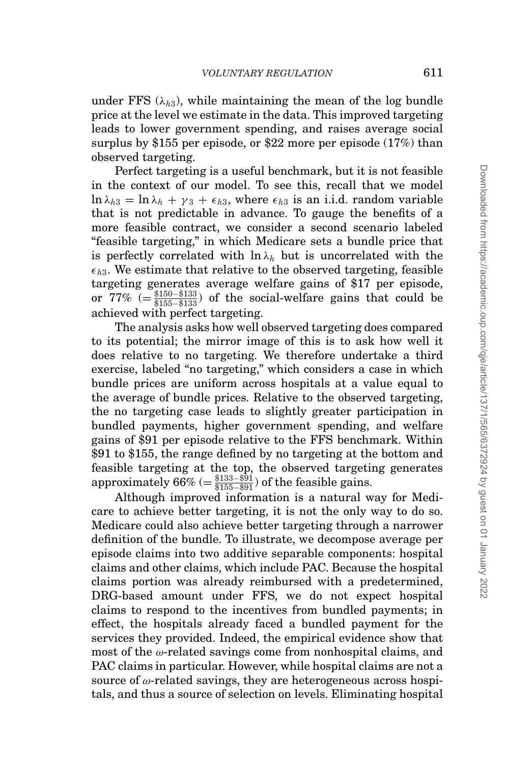under FFS ($\lambda_{h3}$), while maintaining the mean of the log bundle price at the level we estimate in the data. This improved targeting leads to lower government spending, and raises average social surplus by \$155 per episode, or \$22 more per episode (17%) than observed targeting.

Perfect targeting is a useful benchmark, but it is not feasible in the context of our model. To see this, recall that we model $\ln \lambda_{h3} = \ln \lambda_h + \gamma_3 + \epsilon_{h3}$, where $\epsilon_{h3}$ is an i.i.d. random variable that is not predictable in advance. To gauge the benefits of a more feasible contract, we consider a second scenario labeled "feasible targeting," in which Medicare sets a bundle price that is perfectly correlated with $\ln \lambda_h$ but is uncorrelated with the $\epsilon_{h3}$. We estimate that relative to the observed targeting, feasible targeting generates average welfare gains of \$17 per episode, or 77% ($= \frac{\$150-\$133}{\$155-\$133}$) of the social-welfare gains that could be achieved with perfect targeting.

The analysis asks how well observed targeting does compared to its potential; the mirror image of this is to ask how well it does relative to no targeting. We therefore undertake a third exercise, labeled "no targeting," which considers a case in which bundle prices are uniform across hospitals at a value equal to the average of bundle prices. Relative to the observed targeting, the no targeting case leads to slightly greater participation in bundled payments, higher government spending, and welfare gains of \$91 per episode relative to the FFS benchmark. Within \$91 to \$155, the range defined by no targeting at the bottom and feasible targeting at the top, the observed targeting generates approximately 66% ($= \frac{\$133-\$91}{\$155-\$91}$) of the feasible gains.

Although improved information is a natural way for Medicare to achieve better targeting, it is not the only way to do so. Medicare could also achieve better targeting through a narrower definition of the bundle. To illustrate, we decompose average per episode claims into two additive separable components: hospital claims and other claims, which include PAC. Because the hospital claims portion was already reimbursed with a predetermined, DRG-based amount under FFS, we do not expect hospital claims to respond to the incentives from bundled payments; in effect, the hospitals already faced a bundled payment for the services they provided. Indeed, the empirical evidence show that most of the $\omega$-related savings come from nonhospital claims, and PAC claims in particular. However, while hospital claims are not a source of $\omega$-related savings, they are heterogeneous across hospitals, and thus a source of selection on levels. Eliminating hospital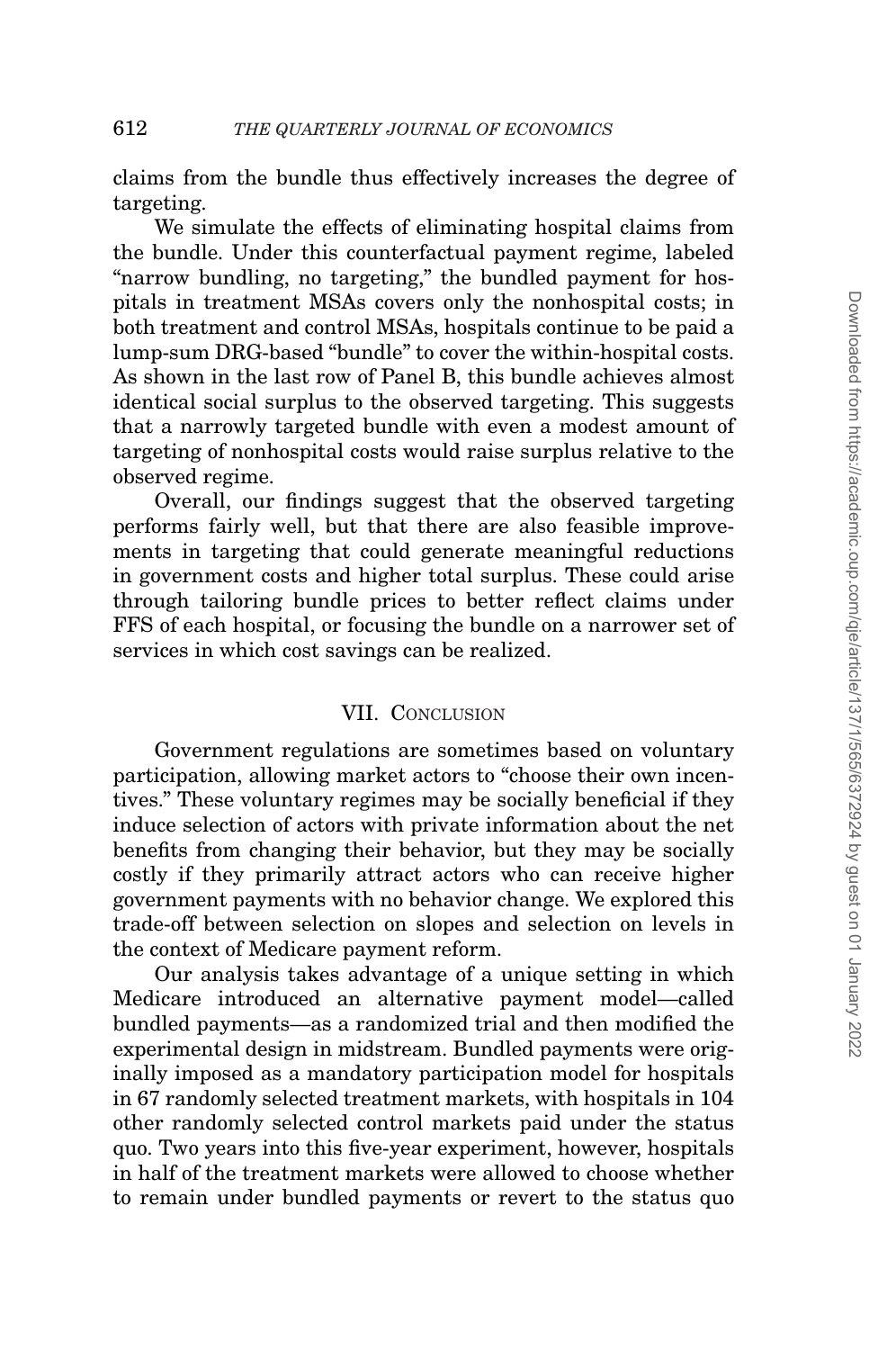claims from the bundle thus effectively increases the degree of targeting.

We simulate the effects of eliminating hospital claims from the bundle. Under this counterfactual payment regime, labeled "narrow bundling, no targeting," the bundled payment for hospitals in treatment MSAs covers only the nonhospital costs; in both treatment and control MSAs, hospitals continue to be paid a lump-sum DRG-based "bundle" to cover the within-hospital costs. As shown in the last row of Panel B, this bundle achieves almost identical social surplus to the observed targeting. This suggests that a narrowly targeted bundle with even a modest amount of targeting of nonhospital costs would raise surplus relative to the observed regime.

Overall, our findings suggest that the observed targeting performs fairly well, but that there are also feasible improvements in targeting that could generate meaningful reductions in government costs and higher total surplus. These could arise through tailoring bundle prices to better reflect claims under FFS of each hospital, or focusing the bundle on a narrower set of services in which cost savings can be realized.

## VII. Conclusion

Government regulations are sometimes based on voluntary participation, allowing market actors to "choose their own incentives." These voluntary regimes may be socially beneficial if they induce selection of actors with private information about the net benefits from changing their behavior, but they may be socially costly if they primarily attract actors who can receive higher government payments with no behavior change. We explored this trade-off between selection on slopes and selection on levels in the context of Medicare payment reform.

Our analysis takes advantage of a unique setting in which Medicare introduced an alternative payment model—called bundled payments—as a randomized trial and then modified the experimental design in midstream. Bundled payments were originally imposed as a mandatory participation model for hospitals in 67 randomly selected treatment markets, with hospitals in 104 other randomly selected control markets paid under the status quo. Two years into this five-year experiment, however, hospitals in half of the treatment markets were allowed to choose whether to remain under bundled payments or revert to the status quo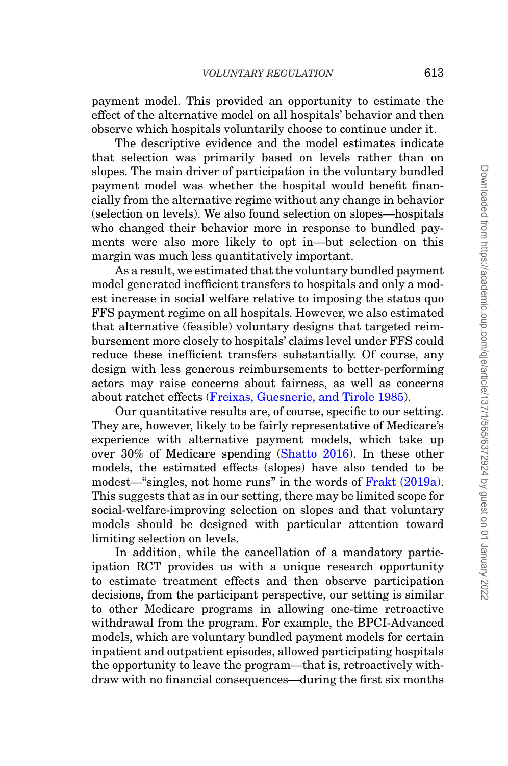payment model. This provided an opportunity to estimate the effect of the alternative model on all hospitals' behavior and then observe which hospitals voluntarily choose to continue under it.

The descriptive evidence and the model estimates indicate that selection was primarily based on levels rather than on slopes. The main driver of participation in the voluntary bundled payment model was whether the hospital would benefit financially from the alternative regime without any change in behavior (selection on levels). We also found selection on slopes—hospitals who changed their behavior more in response to bundled payments were also more likely to opt in—but selection on this margin was much less quantitatively important.

As a result, we estimated that the voluntary bundled payment model generated inefficient transfers to hospitals and only a modest increase in social welfare relative to imposing the status quo FFS payment regime on all hospitals. However, we also estimated that alternative (feasible) voluntary designs that targeted reimbursement more closely to hospitals' claims level under FFS could reduce these inefficient transfers substantially. Of course, any design with less generous reimbursements to better-performing actors may raise concerns about fairness, as well as concerns about ratchet effects (Freixas, Guesnerie, and Tirole 1985).

Our quantitative results are, of course, specific to our setting. They are, however, likely to be fairly representative of Medicare's experience with alternative payment models, which take up over 30% of Medicare spending (Shatto 2016). In these other models, the estimated effects (slopes) have also tended to be modest—"singles, not home runs" in the words of Frakt (2019a). This suggests that as in our setting, there may be limited scope for social-welfare-improving selection on slopes and that voluntary models should be designed with particular attention toward limiting selection on levels.

In addition, while the cancellation of a mandatory participation RCT provides us with a unique research opportunity to estimate treatment effects and then observe participation decisions, from the participant perspective, our setting is similar to other Medicare programs in allowing one-time retroactive withdrawal from the program. For example, the BPCI-Advanced models, which are voluntary bundled payment models for certain inpatient and outpatient episodes, allowed participating hospitals the opportunity to leave the program—that is, retroactively withdraw with no financial consequences—during the first six months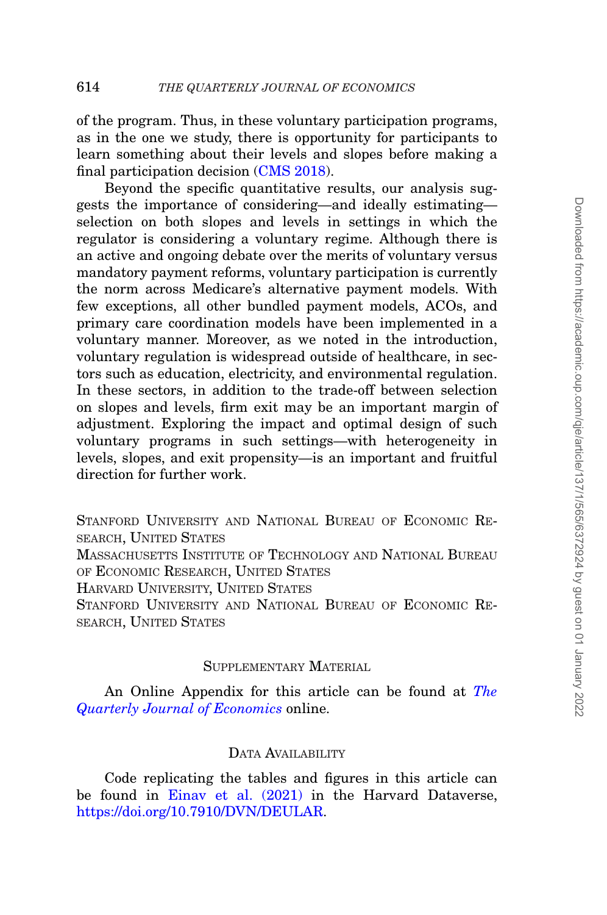of the program. Thus, in these voluntary participation programs, as in the one we study, there is opportunity for participants to learn something about their levels and slopes before making a final participation decision (CMS 2018).

Beyond the specific quantitative results, our analysis suggests the importance of considering—and ideally estimating—selection on both slopes and levels in settings in which the regulator is considering a voluntary regime. Although there is an active and ongoing debate over the merits of voluntary versus mandatory payment reforms, voluntary participation is currently the norm across Medicare's alternative payment models. With few exceptions, all other bundled payment models, ACOs, and primary care coordination models have been implemented in a voluntary manner. Moreover, as we noted in the introduction, voluntary regulation is widespread outside of healthcare, in sectors such as education, electricity, and environmental regulation. In these sectors, in addition to the trade-off between selection on slopes and levels, firm exit may be an important margin of adjustment. Exploring the impact and optimal design of such voluntary programs in such settings—with heterogeneity in levels, slopes, and exit propensity—is an important and fruitful direction for further work.

Stanford University and National Bureau of Economic Research, United States

Massachusetts Institute of Technology and National Bureau of Economic Research, United States

Harvard University, United States

Stanford University and National Bureau of Economic Research, United States

## Supplementary Material

An Online Appendix for this article can be found at *The Quarterly Journal of Economics* online.

## Data Availability

Code replicating the tables and figures in this article can be found in Einav et al. (2021) in the Harvard Dataverse, https://doi.org/10.7910/DVN/DEULAR.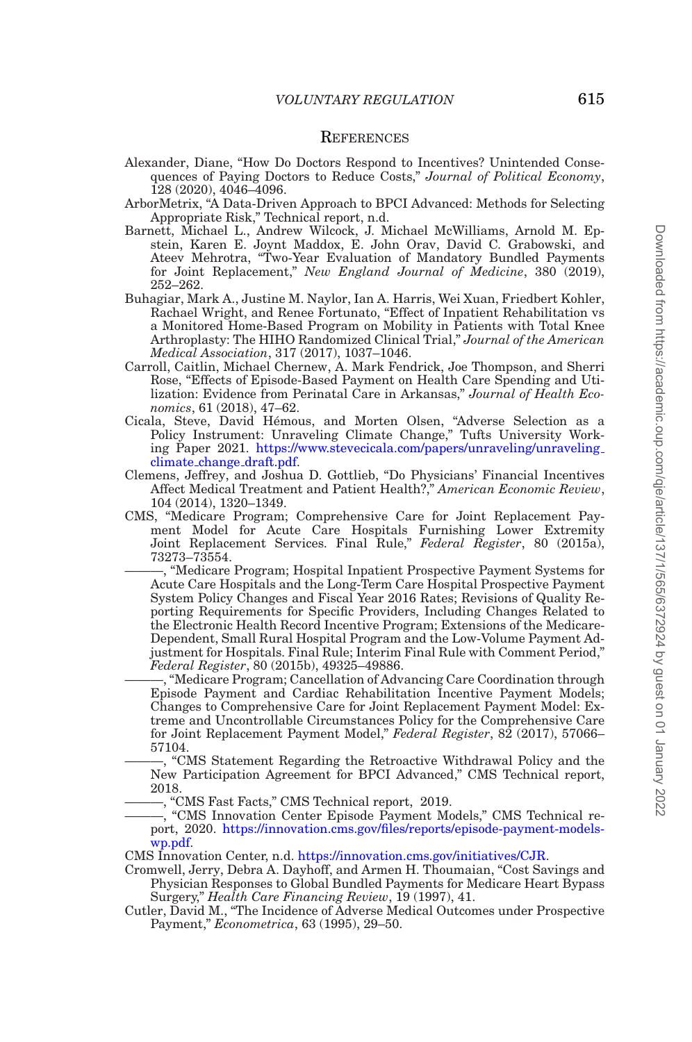## References

Alexander, Diane, "How Do Doctors Respond to Incentives? Unintended Consequences of Paying Doctors to Reduce Costs," *Journal of Political Economy*, 128 (2020), 4046–4096.

ArborMetrix, "A Data-Driven Approach to BPCI Advanced: Methods for Selecting Appropriate Risk," Technical report, n.d.

Barnett, Michael L., Andrew Wilcock, J. Michael McWilliams, Arnold M. Epstein, Karen E. Joynt Maddox, E. John Orav, David C. Grabowski, and Ateev Mehrotra, "Two-Year Evaluation of Mandatory Bundled Payments for Joint Replacement," *New England Journal of Medicine*, 380 (2019), 252–262.

Buhagiar, Mark A., Justine M. Naylor, Ian A. Harris, Wei Xuan, Friedbert Kohler, Rachael Wright, and Renee Fortunato, "Effect of Inpatient Rehabilitation vs a Monitored Home-Based Program on Mobility in Patients with Total Knee Arthroplasty: The HIHO Randomized Clinical Trial," *Journal of the American Medical Association*, 317 (2017), 1037–1046.

Carroll, Caitlin, Michael Chernew, A. Mark Fendrick, Joe Thompson, and Sherri Rose, "Effects of Episode-Based Payment on Health Care Spending and Utilization: Evidence from Perinatal Care in Arkansas," *Journal of Health Economics*, 61 (2018), 47–62.

Cicala, Steve, David Hémous, and Morten Olsen, "Adverse Selection as a Policy Instrument: Unraveling Climate Change," Tufts University Working Paper 2021. https://www.stevecicala.com/papers/unraveling/unraveling_climate_change_draft.pdf.

Clemens, Jeffrey, and Joshua D. Gottlieb, "Do Physicians' Financial Incentives Affect Medical Treatment and Patient Health?," *American Economic Review*, 104 (2014), 1320–1349.

CMS, "Medicare Program; Comprehensive Care for Joint Replacement Payment Model for Acute Care Hospitals Furnishing Lower Extremity Joint Replacement Services. Final Rule," *Federal Register*, 80 (2015a), 73273–73554.

———, "Medicare Program; Hospital Inpatient Prospective Payment Systems for Acute Care Hospitals and the Long-Term Care Hospital Prospective Payment System Policy Changes and Fiscal Year 2016 Rates; Revisions of Quality Reporting Requirements for Specific Providers, Including Changes Related to the Electronic Health Record Incentive Program; Extensions of the Medicare-Dependent, Small Rural Hospital Program and the Low-Volume Payment Adjustment for Hospitals. Final Rule; Interim Final Rule with Comment Period," *Federal Register*, 80 (2015b), 49325–49886.

———, "Medicare Program; Cancellation of Advancing Care Coordination through Episode Payment and Cardiac Rehabilitation Incentive Payment Models; Changes to Comprehensive Care for Joint Replacement Payment Model: Extreme and Uncontrollable Circumstances Policy for the Comprehensive Care for Joint Replacement Payment Model," *Federal Register*, 82 (2017), 57066–57104.

———, "CMS Statement Regarding the Retroactive Withdrawal Policy and the New Participation Agreement for BPCI Advanced," CMS Technical report, 2018.

———, "CMS Fast Facts," CMS Technical report, 2019.

———, "CMS Innovation Center Episode Payment Models," CMS Technical report, 2020. https://innovation.cms.gov/files/reports/episode-payment-models-wp.pdf.

CMS Innovation Center, n.d. https://innovation.cms.gov/initiatives/CJR.

Cromwell, Jerry, Debra A. Dayhoff, and Armen H. Thoumaian, "Cost Savings and Physician Responses to Global Bundled Payments for Medicare Heart Bypass Surgery," *Health Care Financing Review*, 19 (1997), 41.

Cutler, David M., "The Incidence of Adverse Medical Outcomes under Prospective Payment," *Econometrica*, 63 (1995), 29–50.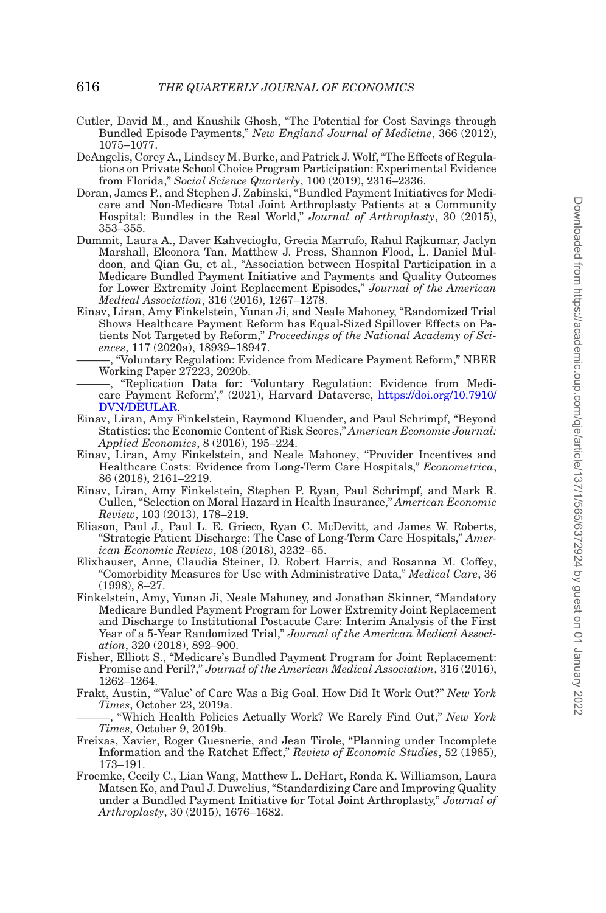Cutler, David M., and Kaushik Ghosh, "The Potential for Cost Savings through Bundled Episode Payments," *New England Journal of Medicine*, 366 (2012), 1075–1077.

DeAngelis, Corey A., Lindsey M. Burke, and Patrick J. Wolf, "The Effects of Regulations on Private School Choice Program Participation: Experimental Evidence from Florida," *Social Science Quarterly*, 100 (2019), 2316–2336.

Doran, James P., and Stephen J. Zabinski, "Bundled Payment Initiatives for Medicare and Non-Medicare Total Joint Arthroplasty Patients at a Community Hospital: Bundles in the Real World," *Journal of Arthroplasty*, 30 (2015), 353–355.

Dummit, Laura A., Daver Kahvecioglu, Grecia Marrufo, Rahul Rajkumar, Jaclyn Marshall, Eleonora Tan, Matthew J. Press, Shannon Flood, L. Daniel Muldoon, and Qian Gu, et al., "Association between Hospital Participation in a Medicare Bundled Payment Initiative and Payments and Quality Outcomes for Lower Extremity Joint Replacement Episodes," *Journal of the American Medical Association*, 316 (2016), 1267–1278.

Einav, Liran, Amy Finkelstein, Yunan Ji, and Neale Mahoney, "Randomized Trial Shows Healthcare Payment Reform has Equal-Sized Spillover Effects on Patients Not Targeted by Reform," *Proceedings of the National Academy of Sciences*, 117 (2020a), 18939–18947.

———, "Voluntary Regulation: Evidence from Medicare Payment Reform," NBER Working Paper 27223, 2020b.

———, "Replication Data for: 'Voluntary Regulation: Evidence from Medicare Payment Reform'," (2021), Harvard Dataverse, https://doi.org/10.7910/DVN/DEULAR.

Einav, Liran, Amy Finkelstein, Raymond Kluender, and Paul Schrimpf, "Beyond Statistics: the Economic Content of Risk Scores," *American Economic Journal: Applied Economics*, 8 (2016), 195–224.

Einav, Liran, Amy Finkelstein, and Neale Mahoney, "Provider Incentives and Healthcare Costs: Evidence from Long-Term Care Hospitals," *Econometrica*, 86 (2018), 2161–2219.

Einav, Liran, Amy Finkelstein, Stephen P. Ryan, Paul Schrimpf, and Mark R. Cullen, "Selection on Moral Hazard in Health Insurance," *American Economic Review*, 103 (2013), 178–219.

Eliason, Paul J., Paul L. E. Grieco, Ryan C. McDevitt, and James W. Roberts, "Strategic Patient Discharge: The Case of Long-Term Care Hospitals," *American Economic Review*, 108 (2018), 3232–65.

Elixhauser, Anne, Claudia Steiner, D. Robert Harris, and Rosanna M. Coffey, "Comorbidity Measures for Use with Administrative Data," *Medical Care*, 36 (1998), 8–27.

Finkelstein, Amy, Yunan Ji, Neale Mahoney, and Jonathan Skinner, "Mandatory Medicare Bundled Payment Program for Lower Extremity Joint Replacement and Discharge to Institutional Postacute Care: Interim Analysis of the First Year of a 5-Year Randomized Trial," *Journal of the American Medical Association*, 320 (2018), 892–900.

Fisher, Elliott S., "Medicare's Bundled Payment Program for Joint Replacement: Promise and Peril?," *Journal of the American Medical Association*, 316 (2016), 1262–1264.

Frakt, Austin, "'Value' of Care Was a Big Goal. How Did It Work Out?" *New York Times*, October 23, 2019a.

———, "Which Health Policies Actually Work? We Rarely Find Out," *New York Times*, October 9, 2019b.

Freixas, Xavier, Roger Guesnerie, and Jean Tirole, "Planning under Incomplete Information and the Ratchet Effect," *Review of Economic Studies*, 52 (1985), 173–191.

Froemke, Cecily C., Lian Wang, Matthew L. DeHart, Ronda K. Williamson, Laura Matsen Ko, and Paul J. Duwelius, "Standardizing Care and Improving Quality under a Bundled Payment Initiative for Total Joint Arthroplasty," *Journal of Arthroplasty*, 30 (2015), 1676–1682.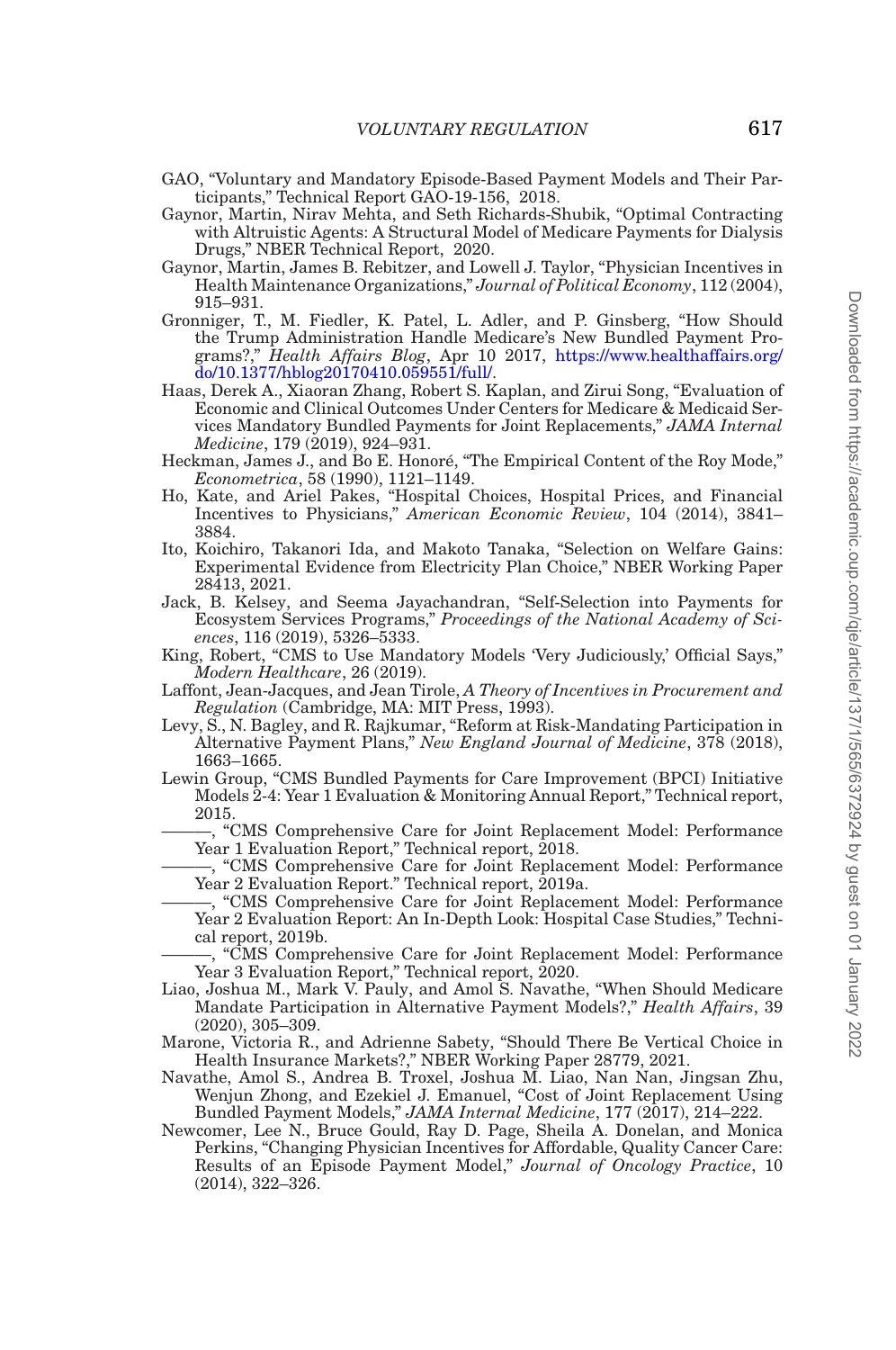GAO, "Voluntary and Mandatory Episode-Based Payment Models and Their Participants," Technical Report GAO-19-156, 2018.

Gaynor, Martin, Nirav Mehta, and Seth Richards-Shubik, "Optimal Contracting with Altruistic Agents: A Structural Model of Medicare Payments for Dialysis Drugs," NBER Technical Report, 2020.

Gaynor, Martin, James B. Rebitzer, and Lowell J. Taylor, "Physician Incentives in Health Maintenance Organizations," *Journal of Political Economy*, 112 (2004), 915–931.

Gronniger, T., M. Fiedler, K. Patel, L. Adler, and P. Ginsberg, "How Should the Trump Administration Handle Medicare's New Bundled Payment Programs?," *Health Affairs Blog*, Apr 10 2017, https://www.healthaffairs.org/do/10.1377/hblog20170410.059551/full/.

Haas, Derek A., Xiaoran Zhang, Robert S. Kaplan, and Zirui Song, "Evaluation of Economic and Clinical Outcomes Under Centers for Medicare & Medicaid Services Mandatory Bundled Payments for Joint Replacements," *JAMA Internal Medicine*, 179 (2019), 924–931.

Heckman, James J., and Bo E. Honoré, "The Empirical Content of the Roy Mode," *Econometrica*, 58 (1990), 1121–1149.

Ho, Kate, and Ariel Pakes, "Hospital Choices, Hospital Prices, and Financial Incentives to Physicians," *American Economic Review*, 104 (2014), 3841–3884.

Ito, Koichiro, Takanori Ida, and Makoto Tanaka, "Selection on Welfare Gains: Experimental Evidence from Electricity Plan Choice," NBER Working Paper 28413, 2021.

Jack, B. Kelsey, and Seema Jayachandran, "Self-Selection into Payments for Ecosystem Services Programs," *Proceedings of the National Academy of Sciences*, 116 (2019), 5326–5333.

King, Robert, "CMS to Use Mandatory Models 'Very Judiciously,' Official Says," *Modern Healthcare*, 26 (2019).

Laffont, Jean-Jacques, and Jean Tirole, *A Theory of Incentives in Procurement and Regulation* (Cambridge, MA: MIT Press, 1993).

Levy, S., N. Bagley, and R. Rajkumar, "Reform at Risk-Mandating Participation in Alternative Payment Plans," *New England Journal of Medicine*, 378 (2018), 1663–1665.

Lewin Group, "CMS Bundled Payments for Care Improvement (BPCI) Initiative Models 2-4: Year 1 Evaluation & Monitoring Annual Report," Technical report, 2015.

———, "CMS Comprehensive Care for Joint Replacement Model: Performance Year 1 Evaluation Report," Technical report, 2018.

———, "CMS Comprehensive Care for Joint Replacement Model: Performance Year 2 Evaluation Report." Technical report, 2019a.

———, "CMS Comprehensive Care for Joint Replacement Model: Performance Year 2 Evaluation Report: An In-Depth Look: Hospital Case Studies," Technical report, 2019b.

———, "CMS Comprehensive Care for Joint Replacement Model: Performance Year 3 Evaluation Report," Technical report, 2020.

Liao, Joshua M., Mark V. Pauly, and Amol S. Navathe, "When Should Medicare Mandate Participation in Alternative Payment Models?," *Health Affairs*, 39 (2020), 305–309.

Marone, Victoria R., and Adrienne Sabety, "Should There Be Vertical Choice in Health Insurance Markets?," NBER Working Paper 28779, 2021.

Navathe, Amol S., Andrea B. Troxel, Joshua M. Liao, Nan Nan, Jingsan Zhu, Wenjun Zhong, and Ezekiel J. Emanuel, "Cost of Joint Replacement Using Bundled Payment Models," *JAMA Internal Medicine*, 177 (2017), 214–222.

Newcomer, Lee N., Bruce Gould, Ray D. Page, Sheila A. Donelan, and Monica Perkins, "Changing Physician Incentives for Affordable, Quality Cancer Care: Results of an Episode Payment Model," *Journal of Oncology Practice*, 10 (2014), 322–326.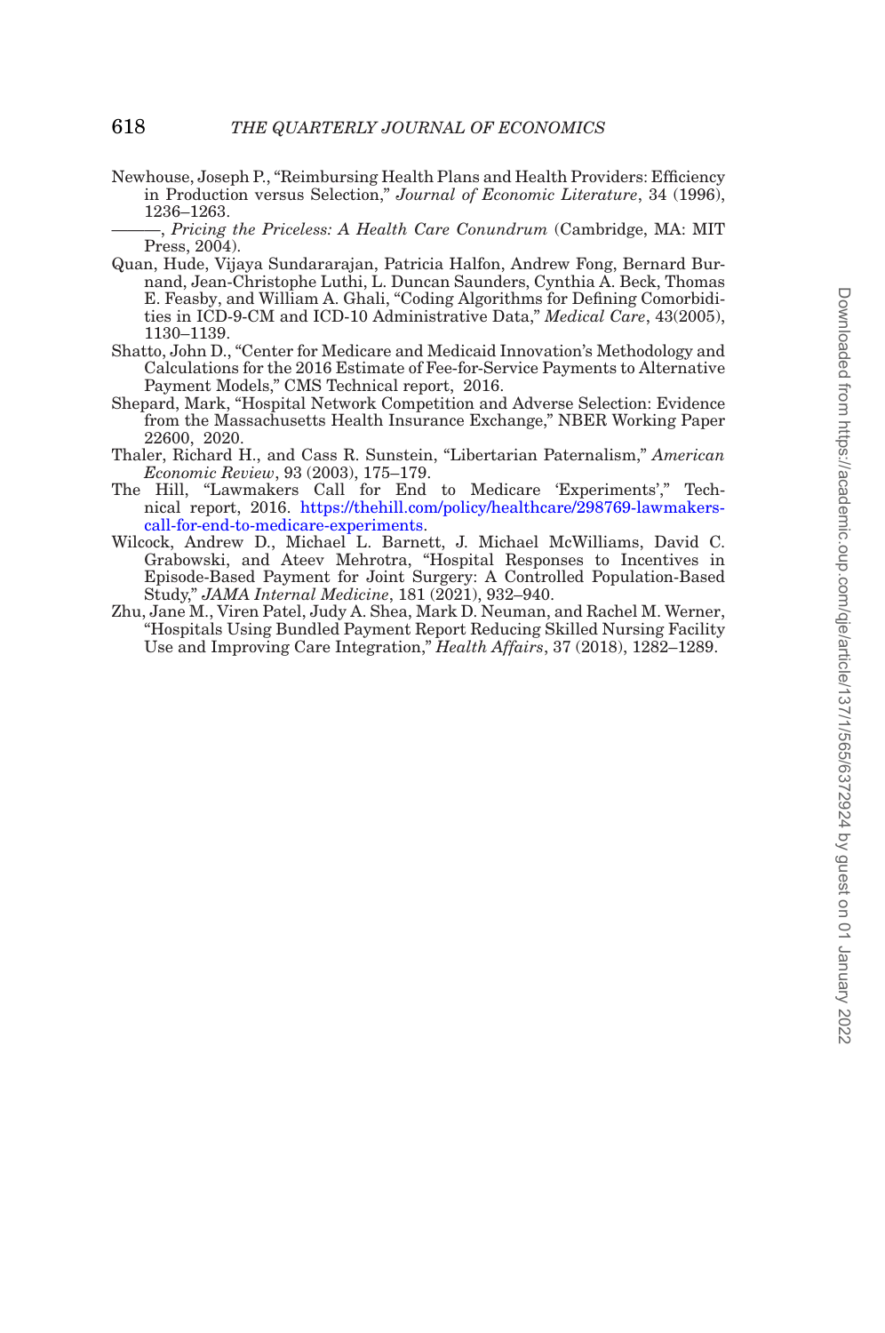Newhouse, Joseph P., "Reimbursing Health Plans and Health Providers: Efficiency in Production versus Selection," *Journal of Economic Literature*, 34 (1996), 1236–1263.

———, *Pricing the Priceless: A Health Care Conundrum* (Cambridge, MA: MIT Press, 2004).

Quan, Hude, Vijaya Sundararajan, Patricia Halfon, Andrew Fong, Bernard Burnand, Jean-Christophe Luthi, L. Duncan Saunders, Cynthia A. Beck, Thomas E. Feasby, and William A. Ghali, "Coding Algorithms for Defining Comorbidities in ICD-9-CM and ICD-10 Administrative Data," *Medical Care*, 43(2005), 1130–1139.

Shatto, John D., "Center for Medicare and Medicaid Innovation's Methodology and Calculations for the 2016 Estimate of Fee-for-Service Payments to Alternative Payment Models," CMS Technical report, 2016.

Shepard, Mark, "Hospital Network Competition and Adverse Selection: Evidence from the Massachusetts Health Insurance Exchange," NBER Working Paper 22600, 2020.

Thaler, Richard H., and Cass R. Sunstein, "Libertarian Paternalism," *American Economic Review*, 93 (2003), 175–179.

The Hill, "Lawmakers Call for End to Medicare 'Experiments'," Technical report, 2016. https://thehill.com/policy/healthcare/298769-lawmakers-call-for-end-to-medicare-experiments.

Wilcock, Andrew D., Michael L. Barnett, J. Michael McWilliams, David C. Grabowski, and Ateev Mehrotra, "Hospital Responses to Incentives in Episode-Based Payment for Joint Surgery: A Controlled Population-Based Study," *JAMA Internal Medicine*, 181 (2021), 932–940.

Zhu, Jane M., Viren Patel, Judy A. Shea, Mark D. Neuman, and Rachel M. Werner, "Hospitals Using Bundled Payment Report Reducing Skilled Nursing Facility Use and Improving Care Integration," *Health Affairs*, 37 (2018), 1282–1289.